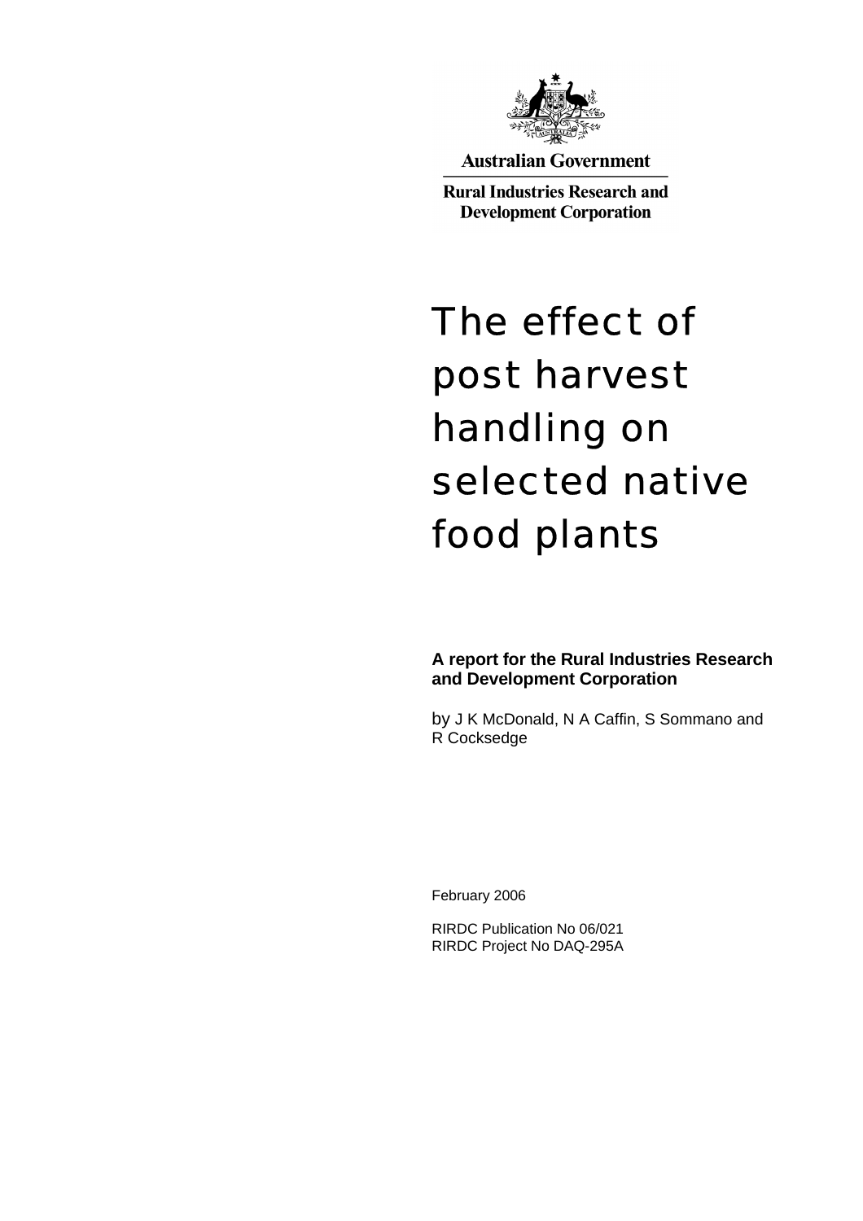Australian Government

Rural Industries Research and Development Corporation

# The effect of post harvest handling on selected native food plants

**A report for the Rural Industries Research and Development Corporation**

by J K McDonald, N A Caffin, S Sommano and R Cocksedge

February 2006

RIRDC Publication No 06/021
RIRDC Project No DAQ-295A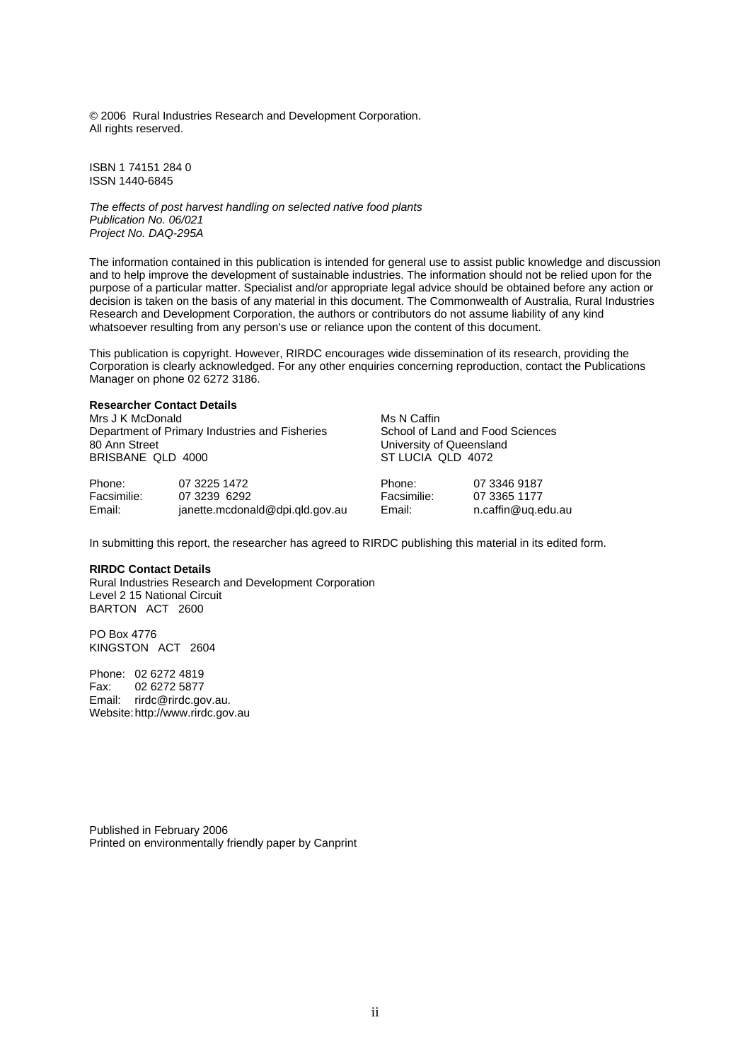© 2006 Rural Industries Research and Development Corporation.
All rights reserved.

ISBN 1 74151 284 0
ISSN 1440-6845

*The effects of post harvest handling on selected native food plants*
*Publication No. 06/021*
*Project No. DAQ-295A*

The information contained in this publication is intended for general use to assist public knowledge and discussion and to help improve the development of sustainable industries. The information should not be relied upon for the purpose of a particular matter. Specialist and/or appropriate legal advice should be obtained before any action or decision is taken on the basis of any material in this document. The Commonwealth of Australia, Rural Industries Research and Development Corporation, the authors or contributors do not assume liability of any kind whatsoever resulting from any person's use or reliance upon the content of this document.

This publication is copyright. However, RIRDC encourages wide dissemination of its research, providing the Corporation is clearly acknowledged. For any other enquiries concerning reproduction, contact the Publications Manager on phone 02 6272 3186.

**Researcher Contact Details**

Mrs J K McDonald
Department of Primary Industries and Fisheries
80 Ann Street
BRISBANE QLD 4000

Phone: 07 3225 1472
Facsimilie: 07 3239 6292
Email: janette.mcdonald@dpi.qld.gov.au

Ms N Caffin
School of Land and Food Sciences
University of Queensland
ST LUCIA QLD 4072

Phone: 07 3346 9187
Facsimilie: 07 3365 1177
Email: n.caffin@uq.edu.au

In submitting this report, the researcher has agreed to RIRDC publishing this material in its edited form.

**RIRDC Contact Details**

Rural Industries Research and Development Corporation
Level 2 15 National Circuit
BARTON ACT 2600

PO Box 4776
KINGSTON ACT 2604

Phone: 02 6272 4819
Fax: 02 6272 5877
Email: rirdc@rirdc.gov.au.
Website: http://www.rirdc.gov.au

Published in February 2006
Printed on environmentally friendly paper by Canprint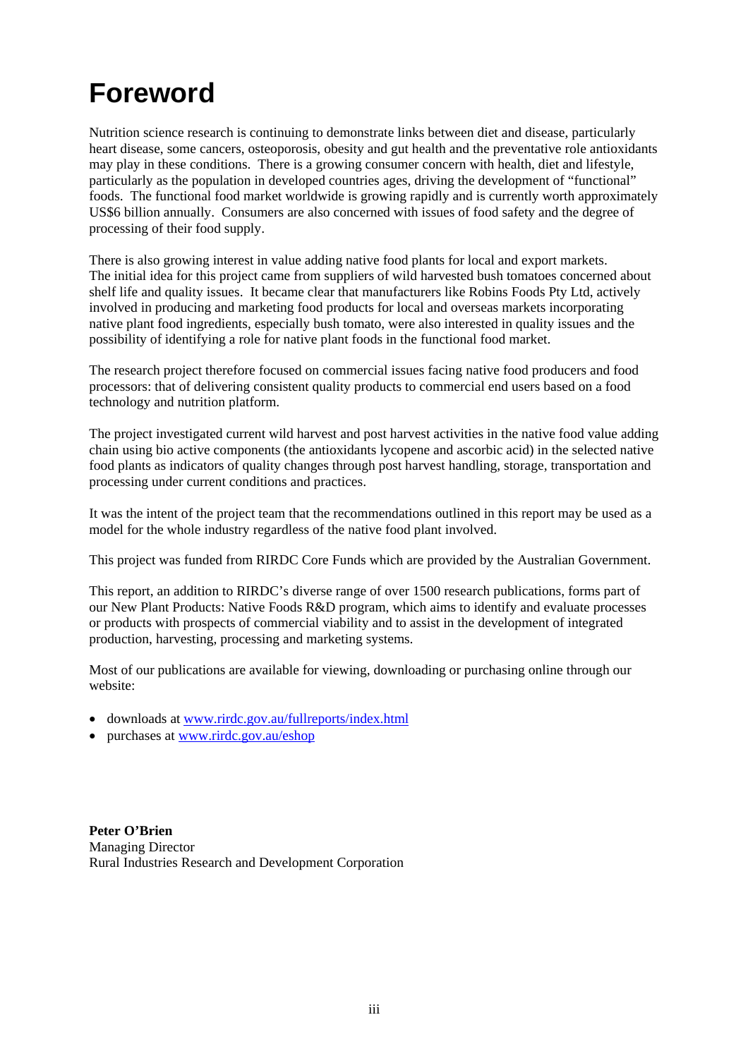# Foreword

Nutrition science research is continuing to demonstrate links between diet and disease, particularly heart disease, some cancers, osteoporosis, obesity and gut health and the preventative role antioxidants may play in these conditions. There is a growing consumer concern with health, diet and lifestyle, particularly as the population in developed countries ages, driving the development of "functional" foods. The functional food market worldwide is growing rapidly and is currently worth approximately US$6 billion annually. Consumers are also concerned with issues of food safety and the degree of processing of their food supply.

There is also growing interest in value adding native food plants for local and export markets. The initial idea for this project came from suppliers of wild harvested bush tomatoes concerned about shelf life and quality issues. It became clear that manufacturers like Robins Foods Pty Ltd, actively involved in producing and marketing food products for local and overseas markets incorporating native plant food ingredients, especially bush tomato, were also interested in quality issues and the possibility of identifying a role for native plant foods in the functional food market.

The research project therefore focused on commercial issues facing native food producers and food processors: that of delivering consistent quality products to commercial end users based on a food technology and nutrition platform.

The project investigated current wild harvest and post harvest activities in the native food value adding chain using bio active components (the antioxidants lycopene and ascorbic acid) in the selected native food plants as indicators of quality changes through post harvest handling, storage, transportation and processing under current conditions and practices.

It was the intent of the project team that the recommendations outlined in this report may be used as a model for the whole industry regardless of the native food plant involved.

This project was funded from RIRDC Core Funds which are provided by the Australian Government.

This report, an addition to RIRDC's diverse range of over 1500 research publications, forms part of our New Plant Products: Native Foods R&D program, which aims to identify and evaluate processes or products with prospects of commercial viability and to assist in the development of integrated production, harvesting, processing and marketing systems.

Most of our publications are available for viewing, downloading or purchasing online through our website:

- downloads at www.rirdc.gov.au/fullreports/index.html
- purchases at www.rirdc.gov.au/eshop

**Peter O'Brien**
Managing Director
Rural Industries Research and Development Corporation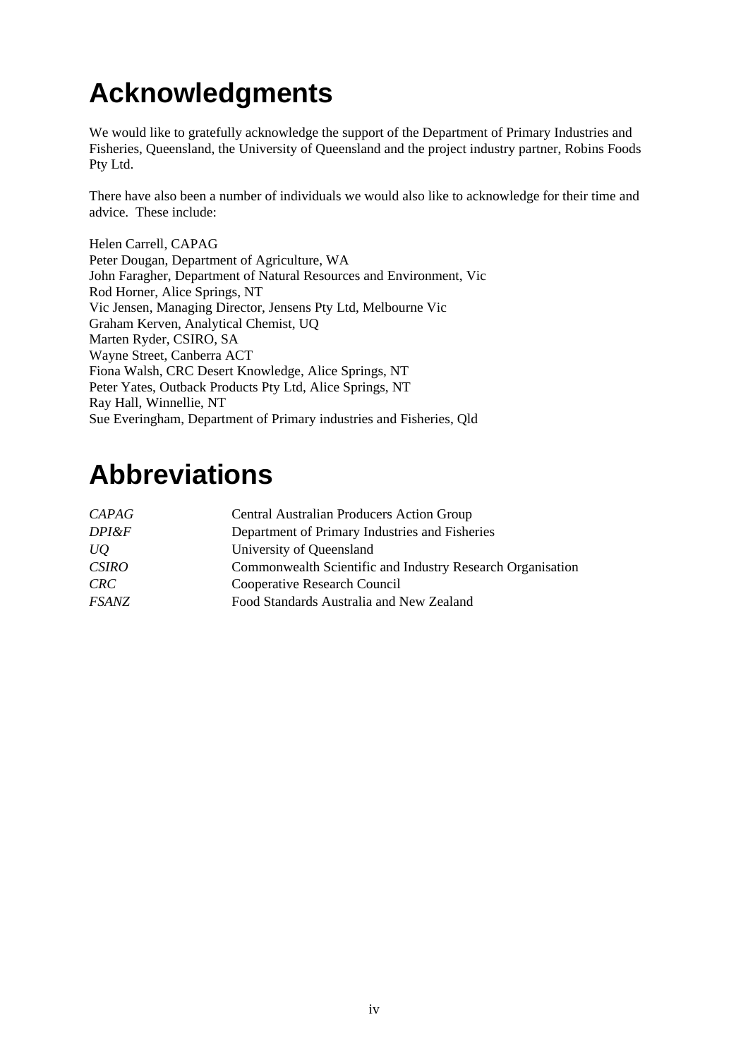# Acknowledgments

We would like to gratefully acknowledge the support of the Department of Primary Industries and Fisheries, Queensland, the University of Queensland and the project industry partner, Robins Foods Pty Ltd.

There have also been a number of individuals we would also like to acknowledge for their time and advice. These include:

Helen Carrell, CAPAG
Peter Dougan, Department of Agriculture, WA
John Faragher, Department of Natural Resources and Environment, Vic
Rod Horner, Alice Springs, NT
Vic Jensen, Managing Director, Jensens Pty Ltd, Melbourne Vic
Graham Kerven, Analytical Chemist, UQ
Marten Ryder, CSIRO, SA
Wayne Street, Canberra ACT
Fiona Walsh, CRC Desert Knowledge, Alice Springs, NT
Peter Yates, Outback Products Pty Ltd, Alice Springs, NT
Ray Hall, Winnellie, NT
Sue Everingham, Department of Primary industries and Fisheries, Qld

# Abbreviations

| | |
|---|---|
| *CAPAG* | Central Australian Producers Action Group |
| *DPI&F* | Department of Primary Industries and Fisheries |
| *UQ* | University of Queensland |
| *CSIRO* | Commonwealth Scientific and Industry Research Organisation |
| *CRC* | Cooperative Research Council |
| *FSANZ* | Food Standards Australia and New Zealand |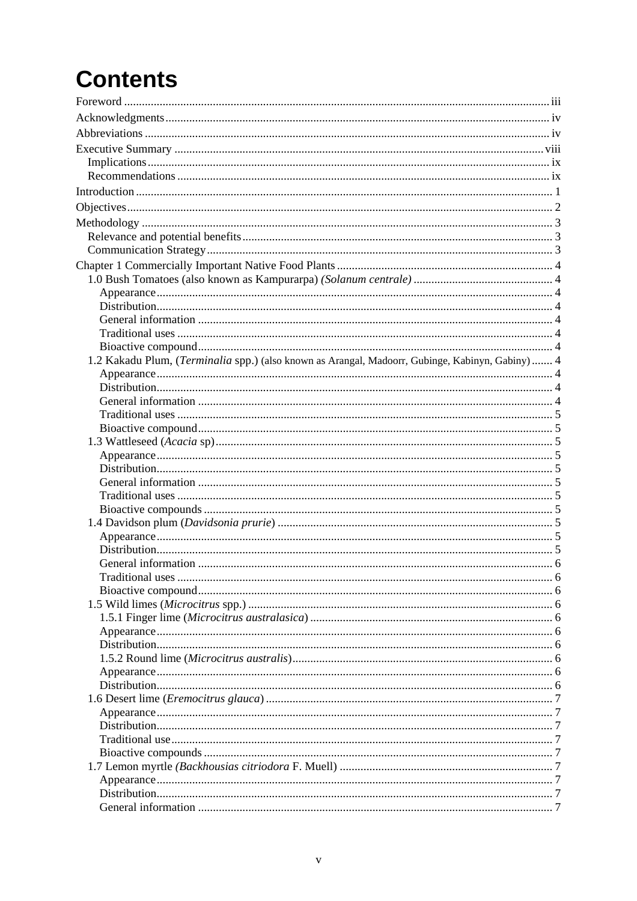# Contents

Foreword ..... iii
Acknowledgments ..... iv
Abbreviations ..... iv
Executive Summary ..... viii
- Implications ..... ix
- Recommendations ..... ix

Introduction ..... 1
Objectives ..... 2
Methodology ..... 3
- Relevance and potential benefits ..... 3
- Communication Strategy ..... 3

Chapter 1 Commercially Important Native Food Plants ..... 4
- 1.0 Bush Tomatoes (also known as Kampurarpa) *(Solanum centrale)* ..... 4
  - Appearance ..... 4
  - Distribution ..... 4
  - General information ..... 4
  - Traditional uses ..... 4
  - Bioactive compound ..... 4
- 1.2 Kakadu Plum, (*Terminalia* spp.) (also known as Arangal, Madoorr, Gubinge, Kabinyn, Gabiny) ..... 4
  - Appearance ..... 4
  - Distribution ..... 4
  - General information ..... 4
  - Traditional uses ..... 5
  - Bioactive compound ..... 5
- 1.3 Wattleseed (*Acacia* sp) ..... 5
  - Appearance ..... 5
  - Distribution ..... 5
  - General information ..... 5
  - Traditional uses ..... 5
  - Bioactive compounds ..... 5
- 1.4 Davidson plum (*Davidsonia prurie*) ..... 5
  - Appearance ..... 5
  - Distribution ..... 5
  - General information ..... 6
  - Traditional uses ..... 6
  - Bioactive compound ..... 6
- 1.5 Wild limes (*Microcitrus* spp.) ..... 6
  - 1.5.1 Finger lime (*Microcitrus australasica*) ..... 6
  - Appearance ..... 6
  - Distribution ..... 6
  - 1.5.2 Round lime (*Microcitrus australis*) ..... 6
  - Appearance ..... 6
  - Distribution ..... 6
- 1.6 Desert lime (*Eremocitrus glauca*) ..... 7
  - Appearance ..... 7
  - Distribution ..... 7
  - Traditional use ..... 7
  - Bioactive compounds ..... 7
- 1.7 Lemon myrtle *(Backhousias citriodora* F. Muell) ..... 7
  - Appearance ..... 7
  - Distribution ..... 7
  - General information ..... 7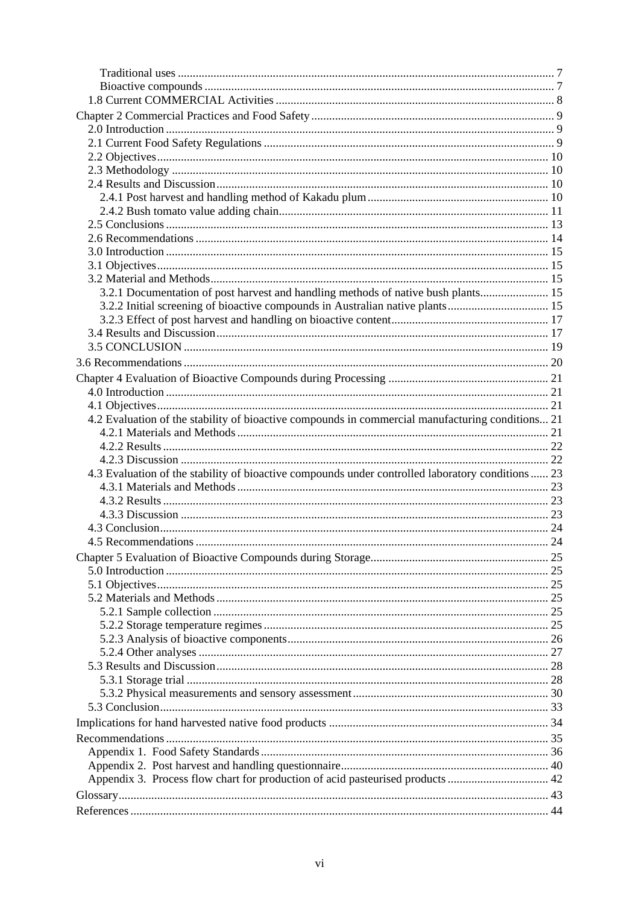Traditional uses ........................................................................................................................ 7
Bioactive compounds ................................................................................................................. 7
1.8 Current COMMERCIAL Activities ........................................................................................... 8

Chapter 2 Commercial Practices and Food Safety ................................................................................ 9
2.0 Introduction ................................................................................................................................ 9
2.1 Current Food Safety Regulations ............................................................................................... 9
2.2 Objectives .................................................................................................................................. 10
2.3 Methodology ............................................................................................................................. 10
2.4 Results and Discussion .............................................................................................................. 10
2.4.1 Post harvest and handling method of Kakadu plum ............................................................ 10
2.4.2 Bush tomato value adding chain ......................................................................................... 11
2.5 Conclusions ............................................................................................................................... 13
2.6 Recommendations ..................................................................................................................... 14
3.0 Introduction ............................................................................................................................... 15
3.1 Objectives .................................................................................................................................. 15
3.2 Material and Methods ................................................................................................................ 15
3.2.1 Documentation of post harvest and handling methods of native bush plants ....................... 15
3.2.2 Initial screening of bioactive compounds in Australian native plants .................................. 15
3.2.3 Effect of post harvest and handling on bioactive content ..................................................... 17
3.4 Results and Discussion .............................................................................................................. 17
3.5 CONCLUSION .......................................................................................................................... 19

3.6 Recommendations ......................................................................................................................... 20

Chapter 4 Evaluation of Bioactive Compounds during Processing ..................................................... 21
4.0 Introduction ............................................................................................................................... 21
4.1 Objectives .................................................................................................................................. 21
4.2 Evaluation of the stability of bioactive compounds in commercial manufacturing conditions ... 21
4.2.1 Materials and Methods ........................................................................................................ 21
4.2.2 Results ................................................................................................................................. 22
4.2.3 Discussion ........................................................................................................................... 22
4.3 Evaluation of the stability of bioactive compounds under controlled laboratory conditions ...... 23
4.3.1 Materials and Methods ........................................................................................................ 23
4.3.2 Results ................................................................................................................................. 23
4.3.3 Discussion ........................................................................................................................... 23
4.3 Conclusion ................................................................................................................................. 24
4.5 Recommendations ..................................................................................................................... 24

Chapter 5 Evaluation of Bioactive Compounds during Storage ........................................................... 25
5.0 Introduction ............................................................................................................................... 25
5.1 Objectives .................................................................................................................................. 25
5.2 Materials and Methods .............................................................................................................. 25
5.2.1 Sample collection ................................................................................................................ 25
5.2.2 Storage temperature regimes ............................................................................................... 25
5.2.3 Analysis of bioactive components ....................................................................................... 26
5.2.4 Other analyses ..................................................................................................................... 27
5.3 Results and Discussion .............................................................................................................. 28
5.3.1 Storage trial ......................................................................................................................... 28
5.3.2 Physical measurements and sensory assessment ................................................................. 30
5.3 Conclusion ................................................................................................................................. 33

Implications for hand harvested native food products ......................................................................... 34

Recommendations ............................................................................................................................... 35
Appendix 1. Food Safety Standards ................................................................................................ 36
Appendix 2. Post harvest and handling questionnaire ...................................................................... 40
Appendix 3. Process flow chart for production of acid pasteurised products .................................. 42

Glossary ............................................................................................................................................... 43

References ........................................................................................................................................... 44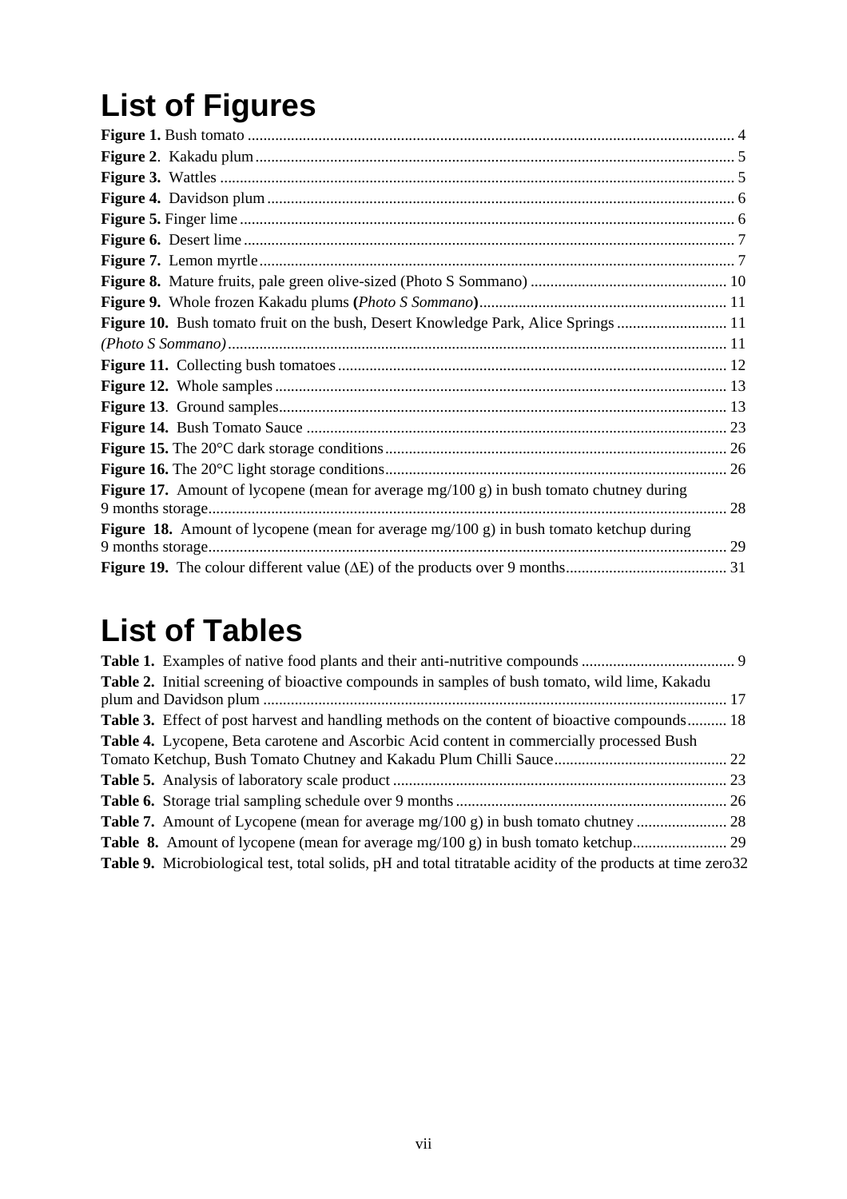# List of Figures

**Figure 1.** Bush tomato ........................................................................................................................ 4
**Figure 2**. Kakadu plum ...................................................................................................................... 5
**Figure 3.** Wattles ................................................................................................................................ 5
**Figure 4.** Davidson plum .................................................................................................................... 6
**Figure 5.** Finger lime ........................................................................................................................... 6
**Figure 6.** Desert lime ........................................................................................................................... 7
**Figure 7.** Lemon myrtle ....................................................................................................................... 7
**Figure 8.** Mature fruits, pale green olive-sized (Photo S Sommano) ................................................ 10
**Figure 9.** Whole frozen Kakadu plums **(***Photo S Sommano***)** ............................................................. 11
**Figure 10.** Bush tomato fruit on the bush, Desert Knowledge Park, Alice Springs ........................... 11
*(Photo S Sommano)* ............................................................................................................................. 11
**Figure 11.** Collecting bush tomatoes ................................................................................................. 12
**Figure 12.** Whole samples ................................................................................................................. 13
**Figure 13**. Ground samples ................................................................................................................ 13
**Figure 14.** Bush Tomato Sauce ......................................................................................................... 23
**Figure 15.** The 20°C dark storage conditions ..................................................................................... 26
**Figure 16.** The 20°C light storage conditions ..................................................................................... 26
**Figure 17.** Amount of lycopene (mean for average mg/100 g) in bush tomato chutney during 9 months storage .................................................................................................................................. 28
**Figure 18.** Amount of lycopene (mean for average mg/100 g) in bush tomato ketchup during 9 months storage .................................................................................................................................. 29
**Figure 19.** The colour different value (ΔE) of the products over 9 months ........................................ 31

# List of Tables

**Table 1.** Examples of native food plants and their anti-nutritive compounds ...................................... 9
**Table 2.** Initial screening of bioactive compounds in samples of bush tomato, wild lime, Kakadu plum and Davidson plum .................................................................................................................... 17
**Table 3.** Effect of post harvest and handling methods on the content of bioactive compounds .......... 18
**Table 4.** Lycopene, Beta carotene and Ascorbic Acid content in commercially processed Bush Tomato Ketchup, Bush Tomato Chutney and Kakadu Plum Chilli Sauce ........................................... 22
**Table 5.** Analysis of laboratory scale product .................................................................................... 23
**Table 6.** Storage trial sampling schedule over 9 months .................................................................... 26
**Table 7.** Amount of Lycopene (mean for average mg/100 g) in bush tomato chutney ....................... 28
**Table 8.** Amount of lycopene (mean for average mg/100 g) in bush tomato ketchup ........................ 29
**Table 9.** Microbiological test, total solids, pH and total titratable acidity of the products at time zero 32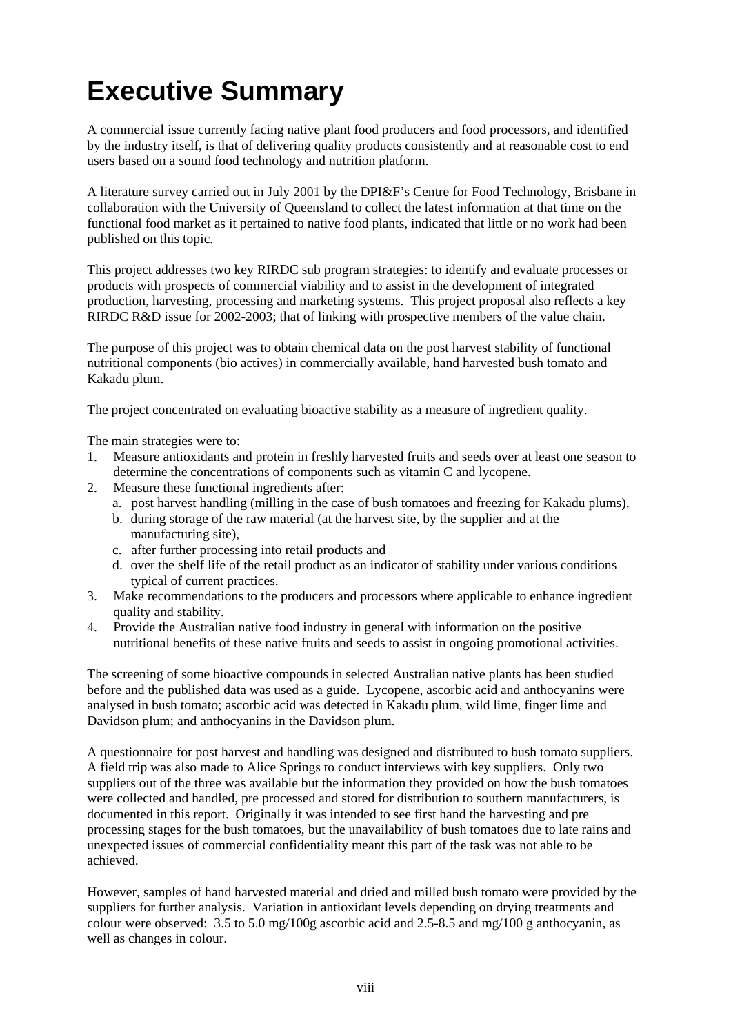# Executive Summary

A commercial issue currently facing native plant food producers and food processors, and identified by the industry itself, is that of delivering quality products consistently and at reasonable cost to end users based on a sound food technology and nutrition platform.

A literature survey carried out in July 2001 by the DPI&F's Centre for Food Technology, Brisbane in collaboration with the University of Queensland to collect the latest information at that time on the functional food market as it pertained to native food plants, indicated that little or no work had been published on this topic.

This project addresses two key RIRDC sub program strategies: to identify and evaluate processes or products with prospects of commercial viability and to assist in the development of integrated production, harvesting, processing and marketing systems. This project proposal also reflects a key RIRDC R&D issue for 2002-2003; that of linking with prospective members of the value chain.

The purpose of this project was to obtain chemical data on the post harvest stability of functional nutritional components (bio actives) in commercially available, hand harvested bush tomato and Kakadu plum.

The project concentrated on evaluating bioactive stability as a measure of ingredient quality.

The main strategies were to:

1. Measure antioxidants and protein in freshly harvested fruits and seeds over at least one season to determine the concentrations of components such as vitamin C and lycopene.
2. Measure these functional ingredients after:
   a. post harvest handling (milling in the case of bush tomatoes and freezing for Kakadu plums),
   b. during storage of the raw material (at the harvest site, by the supplier and at the manufacturing site),
   c. after further processing into retail products and
   d. over the shelf life of the retail product as an indicator of stability under various conditions typical of current practices.
3. Make recommendations to the producers and processors where applicable to enhance ingredient quality and stability.
4. Provide the Australian native food industry in general with information on the positive nutritional benefits of these native fruits and seeds to assist in ongoing promotional activities.

The screening of some bioactive compounds in selected Australian native plants has been studied before and the published data was used as a guide. Lycopene, ascorbic acid and anthocyanins were analysed in bush tomato; ascorbic acid was detected in Kakadu plum, wild lime, finger lime and Davidson plum; and anthocyanins in the Davidson plum.

A questionnaire for post harvest and handling was designed and distributed to bush tomato suppliers. A field trip was also made to Alice Springs to conduct interviews with key suppliers. Only two suppliers out of the three was available but the information they provided on how the bush tomatoes were collected and handled, pre processed and stored for distribution to southern manufacturers, is documented in this report. Originally it was intended to see first hand the harvesting and pre processing stages for the bush tomatoes, but the unavailability of bush tomatoes due to late rains and unexpected issues of commercial confidentiality meant this part of the task was not able to be achieved.

However, samples of hand harvested material and dried and milled bush tomato were provided by the suppliers for further analysis. Variation in antioxidant levels depending on drying treatments and colour were observed: 3.5 to 5.0 mg/100g ascorbic acid and 2.5-8.5 and mg/100 g anthocyanin, as well as changes in colour.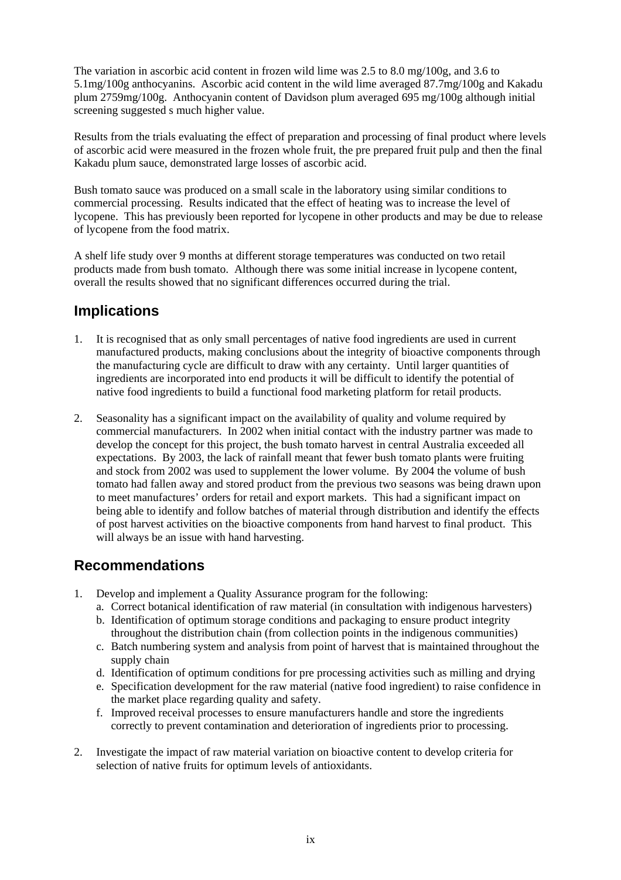The variation in ascorbic acid content in frozen wild lime was 2.5 to 8.0 mg/100g, and 3.6 to 5.1mg/100g anthocyanins. Ascorbic acid content in the wild lime averaged 87.7mg/100g and Kakadu plum 2759mg/100g. Anthocyanin content of Davidson plum averaged 695 mg/100g although initial screening suggested s much higher value.

Results from the trials evaluating the effect of preparation and processing of final product where levels of ascorbic acid were measured in the frozen whole fruit, the pre prepared fruit pulp and then the final Kakadu plum sauce, demonstrated large losses of ascorbic acid.

Bush tomato sauce was produced on a small scale in the laboratory using similar conditions to commercial processing. Results indicated that the effect of heating was to increase the level of lycopene. This has previously been reported for lycopene in other products and may be due to release of lycopene from the food matrix.

A shelf life study over 9 months at different storage temperatures was conducted on two retail products made from bush tomato. Although there was some initial increase in lycopene content, overall the results showed that no significant differences occurred during the trial.

## Implications

1. It is recognised that as only small percentages of native food ingredients are used in current manufactured products, making conclusions about the integrity of bioactive components through the manufacturing cycle are difficult to draw with any certainty. Until larger quantities of ingredients are incorporated into end products it will be difficult to identify the potential of native food ingredients to build a functional food marketing platform for retail products.

2. Seasonality has a significant impact on the availability of quality and volume required by commercial manufacturers. In 2002 when initial contact with the industry partner was made to develop the concept for this project, the bush tomato harvest in central Australia exceeded all expectations. By 2003, the lack of rainfall meant that fewer bush tomato plants were fruiting and stock from 2002 was used to supplement the lower volume. By 2004 the volume of bush tomato had fallen away and stored product from the previous two seasons was being drawn upon to meet manufactures' orders for retail and export markets. This had a significant impact on being able to identify and follow batches of material through distribution and identify the effects of post harvest activities on the bioactive components from hand harvest to final product. This will always be an issue with hand harvesting.

## Recommendations

1. Develop and implement a Quality Assurance program for the following:
   a. Correct botanical identification of raw material (in consultation with indigenous harvesters)
   b. Identification of optimum storage conditions and packaging to ensure product integrity throughout the distribution chain (from collection points in the indigenous communities)
   c. Batch numbering system and analysis from point of harvest that is maintained throughout the supply chain
   d. Identification of optimum conditions for pre processing activities such as milling and drying
   e. Specification development for the raw material (native food ingredient) to raise confidence in the market place regarding quality and safety.
   f. Improved receival processes to ensure manufacturers handle and store the ingredients correctly to prevent contamination and deterioration of ingredients prior to processing.

2. Investigate the impact of raw material variation on bioactive content to develop criteria for selection of native fruits for optimum levels of antioxidants.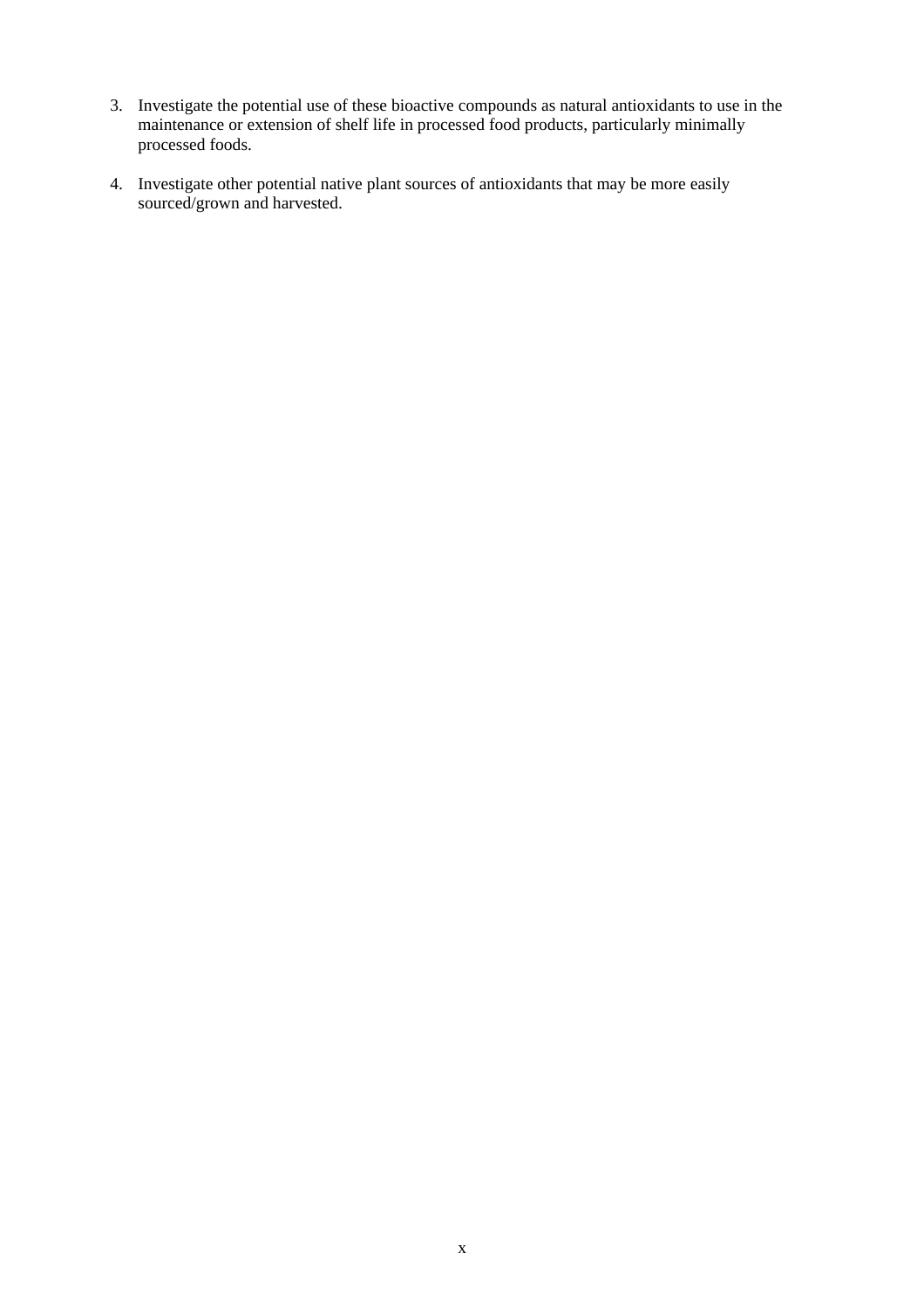3. Investigate the potential use of these bioactive compounds as natural antioxidants to use in the maintenance or extension of shelf life in processed food products, particularly minimally processed foods.

4. Investigate other potential native plant sources of antioxidants that may be more easily sourced/grown and harvested.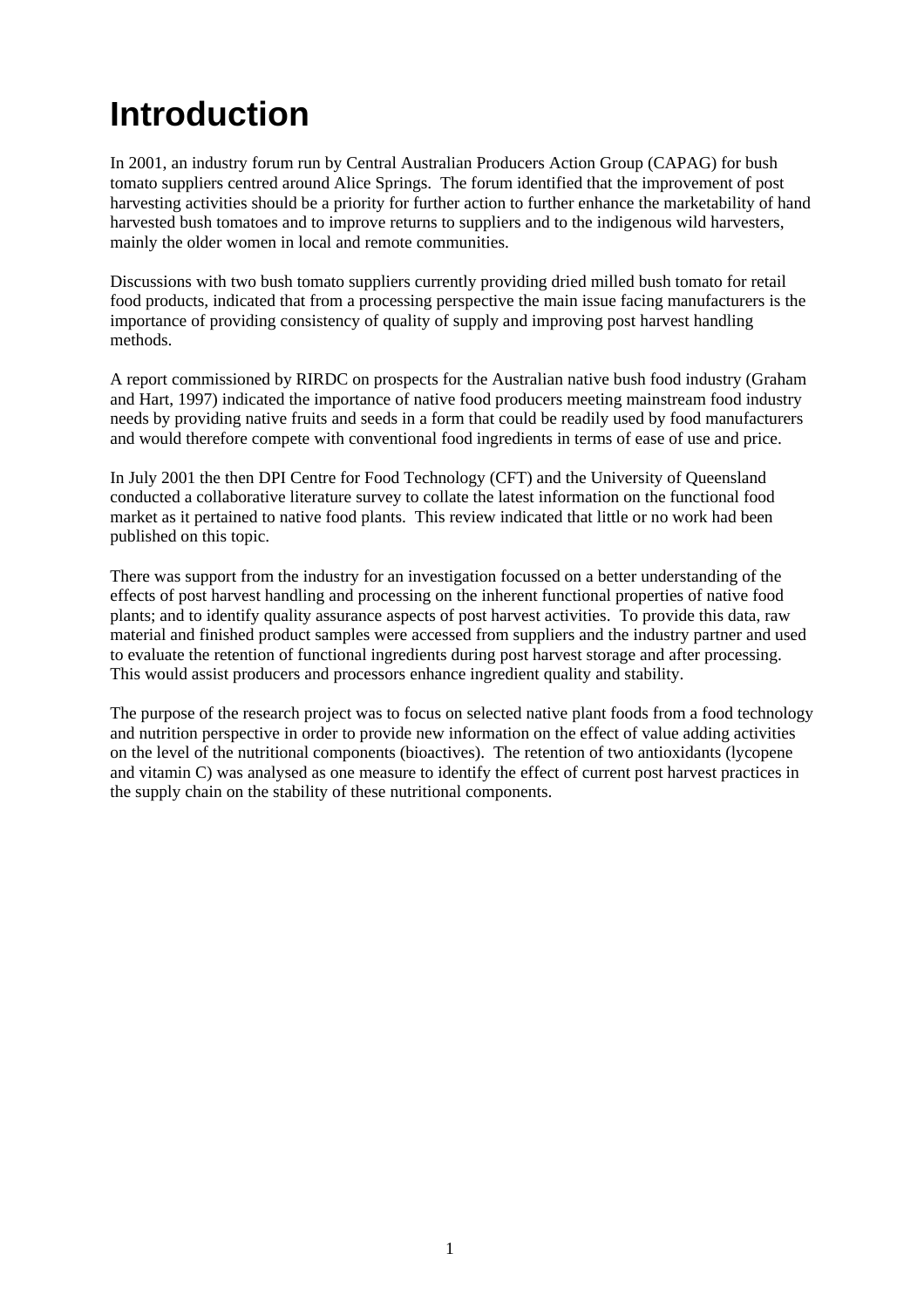# Introduction

In 2001, an industry forum run by Central Australian Producers Action Group (CAPAG) for bush tomato suppliers centred around Alice Springs. The forum identified that the improvement of post harvesting activities should be a priority for further action to further enhance the marketability of hand harvested bush tomatoes and to improve returns to suppliers and to the indigenous wild harvesters, mainly the older women in local and remote communities.

Discussions with two bush tomato suppliers currently providing dried milled bush tomato for retail food products, indicated that from a processing perspective the main issue facing manufacturers is the importance of providing consistency of quality of supply and improving post harvest handling methods.

A report commissioned by RIRDC on prospects for the Australian native bush food industry (Graham and Hart, 1997) indicated the importance of native food producers meeting mainstream food industry needs by providing native fruits and seeds in a form that could be readily used by food manufacturers and would therefore compete with conventional food ingredients in terms of ease of use and price.

In July 2001 the then DPI Centre for Food Technology (CFT) and the University of Queensland conducted a collaborative literature survey to collate the latest information on the functional food market as it pertained to native food plants. This review indicated that little or no work had been published on this topic.

There was support from the industry for an investigation focussed on a better understanding of the effects of post harvest handling and processing on the inherent functional properties of native food plants; and to identify quality assurance aspects of post harvest activities. To provide this data, raw material and finished product samples were accessed from suppliers and the industry partner and used to evaluate the retention of functional ingredients during post harvest storage and after processing. This would assist producers and processors enhance ingredient quality and stability.

The purpose of the research project was to focus on selected native plant foods from a food technology and nutrition perspective in order to provide new information on the effect of value adding activities on the level of the nutritional components (bioactives). The retention of two antioxidants (lycopene and vitamin C) was analysed as one measure to identify the effect of current post harvest practices in the supply chain on the stability of these nutritional components.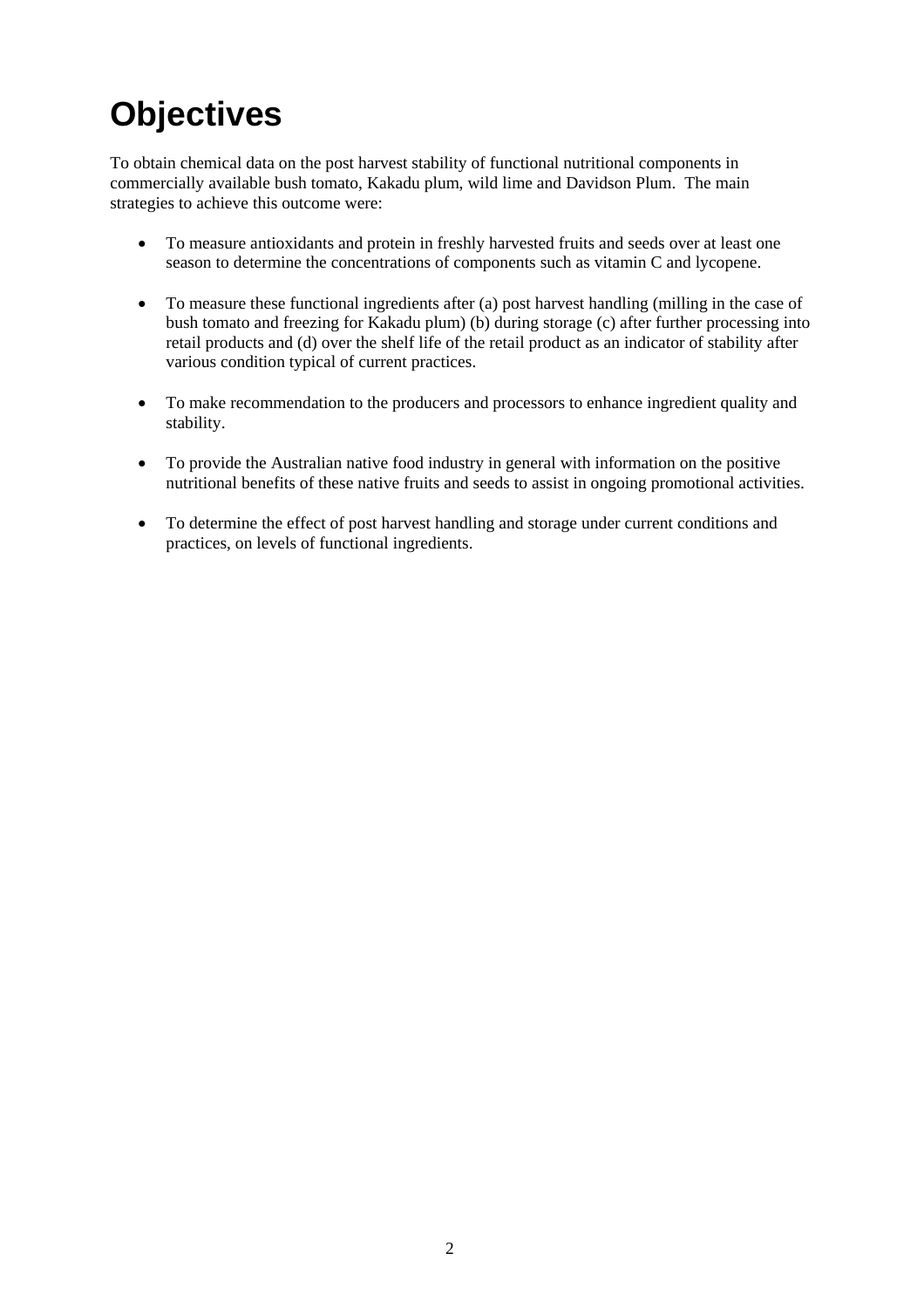# Objectives

To obtain chemical data on the post harvest stability of functional nutritional components in commercially available bush tomato, Kakadu plum, wild lime and Davidson Plum. The main strategies to achieve this outcome were:

- To measure antioxidants and protein in freshly harvested fruits and seeds over at least one season to determine the concentrations of components such as vitamin C and lycopene.
- To measure these functional ingredients after (a) post harvest handling (milling in the case of bush tomato and freezing for Kakadu plum) (b) during storage (c) after further processing into retail products and (d) over the shelf life of the retail product as an indicator of stability after various condition typical of current practices.
- To make recommendation to the producers and processors to enhance ingredient quality and stability.
- To provide the Australian native food industry in general with information on the positive nutritional benefits of these native fruits and seeds to assist in ongoing promotional activities.
- To determine the effect of post harvest handling and storage under current conditions and practices, on levels of functional ingredients.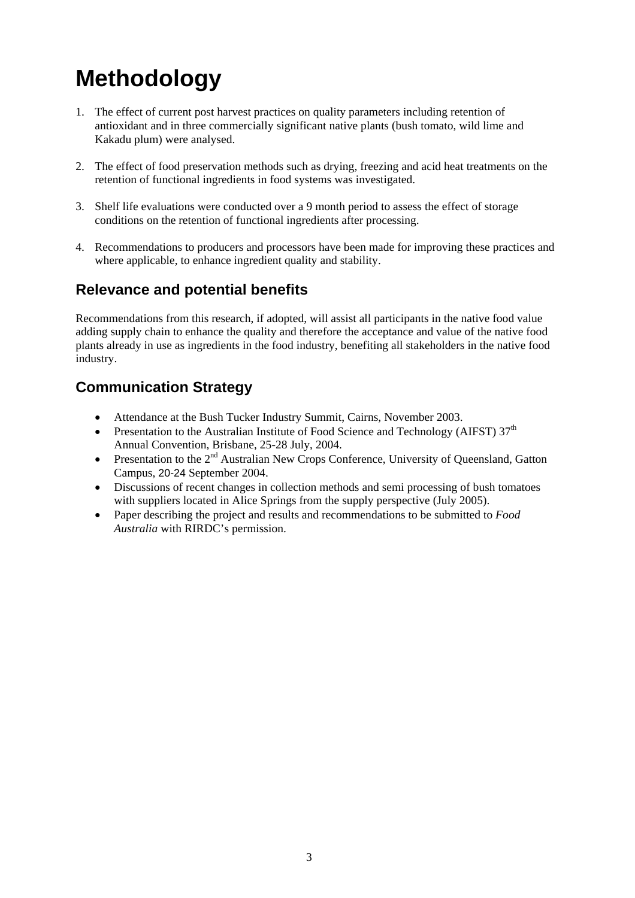# Methodology

1. The effect of current post harvest practices on quality parameters including retention of antioxidant and in three commercially significant native plants (bush tomato, wild lime and Kakadu plum) were analysed.

2. The effect of food preservation methods such as drying, freezing and acid heat treatments on the retention of functional ingredients in food systems was investigated.

3. Shelf life evaluations were conducted over a 9 month period to assess the effect of storage conditions on the retention of functional ingredients after processing.

4. Recommendations to producers and processors have been made for improving these practices and where applicable, to enhance ingredient quality and stability.

## Relevance and potential benefits

Recommendations from this research, if adopted, will assist all participants in the native food value adding supply chain to enhance the quality and therefore the acceptance and value of the native food plants already in use as ingredients in the food industry, benefiting all stakeholders in the native food industry.

## Communication Strategy

- Attendance at the Bush Tucker Industry Summit, Cairns, November 2003.
- Presentation to the Australian Institute of Food Science and Technology (AIFST) 37th Annual Convention, Brisbane, 25-28 July, 2004.
- Presentation to the 2nd Australian New Crops Conference, University of Queensland, Gatton Campus, 20-24 September 2004.
- Discussions of recent changes in collection methods and semi processing of bush tomatoes with suppliers located in Alice Springs from the supply perspective (July 2005).
- Paper describing the project and results and recommendations to be submitted to *Food Australia* with RIRDC's permission.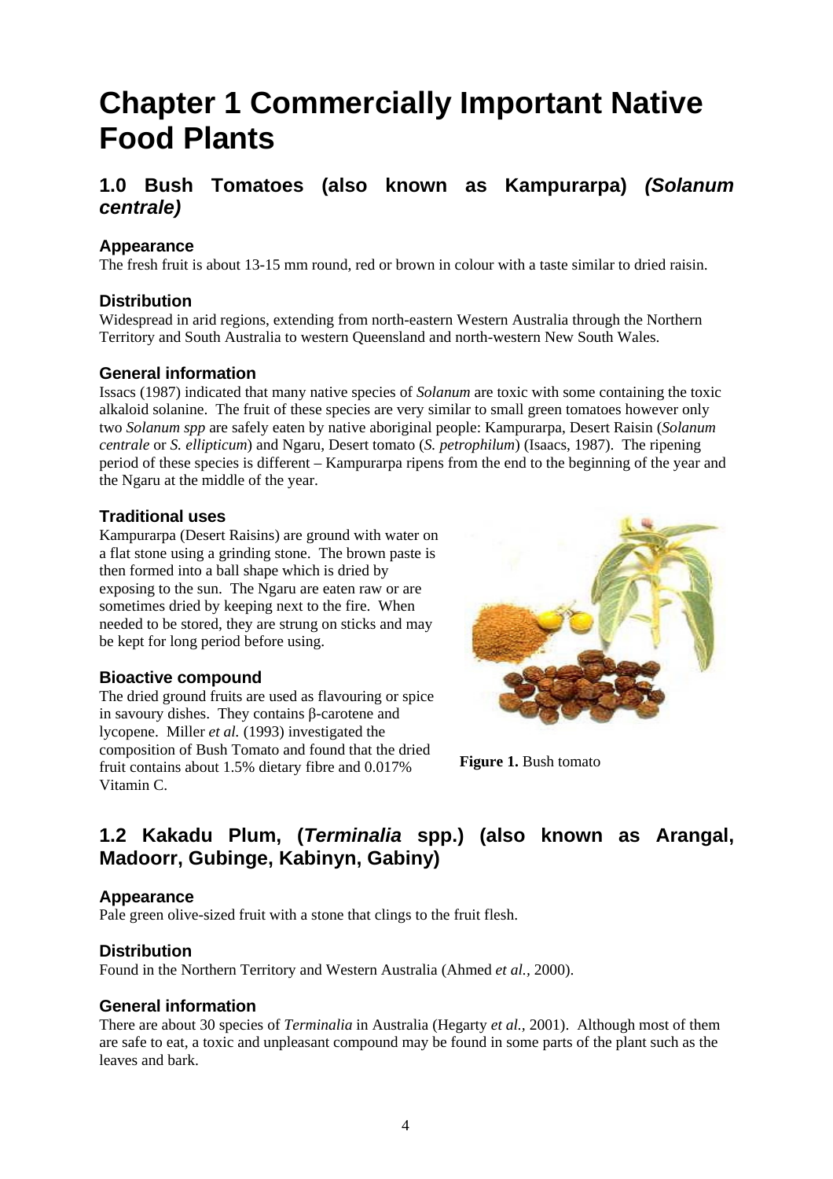# Chapter 1 Commercially Important Native Food Plants

## 1.0 Bush Tomatoes (also known as Kampurarpa) *(Solanum centrale)*

### Appearance

The fresh fruit is about 13-15 mm round, red or brown in colour with a taste similar to dried raisin.

### Distribution

Widespread in arid regions, extending from north-eastern Western Australia through the Northern Territory and South Australia to western Queensland and north-western New South Wales.

### General information

Issacs (1987) indicated that many native species of *Solanum* are toxic with some containing the toxic alkaloid solanine. The fruit of these species are very similar to small green tomatoes however only two *Solanum spp* are safely eaten by native aboriginal people: Kampurarpa, Desert Raisin (*Solanum centrale* or *S. ellipticum*) and Ngaru, Desert tomato (*S. petrophilum*) (Isaacs, 1987). The ripening period of these species is different – Kampurarpa ripens from the end to the beginning of the year and the Ngaru at the middle of the year.

### Traditional uses

Kampurarpa (Desert Raisins) are ground with water on a flat stone using a grinding stone. The brown paste is then formed into a ball shape which is dried by exposing to the sun. The Ngaru are eaten raw or are sometimes dried by keeping next to the fire. When needed to be stored, they are strung on sticks and may be kept for long period before using.

### Bioactive compound

The dried ground fruits are used as flavouring or spice in savoury dishes. They contains β-carotene and lycopene. Miller *et al.* (1993) investigated the composition of Bush Tomato and found that the dried fruit contains about 1.5% dietary fibre and 0.017% Vitamin C.

**Figure 1.** Bush tomato

## 1.2 Kakadu Plum, (*Terminalia* spp.) (also known as Arangal, Madoorr, Gubinge, Kabinyn, Gabiny)

### Appearance

Pale green olive-sized fruit with a stone that clings to the fruit flesh.

### Distribution

Found in the Northern Territory and Western Australia (Ahmed *et al.*, 2000).

### General information

There are about 30 species of *Terminalia* in Australia (Hegarty *et al.,* 2001). Although most of them are safe to eat, a toxic and unpleasant compound may be found in some parts of the plant such as the leaves and bark.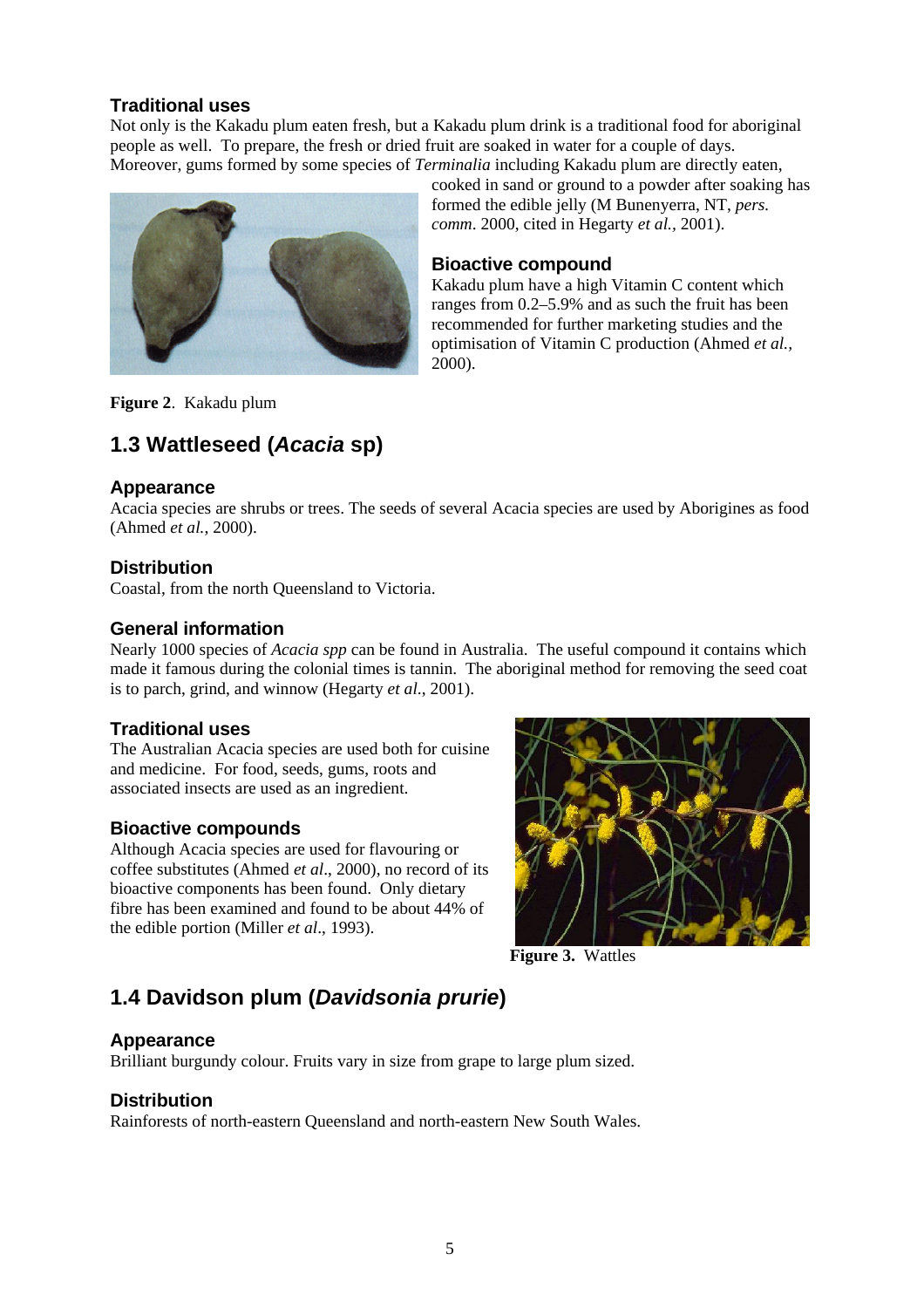### Traditional uses

Not only is the Kakadu plum eaten fresh, but a Kakadu plum drink is a traditional food for aboriginal people as well. To prepare, the fresh or dried fruit are soaked in water for a couple of days. Moreover, gums formed by some species of *Terminalia* including Kakadu plum are directly eaten, cooked in sand or ground to a powder after soaking has formed the edible jelly (M Bunenyerra, NT, *pers. comm*. 2000, cited in Hegarty *et al.*, 2001).

### Bioactive compound

Kakadu plum have a high Vitamin C content which ranges from 0.2–5.9% and as such the fruit has been recommended for further marketing studies and the optimisation of Vitamin C production (Ahmed *et al.*, 2000).

**Figure 2**. Kakadu plum

## 1.3 Wattleseed (*Acacia* sp)

### Appearance

Acacia species are shrubs or trees. The seeds of several Acacia species are used by Aborigines as food (Ahmed *et al.*, 2000).

### Distribution

Coastal, from the north Queensland to Victoria.

### General information

Nearly 1000 species of *Acacia spp* can be found in Australia. The useful compound it contains which made it famous during the colonial times is tannin. The aboriginal method for removing the seed coat is to parch, grind, and winnow (Hegarty *et al*., 2001).

### Traditional uses

The Australian Acacia species are used both for cuisine and medicine. For food, seeds, gums, roots and associated insects are used as an ingredient.

### Bioactive compounds

Although Acacia species are used for flavouring or coffee substitutes (Ahmed *et al*., 2000), no record of its bioactive components has been found. Only dietary fibre has been examined and found to be about 44% of the edible portion (Miller *et al*., 1993).

**Figure 3.** Wattles

## 1.4 Davidson plum (*Davidsonia prurie*)

### Appearance

Brilliant burgundy colour. Fruits vary in size from grape to large plum sized.

### Distribution

Rainforests of north-eastern Queensland and north-eastern New South Wales.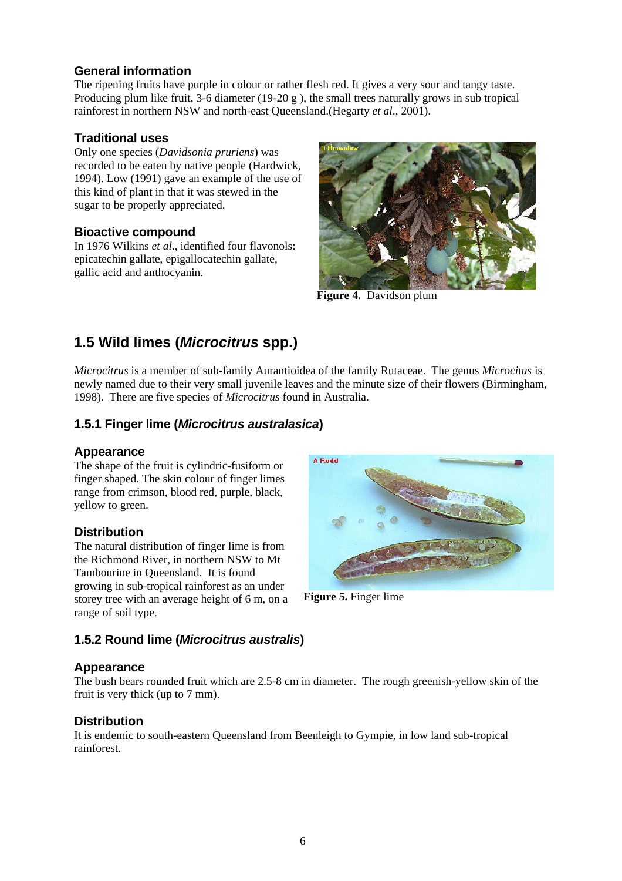### General information

The ripening fruits have purple in colour or rather flesh red. It gives a very sour and tangy taste. Producing plum like fruit, 3-6 diameter (19-20 g ), the small trees naturally grows in sub tropical rainforest in northern NSW and north-east Queensland.(Hegarty *et al*., 2001).

### Traditional uses

Only one species (*Davidsonia pruriens*) was recorded to be eaten by native people (Hardwick, 1994). Low (1991) gave an example of the use of this kind of plant in that it was stewed in the sugar to be properly appreciated.

### Bioactive compound

In 1976 Wilkins *et al*., identified four flavonols: epicatechin gallate, epigallocatechin gallate, gallic acid and anthocyanin.

**Figure 4.** Davidson plum

## 1.5 Wild limes (*Microcitrus* spp.)

*Microcitrus* is a member of sub-family Aurantioidea of the family Rutaceae. The genus *Microcitus* is newly named due to their very small juvenile leaves and the minute size of their flowers (Birmingham, 1998). There are five species of *Microcitrus* found in Australia.

### 1.5.1 Finger lime (*Microcitrus australasica*)

### Appearance

The shape of the fruit is cylindric-fusiform or finger shaped. The skin colour of finger limes range from crimson, blood red, purple, black, yellow to green.

### Distribution

The natural distribution of finger lime is from the Richmond River, in northern NSW to Mt Tambourine in Queensland. It is found growing in sub-tropical rainforest as an under storey tree with an average height of 6 m, on a range of soil type.

**Figure 5.** Finger lime

### 1.5.2 Round lime (*Microcitrus australis*)

### Appearance

The bush bears rounded fruit which are 2.5-8 cm in diameter. The rough greenish-yellow skin of the fruit is very thick (up to 7 mm).

### Distribution

It is endemic to south-eastern Queensland from Beenleigh to Gympie, in low land sub-tropical rainforest.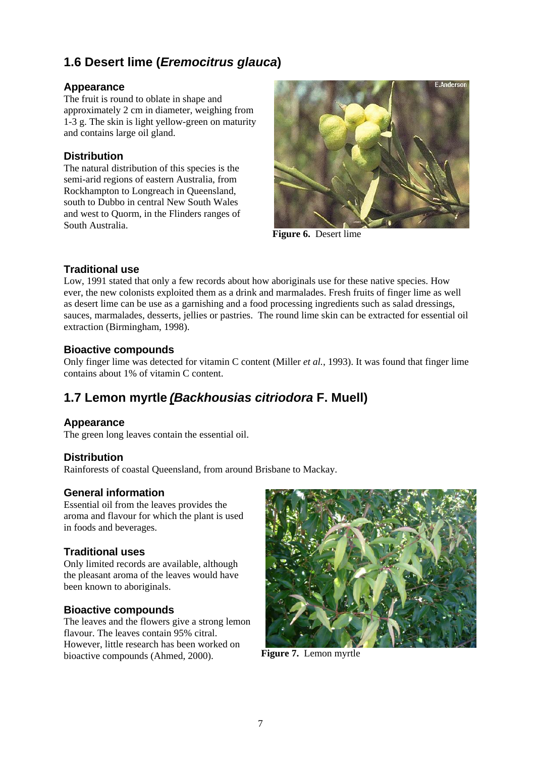## 1.6 Desert lime (*Eremocitrus glauca*)

### Appearance

The fruit is round to oblate in shape and approximately 2 cm in diameter, weighing from 1-3 g. The skin is light yellow-green on maturity and contains large oil gland.

### Distribution

The natural distribution of this species is the semi-arid regions of eastern Australia, from Rockhampton to Longreach in Queensland, south to Dubbo in central New South Wales and west to Quorm, in the Flinders ranges of South Australia.

**Figure 6.** Desert lime

### Traditional use

Low, 1991 stated that only a few records about how aboriginals use for these native species. How ever, the new colonists exploited them as a drink and marmalades. Fresh fruits of finger lime as well as desert lime can be use as a garnishing and a food processing ingredients such as salad dressings, sauces, marmalades, desserts, jellies or pastries. The round lime skin can be extracted for essential oil extraction (Birmingham, 1998).

### Bioactive compounds

Only finger lime was detected for vitamin C content (Miller *et al.*, 1993). It was found that finger lime contains about 1% of vitamin C content.

## 1.7 Lemon myrtle *(Backhousias citriodora* F. Muell)

### Appearance

The green long leaves contain the essential oil.

### Distribution

Rainforests of coastal Queensland, from around Brisbane to Mackay.

### General information

Essential oil from the leaves provides the aroma and flavour for which the plant is used in foods and beverages.

### Traditional uses

Only limited records are available, although the pleasant aroma of the leaves would have been known to aboriginals.

### Bioactive compounds

The leaves and the flowers give a strong lemon flavour. The leaves contain 95% citral. However, little research has been worked on bioactive compounds (Ahmed, 2000).

**Figure 7.** Lemon myrtle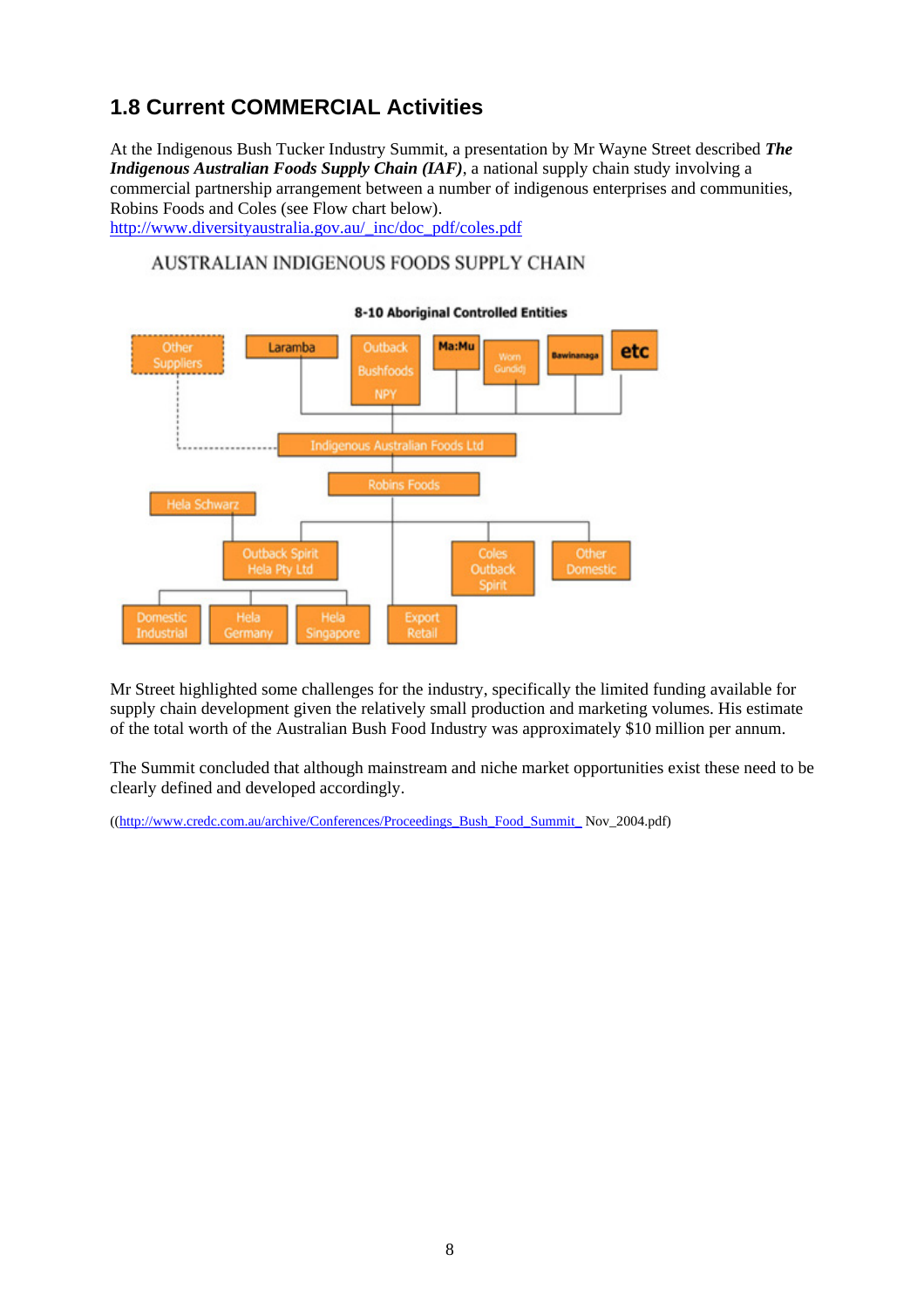## 1.8 Current COMMERCIAL Activities

At the Indigenous Bush Tucker Industry Summit, a presentation by Mr Wayne Street described ***The Indigenous Australian Foods Supply Chain (IAF)***, a national supply chain study involving a commercial partnership arrangement between a number of indigenous enterprises and communities, Robins Foods and Coles (see Flow chart below).
http://www.diversityaustralia.gov.au/_inc/doc_pdf/coles.pdf

AUSTRALIAN INDIGENOUS FOODS SUPPLY CHAIN

8-10 Aboriginal Controlled Entities

Other Suppliers | Laramba | Outback Bushfoods NPY | Ma:Mu | Worn Gundidj | Bawinanaga | etc

Indigenous Australian Foods Ltd

Robins Foods

Hela Schwarz

Outback Spirit Hela Pty Ltd | Coles Outback Spirit | Other Domestic

Domestic Industrial | Hela Germany | Hela Singapore | Export Retail

Mr Street highlighted some challenges for the industry, specifically the limited funding available for supply chain development given the relatively small production and marketing volumes. His estimate of the total worth of the Australian Bush Food Industry was approximately $10 million per annum.

The Summit concluded that although mainstream and niche market opportunities exist these need to be clearly defined and developed accordingly.

((http://www.credc.com.au/archive/Conferences/Proceedings_Bush_Food_Summit_ Nov_2004.pdf)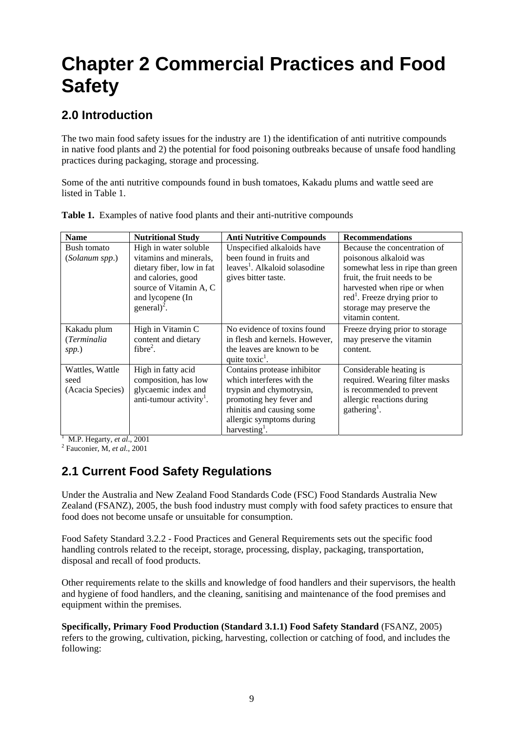// Chapter 2 Commercial Practices and Food Safety

## 2.0 Introduction

The two main food safety issues for the industry are 1) the identification of anti nutritive compounds in native food plants and 2) the potential for food poisoning outbreaks because of unsafe food handling practices during packaging, storage and processing.

Some of the anti nutritive compounds found in bush tomatoes, Kakadu plums and wattle seed are listed in Table 1.

**Table 1.** Examples of native food plants and their anti-nutritive compounds

| Name | Nutritional Study | Anti Nutritive Compounds | Recommendations |
|---|---|---|---|
| Bush tomato (*Solanum spp*.) | High in water soluble vitamins and minerals, dietary fiber, low in fat and calories, good source of Vitamin A, C and lycopene (In general)[2]. | Unspecified alkaloids have been found in fruits and leaves[1]. Alkaloid solasodine gives bitter taste. | Because the concentration of poisonous alkaloid was somewhat less in ripe than green fruit, the fruit needs to be harvested when ripe or when red[1]. Freeze drying prior to storage may preserve the vitamin content. |
| Kakadu plum (*Terminalia spp.*) | High in Vitamin C content and dietary fibre[2]. | No evidence of toxins found in flesh and kernels. However, the leaves are known to be quite toxic[1]. | Freeze drying prior to storage may preserve the vitamin content. |
| Wattles, Wattle seed (Acacia Species) | High in fatty acid composition, has low glycaemic index and anti-tumour activity[1]. | Contains protease inhibitor which interferes with the trypsin and chymotrysin, promoting hey fever and rhinitis and causing some allergic symptoms during harvesting[1]. | Considerable heating is required. Wearing filter masks is recommended to prevent allergic reactions during gathering[1]. |

[1] M.P. Hegarty, *et al*., 2001
[2] Fauconier, M, *et al*., 2001

## 2.1 Current Food Safety Regulations

Under the Australia and New Zealand Food Standards Code (FSC) Food Standards Australia New Zealand (FSANZ), 2005, the bush food industry must comply with food safety practices to ensure that food does not become unsafe or unsuitable for consumption.

Food Safety Standard 3.2.2 - Food Practices and General Requirements sets out the specific food handling controls related to the receipt, storage, processing, display, packaging, transportation, disposal and recall of food products.

Other requirements relate to the skills and knowledge of food handlers and their supervisors, the health and hygiene of food handlers, and the cleaning, sanitising and maintenance of the food premises and equipment within the premises.

**Specifically, Primary Food Production (Standard 3.1.1) Food Safety Standard** (FSANZ, 2005) refers to the growing, cultivation, picking, harvesting, collection or catching of food, and includes the following: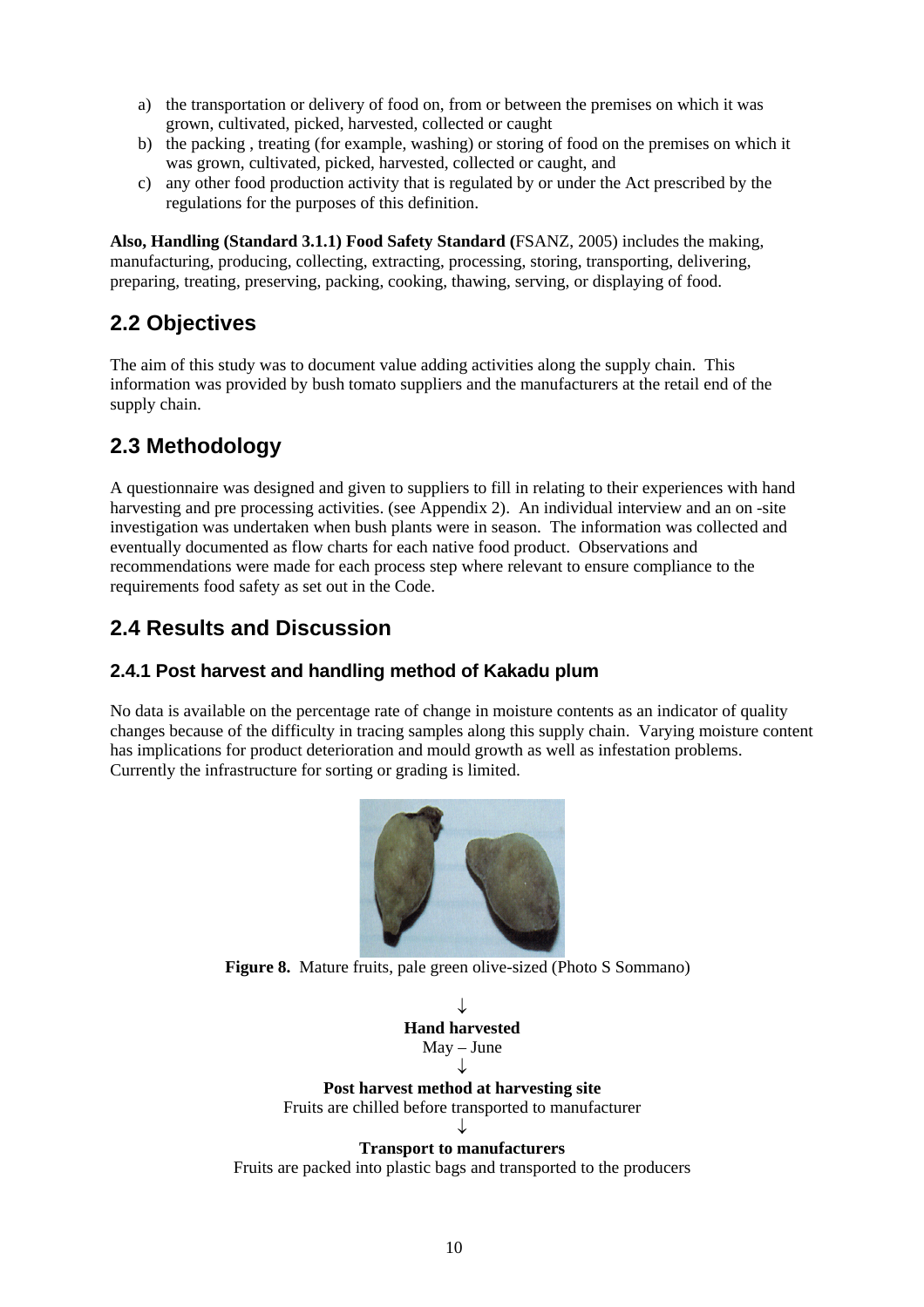a) the transportation or delivery of food on, from or between the premises on which it was grown, cultivated, picked, harvested, collected or caught
b) the packing , treating (for example, washing) or storing of food on the premises on which it was grown, cultivated, picked, harvested, collected or caught, and
c) any other food production activity that is regulated by or under the Act prescribed by the regulations for the purposes of this definition.

**Also, Handling (Standard 3.1.1) Food Safety Standard (**FSANZ, 2005) includes the making, manufacturing, producing, collecting, extracting, processing, storing, transporting, delivering, preparing, treating, preserving, packing, cooking, thawing, serving, or displaying of food.

## 2.2 Objectives

The aim of this study was to document value adding activities along the supply chain. This information was provided by bush tomato suppliers and the manufacturers at the retail end of the supply chain.

## 2.3 Methodology

A questionnaire was designed and given to suppliers to fill in relating to their experiences with hand harvesting and pre processing activities. (see Appendix 2). An individual interview and an on -site investigation was undertaken when bush plants were in season. The information was collected and eventually documented as flow charts for each native food product. Observations and recommendations were made for each process step where relevant to ensure compliance to the requirements food safety as set out in the Code.

## 2.4 Results and Discussion

### 2.4.1 Post harvest and handling method of Kakadu plum

No data is available on the percentage rate of change in moisture contents as an indicator of quality changes because of the difficulty in tracing samples along this supply chain. Varying moisture content has implications for product deterioration and mould growth as well as infestation problems. Currently the infrastructure for sorting or grading is limited.

**Figure 8.** Mature fruits, pale green olive-sized (Photo S Sommano)

↓

**Hand harvested**

May – June

↓

**Post harvest method at harvesting site**

Fruits are chilled before transported to manufacturer

↓

**Transport to manufacturers**

Fruits are packed into plastic bags and transported to the producers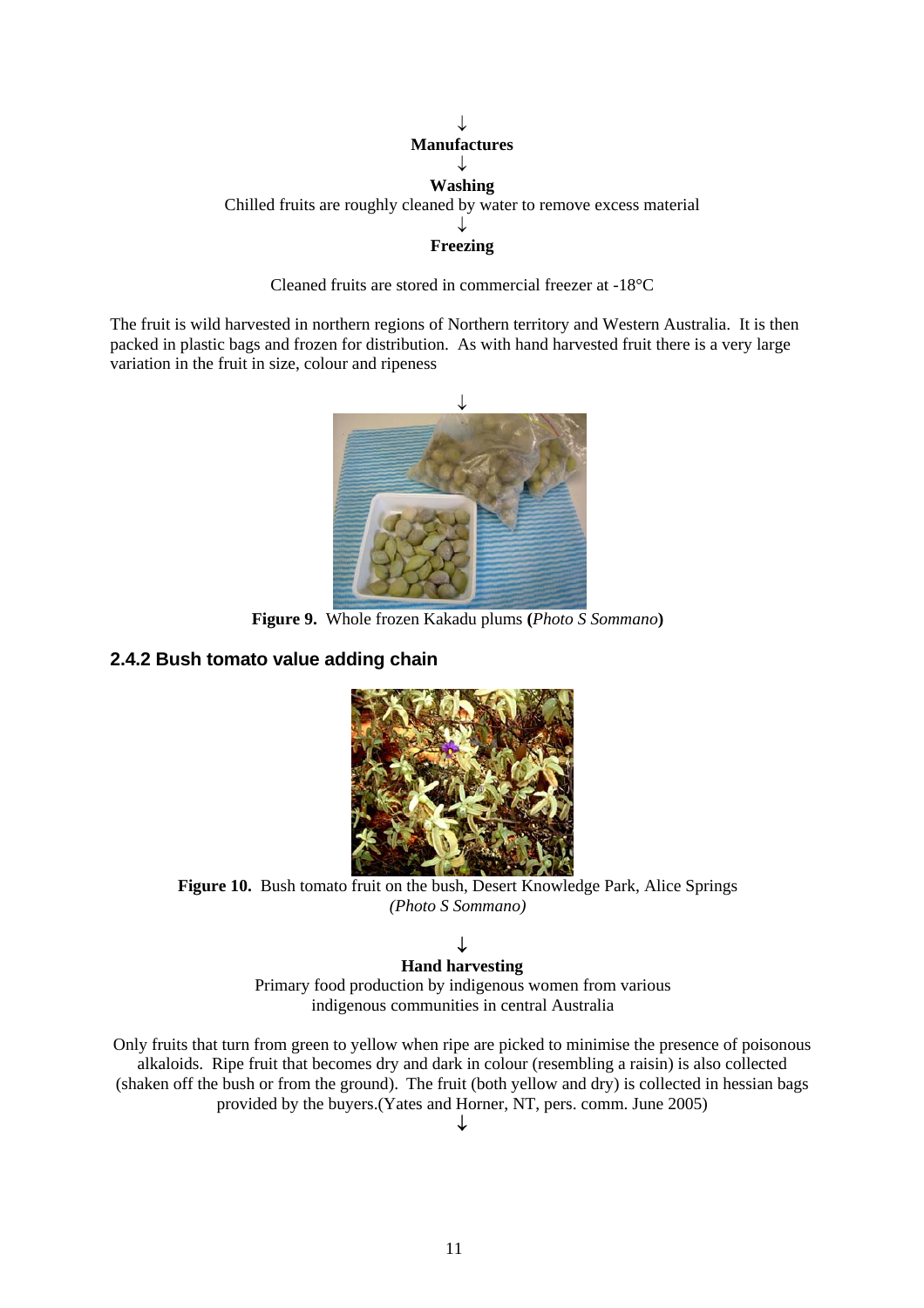↓

**Manufactures**

↓

**Washing**

Chilled fruits are roughly cleaned by water to remove excess material

↓

**Freezing**

Cleaned fruits are stored in commercial freezer at -18°C

The fruit is wild harvested in northern regions of Northern territory and Western Australia. It is then packed in plastic bags and frozen for distribution. As with hand harvested fruit there is a very large variation in the fruit in size, colour and ripeness

↓

**Figure 9.** Whole frozen Kakadu plums **(***Photo S Sommano***)**

### 2.4.2 Bush tomato value adding chain

**Figure 10.** Bush tomato fruit on the bush, Desert Knowledge Park, Alice Springs *(Photo S Sommano)*

↓

**Hand harvesting**

Primary food production by indigenous women from various indigenous communities in central Australia

Only fruits that turn from green to yellow when ripe are picked to minimise the presence of poisonous alkaloids. Ripe fruit that becomes dry and dark in colour (resembling a raisin) is also collected (shaken off the bush or from the ground). The fruit (both yellow and dry) is collected in hessian bags provided by the buyers.(Yates and Horner, NT, pers. comm. June 2005)

↓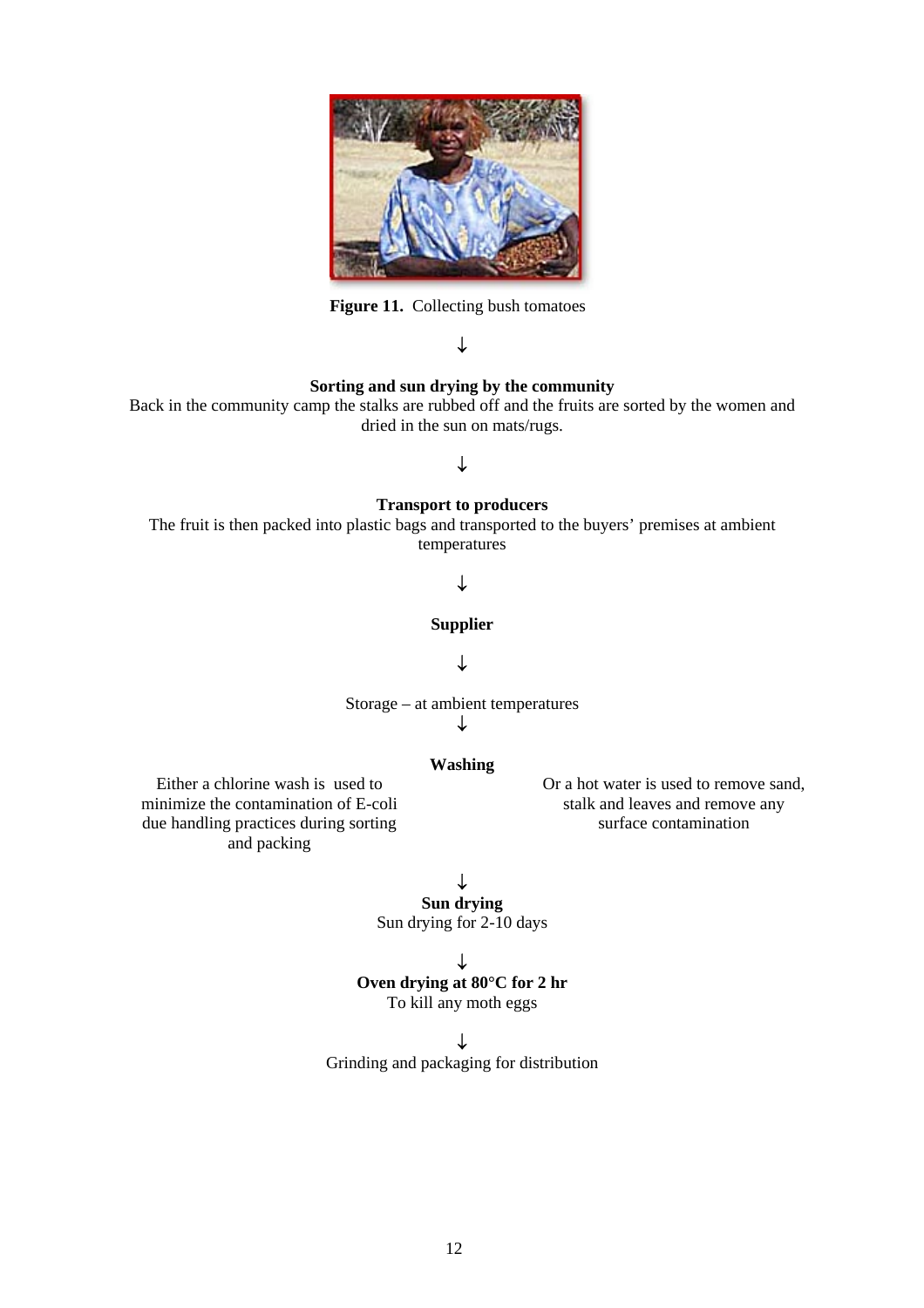**Figure 11.** Collecting bush tomatoes

↓

**Sorting and sun drying by the community**

Back in the community camp the stalks are rubbed off and the fruits are sorted by the women and dried in the sun on mats/rugs.

↓

**Transport to producers**

The fruit is then packed into plastic bags and transported to the buyers' premises at ambient temperatures

↓

**Supplier**

↓

Storage – at ambient temperatures

↓

**Washing**

Either a chlorine wash is used to minimize the contamination of E-coli due handling practices during sorting and packing

Or a hot water is used to remove sand, stalk and leaves and remove any surface contamination

↓

**Sun drying**

Sun drying for 2-10 days

↓

**Oven drying at 80°C for 2 hr**

To kill any moth eggs

↓

Grinding and packaging for distribution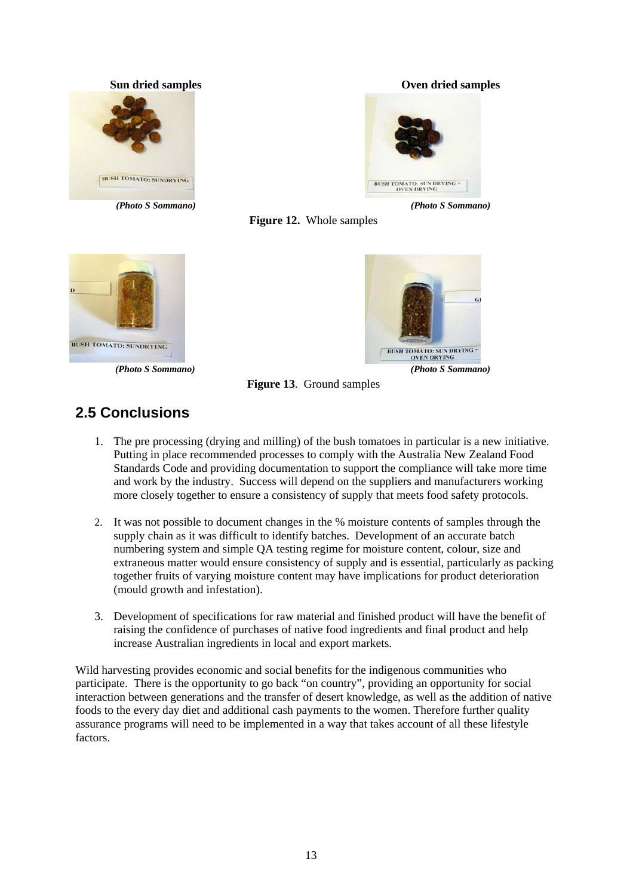**Sun dried samples** **Oven dried samples**

*(Photo S Sommano)* *(Photo S Sommano)*

**Figure 12.** Whole samples

*(Photo S Sommano)* *(Photo S Sommano)*

**Figure 13**. Ground samples

## 2.5 Conclusions

1. The pre processing (drying and milling) of the bush tomatoes in particular is a new initiative. Putting in place recommended processes to comply with the Australia New Zealand Food Standards Code and providing documentation to support the compliance will take more time and work by the industry. Success will depend on the suppliers and manufacturers working more closely together to ensure a consistency of supply that meets food safety protocols.

2. It was not possible to document changes in the % moisture contents of samples through the supply chain as it was difficult to identify batches. Development of an accurate batch numbering system and simple QA testing regime for moisture content, colour, size and extraneous matter would ensure consistency of supply and is essential, particularly as packing together fruits of varying moisture content may have implications for product deterioration (mould growth and infestation).

3. Development of specifications for raw material and finished product will have the benefit of raising the confidence of purchases of native food ingredients and final product and help increase Australian ingredients in local and export markets.

Wild harvesting provides economic and social benefits for the indigenous communities who participate. There is the opportunity to go back "on country", providing an opportunity for social interaction between generations and the transfer of desert knowledge, as well as the addition of native foods to the every day diet and additional cash payments to the women. Therefore further quality assurance programs will need to be implemented in a way that takes account of all these lifestyle factors.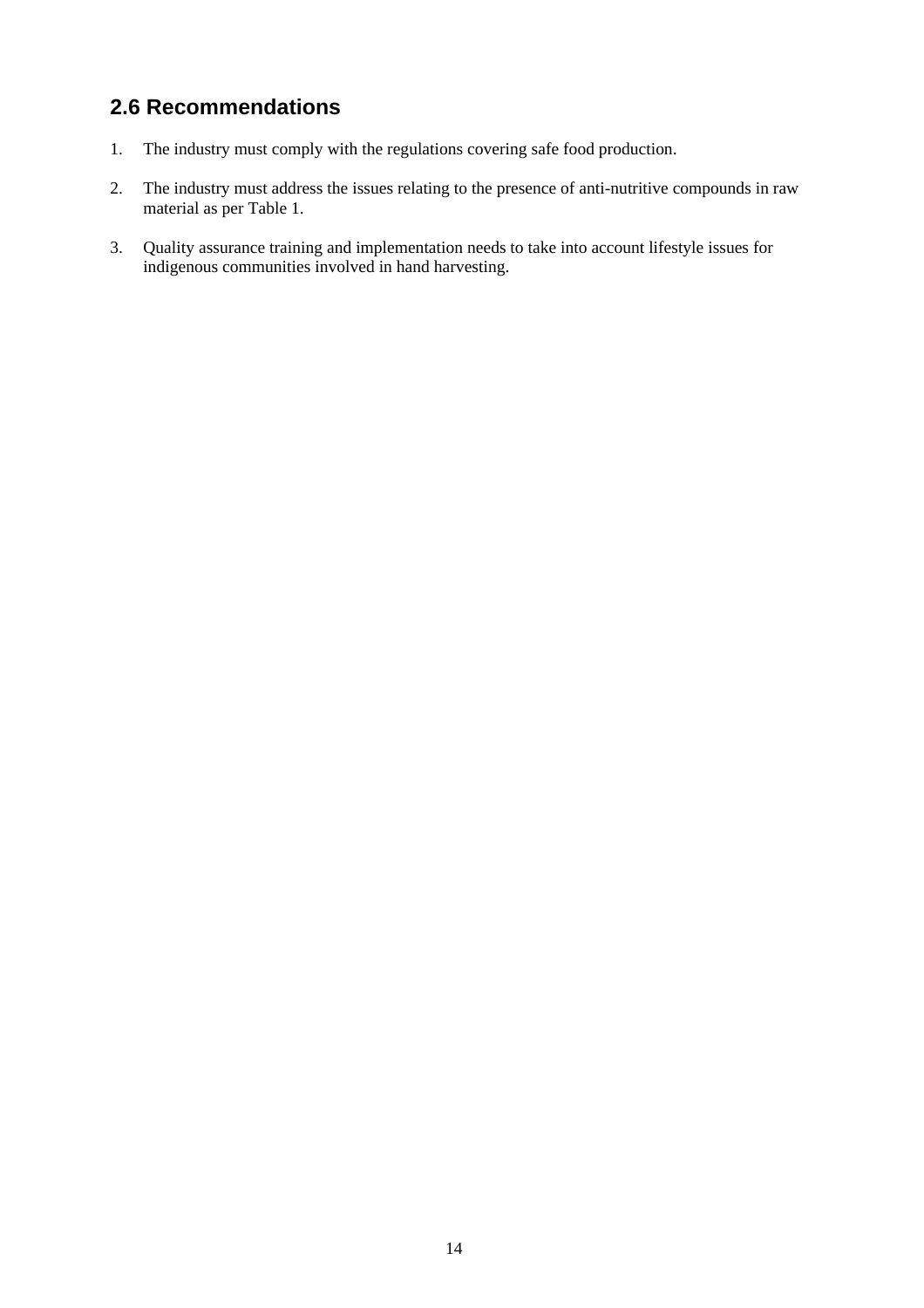## 2.6 Recommendations

1. The industry must comply with the regulations covering safe food production.

2. The industry must address the issues relating to the presence of anti-nutritive compounds in raw material as per Table 1.

3. Quality assurance training and implementation needs to take into account lifestyle issues for indigenous communities involved in hand harvesting.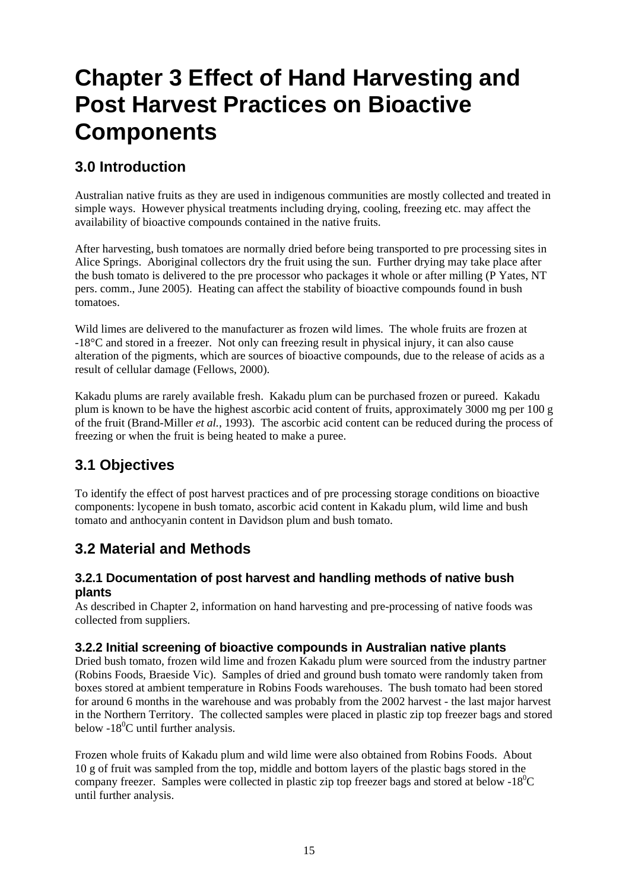# Chapter 3 Effect of Hand Harvesting and Post Harvest Practices on Bioactive Components

## 3.0 Introduction

Australian native fruits as they are used in indigenous communities are mostly collected and treated in simple ways. However physical treatments including drying, cooling, freezing etc. may affect the availability of bioactive compounds contained in the native fruits.

After harvesting, bush tomatoes are normally dried before being transported to pre processing sites in Alice Springs. Aboriginal collectors dry the fruit using the sun. Further drying may take place after the bush tomato is delivered to the pre processor who packages it whole or after milling (P Yates, NT pers. comm., June 2005). Heating can affect the stability of bioactive compounds found in bush tomatoes.

Wild limes are delivered to the manufacturer as frozen wild limes. The whole fruits are frozen at -18°C and stored in a freezer. Not only can freezing result in physical injury, it can also cause alteration of the pigments, which are sources of bioactive compounds, due to the release of acids as a result of cellular damage (Fellows, 2000).

Kakadu plums are rarely available fresh. Kakadu plum can be purchased frozen or pureed. Kakadu plum is known to be have the highest ascorbic acid content of fruits, approximately 3000 mg per 100 g of the fruit (Brand-Miller *et al.,* 1993). The ascorbic acid content can be reduced during the process of freezing or when the fruit is being heated to make a puree.

## 3.1 Objectives

To identify the effect of post harvest practices and of pre processing storage conditions on bioactive components: lycopene in bush tomato, ascorbic acid content in Kakadu plum, wild lime and bush tomato and anthocyanin content in Davidson plum and bush tomato.

## 3.2 Material and Methods

### 3.2.1 Documentation of post harvest and handling methods of native bush plants

As described in Chapter 2, information on hand harvesting and pre-processing of native foods was collected from suppliers.

### 3.2.2 Initial screening of bioactive compounds in Australian native plants

Dried bush tomato, frozen wild lime and frozen Kakadu plum were sourced from the industry partner (Robins Foods, Braeside Vic). Samples of dried and ground bush tomato were randomly taken from boxes stored at ambient temperature in Robins Foods warehouses. The bush tomato had been stored for around 6 months in the warehouse and was probably from the 2002 harvest - the last major harvest in the Northern Territory. The collected samples were placed in plastic zip top freezer bags and stored below -18$^0$C until further analysis.

Frozen whole fruits of Kakadu plum and wild lime were also obtained from Robins Foods. About 10 g of fruit was sampled from the top, middle and bottom layers of the plastic bags stored in the company freezer. Samples were collected in plastic zip top freezer bags and stored at below -18$^0$C until further analysis.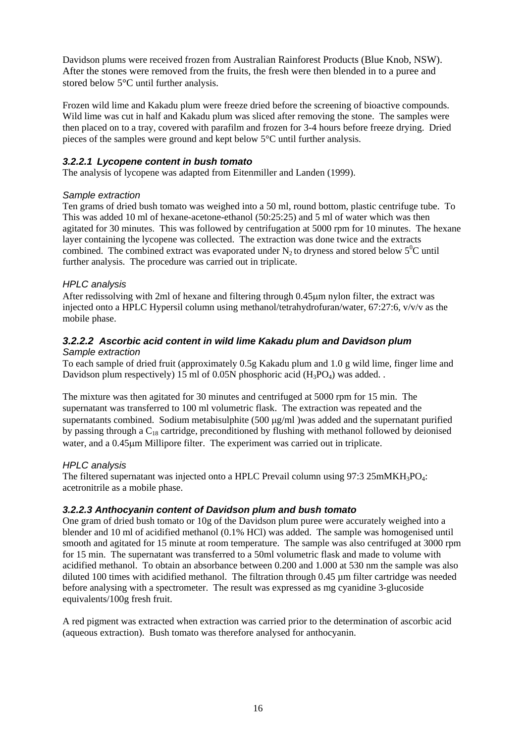Davidson plums were received frozen from Australian Rainforest Products (Blue Knob, NSW). After the stones were removed from the fruits, the fresh were then blended in to a puree and stored below 5°C until further analysis.

Frozen wild lime and Kakadu plum were freeze dried before the screening of bioactive compounds. Wild lime was cut in half and Kakadu plum was sliced after removing the stone. The samples were then placed on to a tray, covered with parafilm and frozen for 3-4 hours before freeze drying. Dried pieces of the samples were ground and kept below 5°C until further analysis.

#### *3.2.2.1 Lycopene content in bush tomato*

The analysis of lycopene was adapted from Eitenmiller and Landen (1999).

*Sample extraction*

Ten grams of dried bush tomato was weighed into a 50 ml, round bottom, plastic centrifuge tube. To This was added 10 ml of hexane-acetone-ethanol (50:25:25) and 5 ml of water which was then agitated for 30 minutes. This was followed by centrifugation at 5000 rpm for 10 minutes. The hexane layer containing the lycopene was collected. The extraction was done twice and the extracts combined. The combined extract was evaporated under $N_2$ to dryness and stored below $5^0$C until further analysis. The procedure was carried out in triplicate.

*HPLC analysis*

After redissolving with 2ml of hexane and filtering through 0.45μm nylon filter, the extract was injected onto a HPLC Hypersil column using methanol/tetrahydrofuran/water, 67:27:6, v/v/v as the mobile phase.

#### *3.2.2.2 Ascorbic acid content in wild lime Kakadu plum and Davidson plum*

*Sample extraction*

To each sample of dried fruit (approximately 0.5g Kakadu plum and 1.0 g wild lime, finger lime and Davidson plum respectively) 15 ml of 0.05N phosphoric acid ($H_3PO_4$) was added. .

The mixture was then agitated for 30 minutes and centrifuged at 5000 rpm for 15 min. The supernatant was transferred to 100 ml volumetric flask. The extraction was repeated and the supernatants combined. Sodium metabisulphite (500 μg/ml )was added and the supernatant purified by passing through a $C_{18}$ cartridge, preconditioned by flushing with methanol followed by deionised water, and a 0.45μm Millipore filter. The experiment was carried out in triplicate.

*HPLC analysis*

The filtered supernatant was injected onto a HPLC Prevail column using 97:3 25mM$KH_3PO_4$: acetronitrile as a mobile phase.

#### *3.2.2.3 Anthocyanin content of Davidson plum and bush tomato*

One gram of dried bush tomato or 10g of the Davidson plum puree were accurately weighed into a blender and 10 ml of acidified methanol (0.1% HCl) was added. The sample was homogenised until smooth and agitated for 15 minute at room temperature. The sample was also centrifuged at 3000 rpm for 15 min. The supernatant was transferred to a 50ml volumetric flask and made to volume with acidified methanol. To obtain an absorbance between 0.200 and 1.000 at 530 nm the sample was also diluted 100 times with acidified methanol. The filtration through 0.45 µm filter cartridge was needed before analysing with a spectrometer. The result was expressed as mg cyanidine 3-glucoside equivalents/100g fresh fruit.

A red pigment was extracted when extraction was carried prior to the determination of ascorbic acid (aqueous extraction). Bush tomato was therefore analysed for anthocyanin.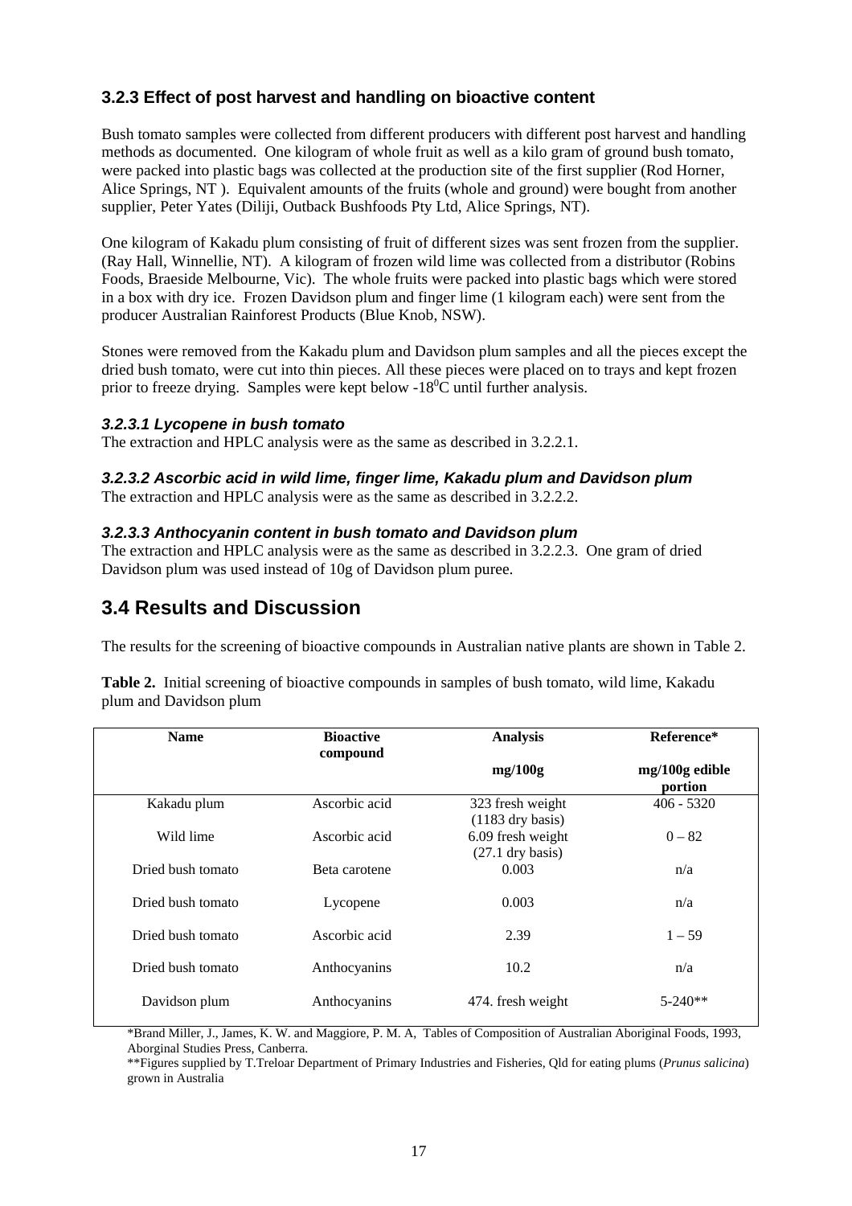### 3.2.3 Effect of post harvest and handling on bioactive content

Bush tomato samples were collected from different producers with different post harvest and handling methods as documented. One kilogram of whole fruit as well as a kilo gram of ground bush tomato, were packed into plastic bags was collected at the production site of the first supplier (Rod Horner, Alice Springs, NT ). Equivalent amounts of the fruits (whole and ground) were bought from another supplier, Peter Yates (Diliji, Outback Bushfoods Pty Ltd, Alice Springs, NT).

One kilogram of Kakadu plum consisting of fruit of different sizes was sent frozen from the supplier. (Ray Hall, Winnellie, NT). A kilogram of frozen wild lime was collected from a distributor (Robins Foods, Braeside Melbourne, Vic). The whole fruits were packed into plastic bags which were stored in a box with dry ice. Frozen Davidson plum and finger lime (1 kilogram each) were sent from the producer Australian Rainforest Products (Blue Knob, NSW).

Stones were removed from the Kakadu plum and Davidson plum samples and all the pieces except the dried bush tomato, were cut into thin pieces. All these pieces were placed on to trays and kept frozen prior to freeze drying. Samples were kept below -18$^0$C until further analysis.

#### *3.2.3.1 Lycopene in bush tomato*

The extraction and HPLC analysis were as the same as described in 3.2.2.1.

#### *3.2.3.2 Ascorbic acid in wild lime, finger lime, Kakadu plum and Davidson plum*

The extraction and HPLC analysis were as the same as described in 3.2.2.2.

#### *3.2.3.3 Anthocyanin content in bush tomato and Davidson plum*

The extraction and HPLC analysis were as the same as described in 3.2.2.3. One gram of dried Davidson plum was used instead of 10g of Davidson plum puree.

## 3.4 Results and Discussion

The results for the screening of bioactive compounds in Australian native plants are shown in Table 2.

**Table 2.** Initial screening of bioactive compounds in samples of bush tomato, wild lime, Kakadu plum and Davidson plum

| Name | Bioactive compound | Analysis<br>mg/100g | Reference*<br>mg/100g edible portion |
|---|---|---|---|
| Kakadu plum | Ascorbic acid | 323 fresh weight (1183 dry basis) | 406 - 5320 |
| Wild lime | Ascorbic acid | 6.09 fresh weight (27.1 dry basis) | 0 – 82 |
| Dried bush tomato | Beta carotene | 0.003 | n/a |
| Dried bush tomato | Lycopene | 0.003 | n/a |
| Dried bush tomato | Ascorbic acid | 2.39 | 1 – 59 |
| Dried bush tomato | Anthocyanins | 10.2 | n/a |
| Davidson plum | Anthocyanins | 474. fresh weight | 5-240** |

*Brand Miller, J., James, K. W. and Maggiore, P. M. A, Tables of Composition of Australian Aboriginal Foods, 1993, Aborginal Studies Press, Canberra.

**Figures supplied by T.Treloar Department of Primary Industries and Fisheries, Qld for eating plums (*Prunus salicina*) grown in Australia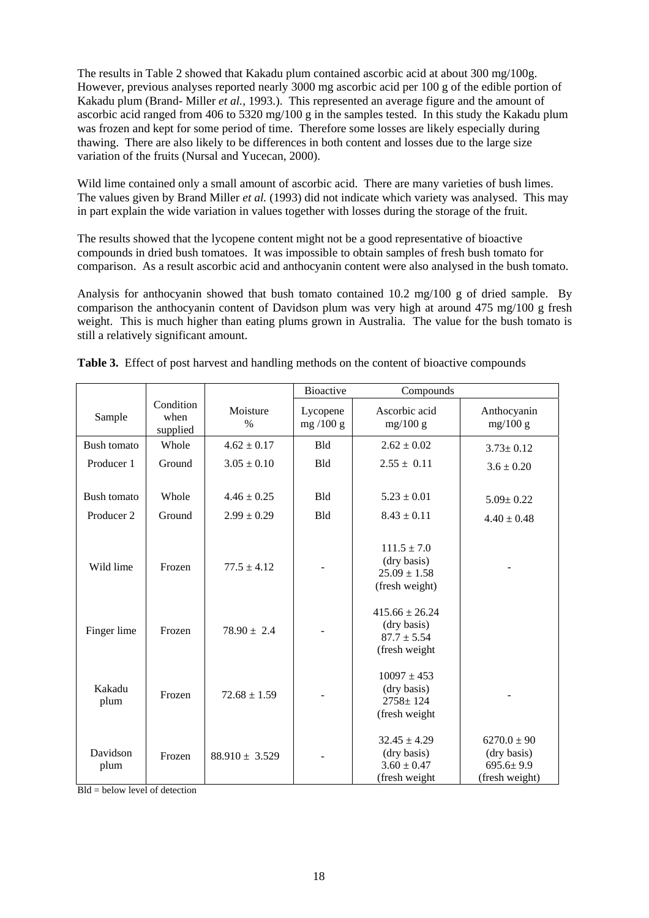The results in Table 2 showed that Kakadu plum contained ascorbic acid at about 300 mg/100g. However, previous analyses reported nearly 3000 mg ascorbic acid per 100 g of the edible portion of Kakadu plum (Brand- Miller *et al.,* 1993.). This represented an average figure and the amount of ascorbic acid ranged from 406 to 5320 mg/100 g in the samples tested. In this study the Kakadu plum was frozen and kept for some period of time. Therefore some losses are likely especially during thawing. There are also likely to be differences in both content and losses due to the large size variation of the fruits (Nursal and Yucecan, 2000).

Wild lime contained only a small amount of ascorbic acid. There are many varieties of bush limes. The values given by Brand Miller *et al.* (1993) did not indicate which variety was analysed. This may in part explain the wide variation in values together with losses during the storage of the fruit.

The results showed that the lycopene content might not be a good representative of bioactive compounds in dried bush tomatoes. It was impossible to obtain samples of fresh bush tomato for comparison. As a result ascorbic acid and anthocyanin content were also analysed in the bush tomato.

Analysis for anthocyanin showed that bush tomato contained 10.2 mg/100 g of dried sample. By comparison the anthocyanin content of Davidson plum was very high at around 475 mg/100 g fresh weight. This is much higher than eating plums grown in Australia. The value for the bush tomato is still a relatively significant amount.

**Table 3.** Effect of post harvest and handling methods on the content of bioactive compounds

| | | | Bioactive Compounds | | |
|---|---|---|---|---|---|
| Sample | Condition when supplied | Moisture % | Lycopene mg /100 g | Ascorbic acid mg/100 g | Anthocyanin mg/100 g |
| Bush tomato | Whole | $4.62 \pm 0.17$ | Bld | $2.62 \pm 0.02$ | $3.73 \pm 0.12$ |
| Producer 1 | Ground | $3.05 \pm 0.10$ | Bld | $2.55 \pm 0.11$ | $3.6 \pm 0.20$ |
| Bush tomato | Whole | $4.46 \pm 0.25$ | Bld | $5.23 \pm 0.01$ | $5.09 \pm 0.22$ |
| Producer 2 | Ground | $2.99 \pm 0.29$ | Bld | $8.43 \pm 0.11$ | $4.40 \pm 0.48$ |
| Wild lime | Frozen | $77.5 \pm 4.12$ | - | $111.5 \pm 7.0$ (dry basis) $25.09 \pm 1.58$ (fresh weight) | - |
| Finger lime | Frozen | $78.90 \pm 2.4$ | - | $415.66 \pm 26.24$ (dry basis) $87.7 \pm 5.54$ (fresh weight | |
| Kakadu plum | Frozen | $72.68 \pm 1.59$ | - | $10097 \pm 453$ (dry basis) $2758 \pm 124$ (fresh weight | - |
| Davidson plum | Frozen | $88.910 \pm 3.529$ | - | $32.45 \pm 4.29$ (dry basis) $3.60 \pm 0.47$ (fresh weight | $6270.0 \pm 90$ (dry basis) $695.6 \pm 9.9$ (fresh weight) |

Bld = below level of detection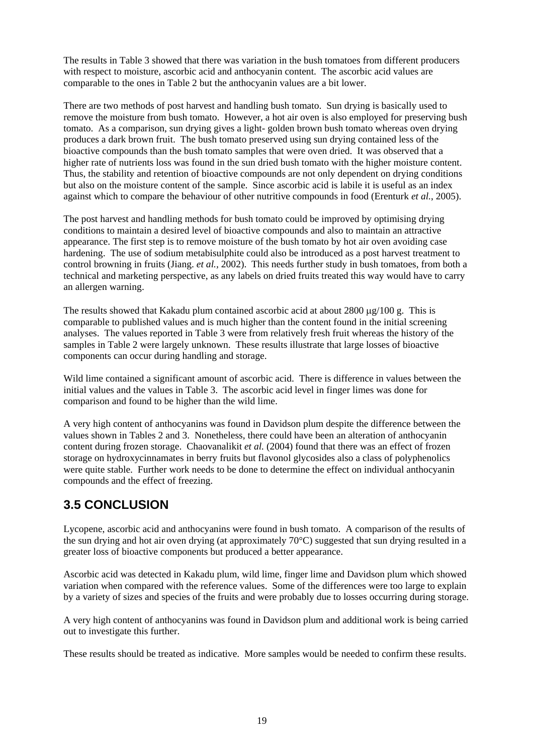The results in Table 3 showed that there was variation in the bush tomatoes from different producers with respect to moisture, ascorbic acid and anthocyanin content. The ascorbic acid values are comparable to the ones in Table 2 but the anthocyanin values are a bit lower.

There are two methods of post harvest and handling bush tomato. Sun drying is basically used to remove the moisture from bush tomato. However, a hot air oven is also employed for preserving bush tomato. As a comparison, sun drying gives a light- golden brown bush tomato whereas oven drying produces a dark brown fruit. The bush tomato preserved using sun drying contained less of the bioactive compounds than the bush tomato samples that were oven dried. It was observed that a higher rate of nutrients loss was found in the sun dried bush tomato with the higher moisture content. Thus, the stability and retention of bioactive compounds are not only dependent on drying conditions but also on the moisture content of the sample. Since ascorbic acid is labile it is useful as an index against which to compare the behaviour of other nutritive compounds in food (Erenturk *et al.*, 2005).

The post harvest and handling methods for bush tomato could be improved by optimising drying conditions to maintain a desired level of bioactive compounds and also to maintain an attractive appearance. The first step is to remove moisture of the bush tomato by hot air oven avoiding case hardening. The use of sodium metabisulphite could also be introduced as a post harvest treatment to control browning in fruits (Jiang. *et al.,* 2002). This needs further study in bush tomatoes, from both a technical and marketing perspective, as any labels on dried fruits treated this way would have to carry an allergen warning.

The results showed that Kakadu plum contained ascorbic acid at about 2800 μg/100 g. This is comparable to published values and is much higher than the content found in the initial screening analyses. The values reported in Table 3 were from relatively fresh fruit whereas the history of the samples in Table 2 were largely unknown. These results illustrate that large losses of bioactive components can occur during handling and storage.

Wild lime contained a significant amount of ascorbic acid. There is difference in values between the initial values and the values in Table 3. The ascorbic acid level in finger limes was done for comparison and found to be higher than the wild lime.

A very high content of anthocyanins was found in Davidson plum despite the difference between the values shown in Tables 2 and 3. Nonetheless, there could have been an alteration of anthocyanin content during frozen storage. Chaovanalikit *et al.* (2004) found that there was an effect of frozen storage on hydroxycinnamates in berry fruits but flavonol glycosides also a class of polyphenolics were quite stable. Further work needs to be done to determine the effect on individual anthocyanin compounds and the effect of freezing.

## 3.5 CONCLUSION

Lycopene, ascorbic acid and anthocyanins were found in bush tomato. A comparison of the results of the sun drying and hot air oven drying (at approximately 70°C) suggested that sun drying resulted in a greater loss of bioactive components but produced a better appearance.

Ascorbic acid was detected in Kakadu plum, wild lime, finger lime and Davidson plum which showed variation when compared with the reference values. Some of the differences were too large to explain by a variety of sizes and species of the fruits and were probably due to losses occurring during storage.

A very high content of anthocyanins was found in Davidson plum and additional work is being carried out to investigate this further.

These results should be treated as indicative. More samples would be needed to confirm these results.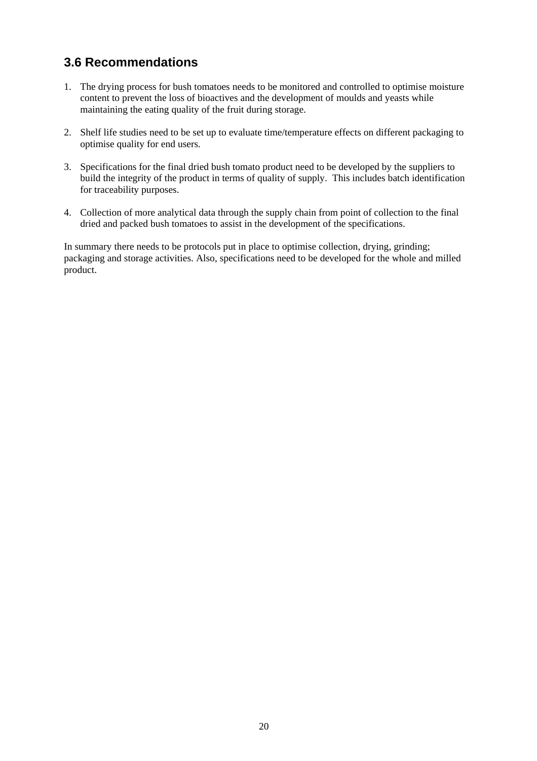## 3.6 Recommendations

1. The drying process for bush tomatoes needs to be monitored and controlled to optimise moisture content to prevent the loss of bioactives and the development of moulds and yeasts while maintaining the eating quality of the fruit during storage.

2. Shelf life studies need to be set up to evaluate time/temperature effects on different packaging to optimise quality for end users.

3. Specifications for the final dried bush tomato product need to be developed by the suppliers to build the integrity of the product in terms of quality of supply. This includes batch identification for traceability purposes.

4. Collection of more analytical data through the supply chain from point of collection to the final dried and packed bush tomatoes to assist in the development of the specifications.

In summary there needs to be protocols put in place to optimise collection, drying, grinding; packaging and storage activities. Also, specifications need to be developed for the whole and milled product.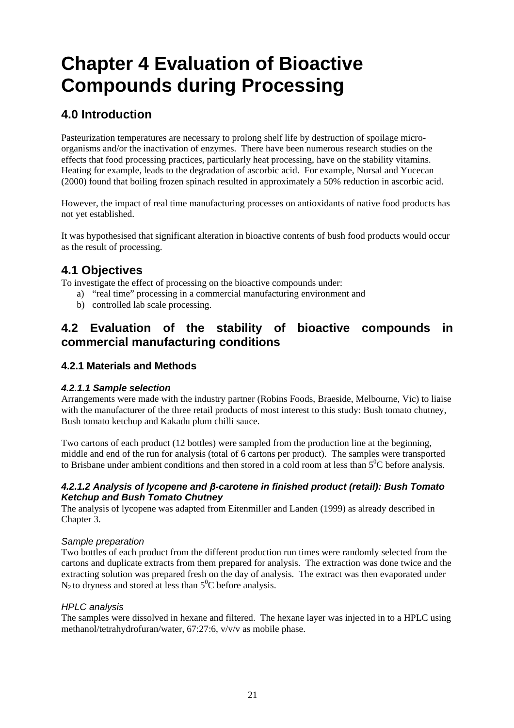# Chapter 4 Evaluation of Bioactive Compounds during Processing

## 4.0 Introduction

Pasteurization temperatures are necessary to prolong shelf life by destruction of spoilage micro-organisms and/or the inactivation of enzymes. There have been numerous research studies on the effects that food processing practices, particularly heat processing, have on the stability vitamins. Heating for example, leads to the degradation of ascorbic acid. For example, Nursal and Yucecan (2000) found that boiling frozen spinach resulted in approximately a 50% reduction in ascorbic acid.

However, the impact of real time manufacturing processes on antioxidants of native food products has not yet established.

It was hypothesised that significant alteration in bioactive contents of bush food products would occur as the result of processing.

## 4.1 Objectives

To investigate the effect of processing on the bioactive compounds under:

a) "real time" processing in a commercial manufacturing environment and
b) controlled lab scale processing.

## 4.2 Evaluation of the stability of bioactive compounds in commercial manufacturing conditions

### 4.2.1 Materials and Methods

#### *4.2.1.1 Sample selection*

Arrangements were made with the industry partner (Robins Foods, Braeside, Melbourne, Vic) to liaise with the manufacturer of the three retail products of most interest to this study: Bush tomato chutney, Bush tomato ketchup and Kakadu plum chilli sauce.

Two cartons of each product (12 bottles) were sampled from the production line at the beginning, middle and end of the run for analysis (total of 6 cartons per product). The samples were transported to Brisbane under ambient conditions and then stored in a cold room at less than $5^0$C before analysis.

#### *4.2.1.2 Analysis of lycopene and β-carotene in finished product (retail): Bush Tomato Ketchup and Bush Tomato Chutney*

The analysis of lycopene was adapted from Eitenmiller and Landen (1999) as already described in Chapter 3.

*Sample preparation*

Two bottles of each product from the different production run times were randomly selected from the cartons and duplicate extracts from them prepared for analysis. The extraction was done twice and the extracting solution was prepared fresh on the day of analysis. The extract was then evaporated under $N_2$ to dryness and stored at less than $5^0$C before analysis.

*HPLC analysis*

The samples were dissolved in hexane and filtered. The hexane layer was injected in to a HPLC using methanol/tetrahydrofuran/water, 67:27:6, v/v/v as mobile phase.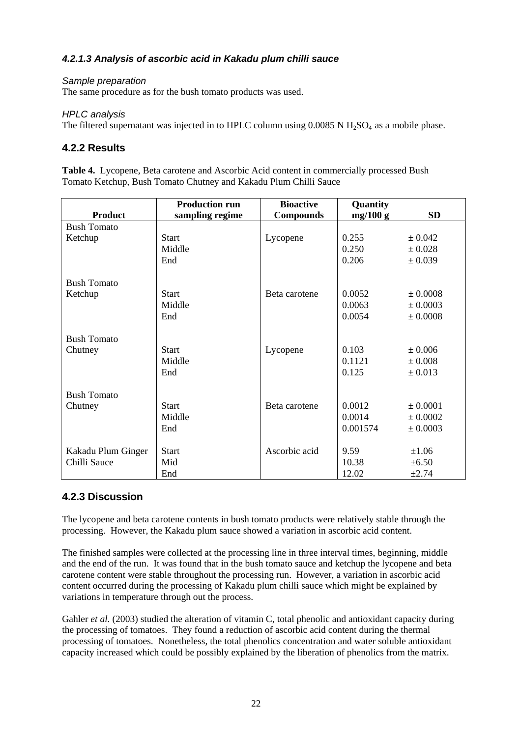#### *4.2.1.3 Analysis of ascorbic acid in Kakadu plum chilli sauce*

*Sample preparation*

The same procedure as for the bush tomato products was used.

*HPLC analysis*

The filtered supernatant was injected in to HPLC column using 0.0085 N $H_2SO_4$ as a mobile phase.

### 4.2.2 Results

**Table 4.** Lycopene, Beta carotene and Ascorbic Acid content in commercially processed Bush Tomato Ketchup, Bush Tomato Chutney and Kakadu Plum Chilli Sauce

| Product | Production run sampling regime | Bioactive Compounds | Quantity mg/100 g | SD |
|---|---|---|---|---|
| Bush Tomato Ketchup | Start | Lycopene | 0.255 | ± 0.042 |
| | Middle | | 0.250 | ± 0.028 |
| | End | | 0.206 | ± 0.039 |
| Bush Tomato Ketchup | Start | Beta carotene | 0.0052 | ± 0.0008 |
| | Middle | | 0.0063 | ± 0.0003 |
| | End | | 0.0054 | ± 0.0008 |
| Bush Tomato Chutney | Start | Lycopene | 0.103 | ± 0.006 |
| | Middle | | 0.1121 | ± 0.008 |
| | End | | 0.125 | ± 0.013 |
| Bush Tomato Chutney | Start | Beta carotene | 0.0012 | ± 0.0001 |
| | Middle | | 0.0014 | ± 0.0002 |
| | End | | 0.001574 | ± 0.0003 |
| Kakadu Plum Ginger Chilli Sauce | Start | Ascorbic acid | 9.59 | ±1.06 |
| | Mid | | 10.38 | ±6.50 |
| | End | | 12.02 | ±2.74 |

### 4.2.3 Discussion

The lycopene and beta carotene contents in bush tomato products were relatively stable through the processing. However, the Kakadu plum sauce showed a variation in ascorbic acid content.

The finished samples were collected at the processing line in three interval times, beginning, middle and the end of the run. It was found that in the bush tomato sauce and ketchup the lycopene and beta carotene content were stable throughout the processing run. However, a variation in ascorbic acid content occurred during the processing of Kakadu plum chilli sauce which might be explained by variations in temperature through out the process.

Gahler *et al*. (2003) studied the alteration of vitamin C, total phenolic and antioxidant capacity during the processing of tomatoes. They found a reduction of ascorbic acid content during the thermal processing of tomatoes. Nonetheless, the total phenolics concentration and water soluble antioxidant capacity increased which could be possibly explained by the liberation of phenolics from the matrix.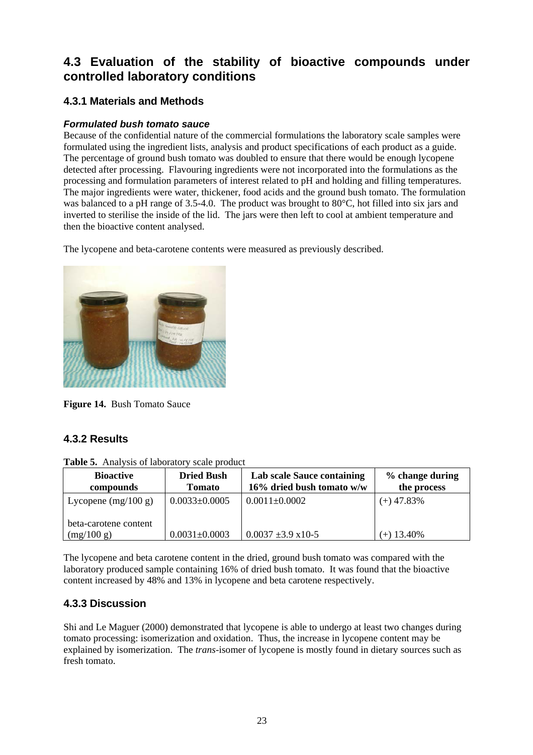## 4.3 Evaluation of the stability of bioactive compounds under controlled laboratory conditions

### 4.3.1 Materials and Methods

#### *Formulated bush tomato sauce*

Because of the confidential nature of the commercial formulations the laboratory scale samples were formulated using the ingredient lists, analysis and product specifications of each product as a guide. The percentage of ground bush tomato was doubled to ensure that there would be enough lycopene detected after processing. Flavouring ingredients were not incorporated into the formulations as the processing and formulation parameters of interest related to pH and holding and filling temperatures. The major ingredients were water, thickener, food acids and the ground bush tomato. The formulation was balanced to a pH range of 3.5-4.0. The product was brought to 80°C, hot filled into six jars and inverted to sterilise the inside of the lid. The jars were then left to cool at ambient temperature and then the bioactive content analysed.

The lycopene and beta-carotene contents were measured as previously described.

**Figure 14.** Bush Tomato Sauce

### 4.3.2 Results

**Table 5.** Analysis of laboratory scale product

| Bioactive compounds | Dried Bush Tomato | Lab scale Sauce containing 16% dried bush tomato w/w | % change during the process |
|---|---|---|---|
| Lycopene (mg/100 g) | 0.0033±0.0005 | 0.0011±0.0002 | (+) 47.83% |
| beta-carotene content (mg/100 g) | 0.0031±0.0003 | 0.0037 ±3.9 x10-5 | (+) 13.40% |

The lycopene and beta carotene content in the dried, ground bush tomato was compared with the laboratory produced sample containing 16% of dried bush tomato. It was found that the bioactive content increased by 48% and 13% in lycopene and beta carotene respectively.

### 4.3.3 Discussion

Shi and Le Maguer (2000) demonstrated that lycopene is able to undergo at least two changes during tomato processing: isomerization and oxidation. Thus, the increase in lycopene content may be explained by isomerization. The *trans*-isomer of lycopene is mostly found in dietary sources such as fresh tomato.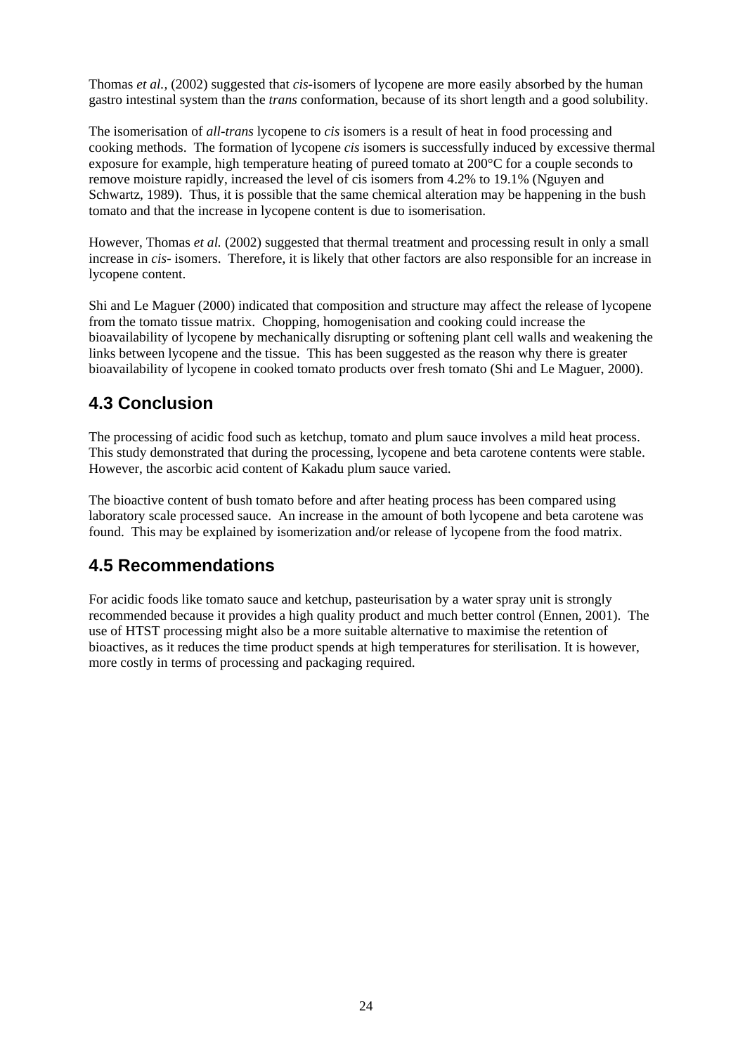Thomas *et al.*, (2002) suggested that *cis*-isomers of lycopene are more easily absorbed by the human gastro intestinal system than the *trans* conformation, because of its short length and a good solubility.

The isomerisation of *all-trans* lycopene to *cis* isomers is a result of heat in food processing and cooking methods. The formation of lycopene *cis* isomers is successfully induced by excessive thermal exposure for example, high temperature heating of pureed tomato at 200°C for a couple seconds to remove moisture rapidly, increased the level of cis isomers from 4.2% to 19.1% (Nguyen and Schwartz, 1989). Thus, it is possible that the same chemical alteration may be happening in the bush tomato and that the increase in lycopene content is due to isomerisation.

However, Thomas *et al.* (2002) suggested that thermal treatment and processing result in only a small increase in *cis*- isomers. Therefore, it is likely that other factors are also responsible for an increase in lycopene content.

Shi and Le Maguer (2000) indicated that composition and structure may affect the release of lycopene from the tomato tissue matrix. Chopping, homogenisation and cooking could increase the bioavailability of lycopene by mechanically disrupting or softening plant cell walls and weakening the links between lycopene and the tissue. This has been suggested as the reason why there is greater bioavailability of lycopene in cooked tomato products over fresh tomato (Shi and Le Maguer, 2000).

## 4.3 Conclusion

The processing of acidic food such as ketchup, tomato and plum sauce involves a mild heat process. This study demonstrated that during the processing, lycopene and beta carotene contents were stable. However, the ascorbic acid content of Kakadu plum sauce varied.

The bioactive content of bush tomato before and after heating process has been compared using laboratory scale processed sauce. An increase in the amount of both lycopene and beta carotene was found. This may be explained by isomerization and/or release of lycopene from the food matrix.

## 4.5 Recommendations

For acidic foods like tomato sauce and ketchup, pasteurisation by a water spray unit is strongly recommended because it provides a high quality product and much better control (Ennen, 2001). The use of HTST processing might also be a more suitable alternative to maximise the retention of bioactives, as it reduces the time product spends at high temperatures for sterilisation. It is however, more costly in terms of processing and packaging required.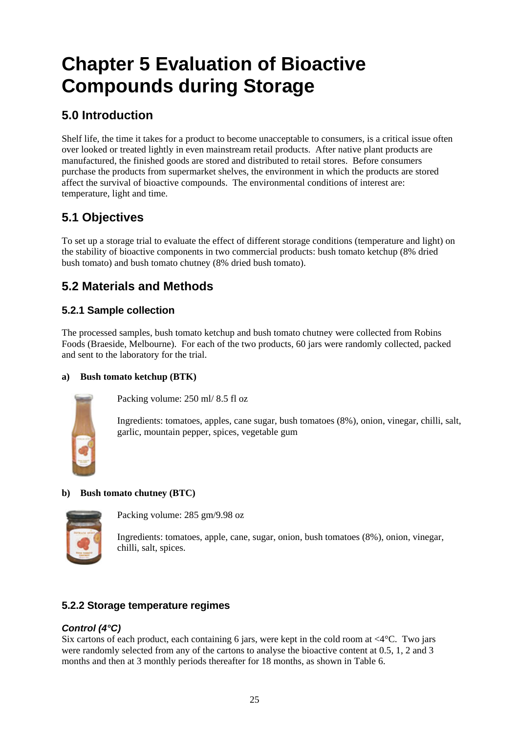# Chapter 5 Evaluation of Bioactive Compounds during Storage

## 5.0 Introduction

Shelf life, the time it takes for a product to become unacceptable to consumers, is a critical issue often over looked or treated lightly in even mainstream retail products. After native plant products are manufactured, the finished goods are stored and distributed to retail stores. Before consumers purchase the products from supermarket shelves, the environment in which the products are stored affect the survival of bioactive compounds. The environmental conditions of interest are: temperature, light and time.

## 5.1 Objectives

To set up a storage trial to evaluate the effect of different storage conditions (temperature and light) on the stability of bioactive components in two commercial products: bush tomato ketchup (8% dried bush tomato) and bush tomato chutney (8% dried bush tomato).

## 5.2 Materials and Methods

### 5.2.1 Sample collection

The processed samples, bush tomato ketchup and bush tomato chutney were collected from Robins Foods (Braeside, Melbourne). For each of the two products, 60 jars were randomly collected, packed and sent to the laboratory for the trial.

**a) Bush tomato ketchup (BTK)**

Packing volume: 250 ml/ 8.5 fl oz

Ingredients: tomatoes, apples, cane sugar, bush tomatoes (8%), onion, vinegar, chilli, salt, garlic, mountain pepper, spices, vegetable gum

**b) Bush tomato chutney (BTC)**

Packing volume: 285 gm/9.98 oz

Ingredients: tomatoes, apple, cane, sugar, onion, bush tomatoes (8%), onion, vinegar, chilli, salt, spices.

### 5.2.2 Storage temperature regimes

***Control (4°C)***

Six cartons of each product, each containing 6 jars, were kept in the cold room at <4°C. Two jars were randomly selected from any of the cartons to analyse the bioactive content at 0.5, 1, 2 and 3 months and then at 3 monthly periods thereafter for 18 months, as shown in Table 6.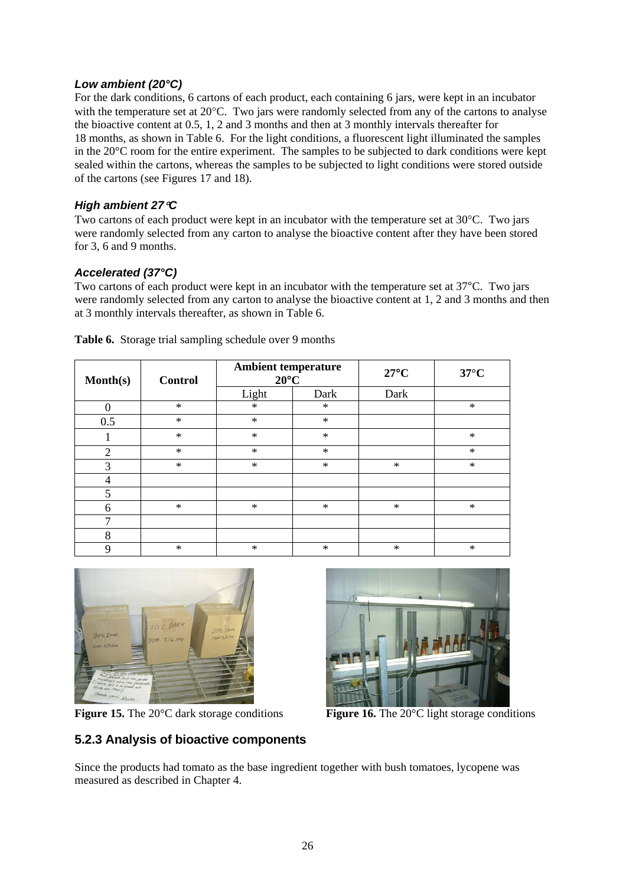### *Low ambient (20°C)*

For the dark conditions, 6 cartons of each product, each containing 6 jars, were kept in an incubator with the temperature set at 20°C. Two jars were randomly selected from any of the cartons to analyse the bioactive content at 0.5, 1, 2 and 3 months and then at 3 monthly intervals thereafter for 18 months, as shown in Table 6. For the light conditions, a fluorescent light illuminated the samples in the 20°C room for the entire experiment. The samples to be subjected to dark conditions were kept sealed within the cartons, whereas the samples to be subjected to light conditions were stored outside of the cartons (see Figures 17 and 18).

### *High ambient 27°C*

Two cartons of each product were kept in an incubator with the temperature set at 30°C. Two jars were randomly selected from any carton to analyse the bioactive content after they have been stored for 3, 6 and 9 months.

### *Accelerated (37°C)*

Two cartons of each product were kept in an incubator with the temperature set at 37°C. Two jars were randomly selected from any carton to analyse the bioactive content at 1, 2 and 3 months and then at 3 monthly intervals thereafter, as shown in Table 6.

**Table 6.** Storage trial sampling schedule over 9 months

| Month(s) | Control | Ambient temperature 20°C | | 27°C | 37°C |
|---|---|---|---|---|---|
| | | Light | Dark | Dark | |
| 0 | * | * | * | | * |
| 0.5 | * | * | * | | |
| 1 | * | * | * | | * |
| 2 | * | * | * | | * |
| 3 | * | * | * | * | * |
| 4 | | | | | |
| 5 | | | | | |
| 6 | * | * | * | * | * |
| 7 | | | | | |
| 8 | | | | | |
| 9 | * | * | * | * | * |

**Figure 15.** The 20°C dark storage conditions

**Figure 16.** The 20°C light storage conditions

### 5.2.3 Analysis of bioactive components

Since the products had tomato as the base ingredient together with bush tomatoes, lycopene was measured as described in Chapter 4.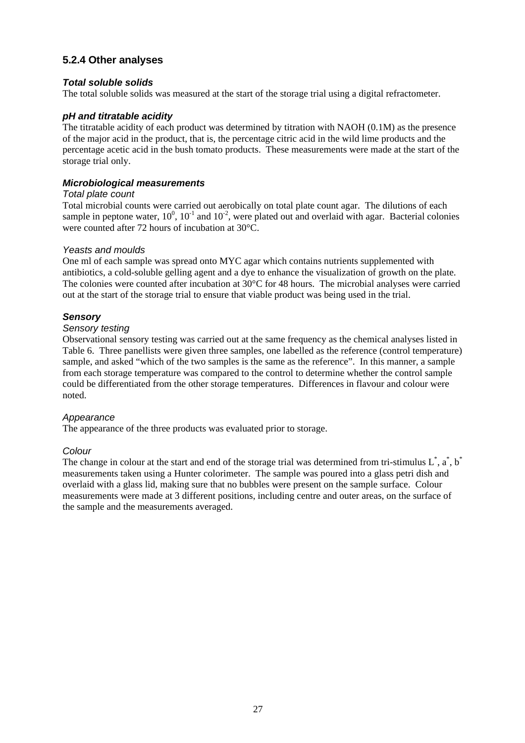### 5.2.4 Other analyses

#### *Total soluble solids*

The total soluble solids was measured at the start of the storage trial using a digital refractometer.

#### *pH and titratable acidity*

The titratable acidity of each product was determined by titration with NAOH (0.1M) as the presence of the major acid in the product, that is, the percentage citric acid in the wild lime products and the percentage acetic acid in the bush tomato products. These measurements were made at the start of the storage trial only.

#### *Microbiological measurements*

*Total plate count*

Total microbial counts were carried out aerobically on total plate count agar. The dilutions of each sample in peptone water, $10^0$, $10^{-1}$ and $10^{-2}$, were plated out and overlaid with agar. Bacterial colonies were counted after 72 hours of incubation at 30°C.

*Yeasts and moulds*

One ml of each sample was spread onto MYC agar which contains nutrients supplemented with antibiotics, a cold-soluble gelling agent and a dye to enhance the visualization of growth on the plate. The colonies were counted after incubation at 30°C for 48 hours. The microbial analyses were carried out at the start of the storage trial to ensure that viable product was being used in the trial.

#### *Sensory*

*Sensory testing*

Observational sensory testing was carried out at the same frequency as the chemical analyses listed in Table 6. Three panellists were given three samples, one labelled as the reference (control temperature) sample, and asked "which of the two samples is the same as the reference". In this manner, a sample from each storage temperature was compared to the control to determine whether the control sample could be differentiated from the other storage temperatures. Differences in flavour and colour were noted.

*Appearance*

The appearance of the three products was evaluated prior to storage.

*Colour*

The change in colour at the start and end of the storage trial was determined from tri-stimulus $L^*$, $a^*$, $b^*$ measurements taken using a Hunter colorimeter. The sample was poured into a glass petri dish and overlaid with a glass lid, making sure that no bubbles were present on the sample surface. Colour measurements were made at 3 different positions, including centre and outer areas, on the surface of the sample and the measurements averaged.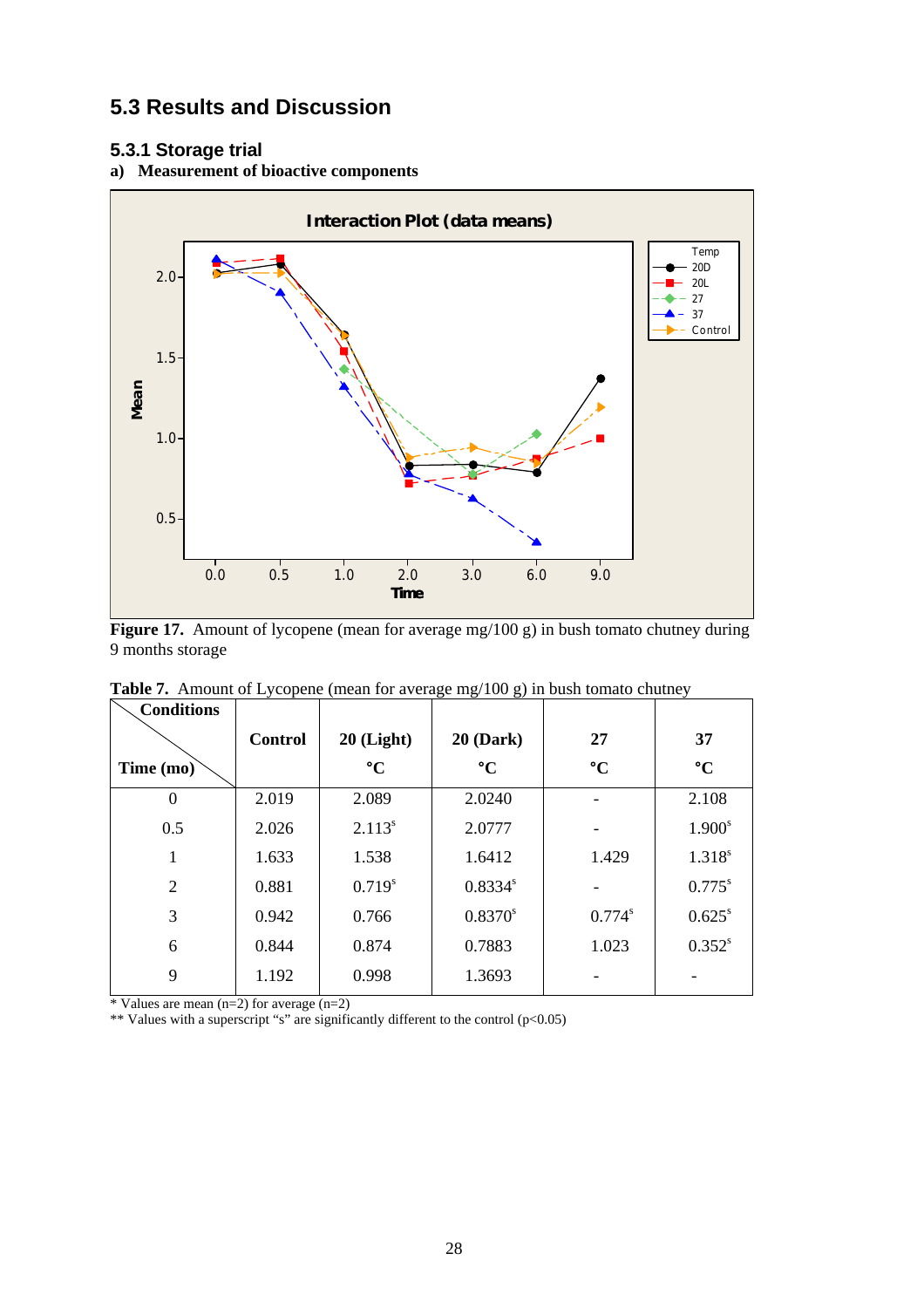## 5.3 Results and Discussion

### 5.3.1 Storage trial

**a) Measurement of bioactive components**

**Figure 17.** Amount of lycopene (mean for average mg/100 g) in bush tomato chutney during 9 months storage

**Table 7.** Amount of Lycopene (mean for average mg/100 g) in bush tomato chutney

| Conditions / Time (mo) | Control | 20 (Light) °C | 20 (Dark) °C | 27 °C | 37 °C |
|---|---|---|---|---|---|
| 0 | 2.019 | 2.089 | 2.0240 | - | 2.108 |
| 0.5 | 2.026 | 2.113$^{s}$ | 2.0777 | - | 1.900$^{s}$ |
| 1 | 1.633 | 1.538 | 1.6412 | 1.429 | 1.318$^{s}$ |
| 2 | 0.881 | 0.719$^{s}$ | 0.8334$^{s}$ | - | 0.775$^{s}$ |
| 3 | 0.942 | 0.766 | 0.8370$^{s}$ | 0.774$^{s}$ | 0.625$^{s}$ |
| 6 | 0.844 | 0.874 | 0.7883 | 1.023 | 0.352$^{s}$ |
| 9 | 1.192 | 0.998 | 1.3693 | - | - |

* Values are mean (n=2) for average (n=2)

** Values with a superscript "s" are significantly different to the control ($p<0.05$)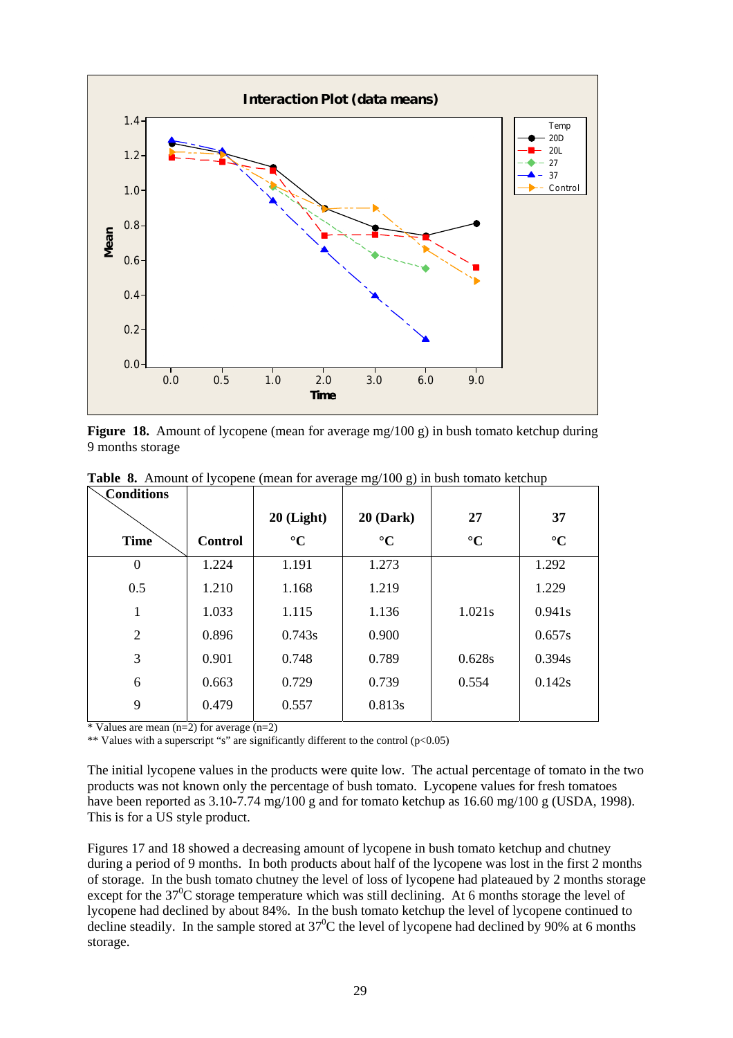**Figure 18.** Amount of lycopene (mean for average mg/100 g) in bush tomato ketchup during 9 months storage

**Table 8.** Amount of lycopene (mean for average mg/100 g) in bush tomato ketchup

| Conditions / Time | Control | 20 (Light) °C | 20 (Dark) °C | 27 °C | 37 °C |
|---|---|---|---|---|---|
| 0 | 1.224 | 1.191 | 1.273 | | 1.292 |
| 0.5 | 1.210 | 1.168 | 1.219 | | 1.229 |
| 1 | 1.033 | 1.115 | 1.136 | 1.021s | 0.941s |
| 2 | 0.896 | 0.743s | 0.900 | | 0.657s |
| 3 | 0.901 | 0.748 | 0.789 | 0.628s | 0.394s |
| 6 | 0.663 | 0.729 | 0.739 | 0.554 | 0.142s |
| 9 | 0.479 | 0.557 | 0.813s | | |

* Values are mean (n=2) for average (n=2)

** Values with a superscript "s" are significantly different to the control ($p<0.05$)

The initial lycopene values in the products were quite low. The actual percentage of tomato in the two products was not known only the percentage of bush tomato. Lycopene values for fresh tomatoes have been reported as 3.10-7.74 mg/100 g and for tomato ketchup as 16.60 mg/100 g (USDA, 1998). This is for a US style product.

Figures 17 and 18 showed a decreasing amount of lycopene in bush tomato ketchup and chutney during a period of 9 months. In both products about half of the lycopene was lost in the first 2 months of storage. In the bush tomato chutney the level of loss of lycopene had plateaued by 2 months storage except for the 37$^{0}$C storage temperature which was still declining. At 6 months storage the level of lycopene had declined by about 84%. In the bush tomato ketchup the level of lycopene continued to decline steadily. In the sample stored at 37$^{0}$C the level of lycopene had declined by 90% at 6 months storage.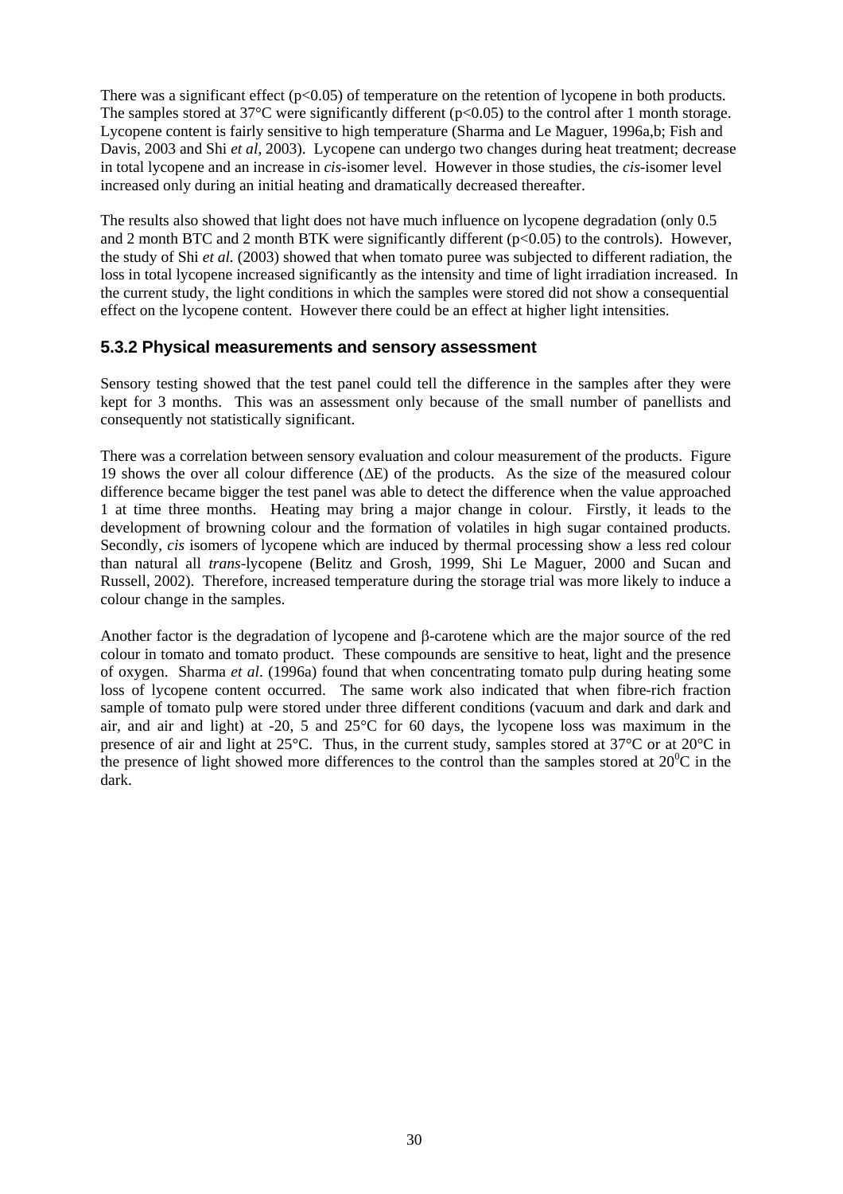There was a significant effect ($p<0.05$) of temperature on the retention of lycopene in both products. The samples stored at 37°C were significantly different ($p<0.05$) to the control after 1 month storage. Lycopene content is fairly sensitive to high temperature (Sharma and Le Maguer, 1996a,b; Fish and Davis, 2003 and Shi *et al*, 2003). Lycopene can undergo two changes during heat treatment; decrease in total lycopene and an increase in *cis*-isomer level. However in those studies, the *cis*-isomer level increased only during an initial heating and dramatically decreased thereafter.

The results also showed that light does not have much influence on lycopene degradation (only 0.5 and 2 month BTC and 2 month BTK were significantly different ($p<0.05$) to the controls). However, the study of Shi *et al.* (2003) showed that when tomato puree was subjected to different radiation, the loss in total lycopene increased significantly as the intensity and time of light irradiation increased. In the current study, the light conditions in which the samples were stored did not show a consequential effect on the lycopene content. However there could be an effect at higher light intensities.

### 5.3.2 Physical measurements and sensory assessment

Sensory testing showed that the test panel could tell the difference in the samples after they were kept for 3 months. This was an assessment only because of the small number of panellists and consequently not statistically significant.

There was a correlation between sensory evaluation and colour measurement of the products. Figure 19 shows the over all colour difference ($\Delta E$) of the products. As the size of the measured colour difference became bigger the test panel was able to detect the difference when the value approached 1 at time three months. Heating may bring a major change in colour. Firstly, it leads to the development of browning colour and the formation of volatiles in high sugar contained products. Secondly, *cis* isomers of lycopene which are induced by thermal processing show a less red colour than natural all *trans*-lycopene (Belitz and Grosh, 1999, Shi Le Maguer, 2000 and Sucan and Russell, 2002). Therefore, increased temperature during the storage trial was more likely to induce a colour change in the samples.

Another factor is the degradation of lycopene and β-carotene which are the major source of the red colour in tomato and tomato product. These compounds are sensitive to heat, light and the presence of oxygen. Sharma *et al*. (1996a) found that when concentrating tomato pulp during heating some loss of lycopene content occurred. The same work also indicated that when fibre-rich fraction sample of tomato pulp were stored under three different conditions (vacuum and dark and dark and air, and air and light) at -20, 5 and 25°C for 60 days, the lycopene loss was maximum in the presence of air and light at 25°C. Thus, in the current study, samples stored at 37°C or at 20°C in the presence of light showed more differences to the control than the samples stored at $20^{0}$C in the dark.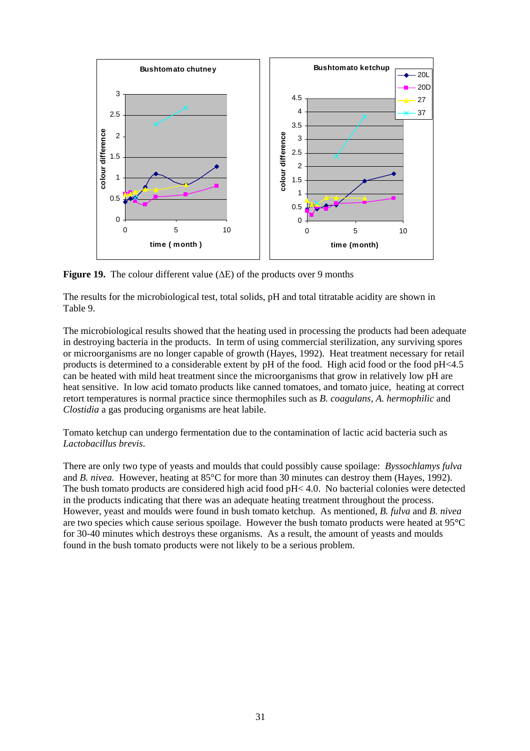**Figure 19.** The colour different value (ΔE) of the products over 9 months

The results for the microbiological test, total solids, pH and total titratable acidity are shown in Table 9.

The microbiological results showed that the heating used in processing the products had been adequate in destroying bacteria in the products. In term of using commercial sterilization, any surviving spores or microorganisms are no longer capable of growth (Hayes, 1992). Heat treatment necessary for retail products is determined to a considerable extent by pH of the food. High acid food or the food pH<4.5 can be heated with mild heat treatment since the microorganisms that grow in relatively low pH are heat sensitive. In low acid tomato products like canned tomatoes, and tomato juice, heating at correct retort temperatures is normal practice since thermophiles such as *B. coagulans*, *A. hermophilic* and *Clostidia* a gas producing organisms are heat labile.

Tomato ketchup can undergo fermentation due to the contamination of lactic acid bacteria such as *Lactobacillus brevis*.

There are only two type of yeasts and moulds that could possibly cause spoilage: *Byssochlamys fulva* and *B. nivea.* However, heating at 85°C for more than 30 minutes can destroy them (Hayes, 1992). The bush tomato products are considered high acid food pH< 4.0. No bacterial colonies were detected in the products indicating that there was an adequate heating treatment throughout the process. However, yeast and moulds were found in bush tomato ketchup. As mentioned, *B. fulva* and *B. nivea* are two species which cause serious spoilage. However the bush tomato products were heated at 95°C for 30-40 minutes which destroys these organisms. As a result, the amount of yeasts and moulds found in the bush tomato products were not likely to be a serious problem.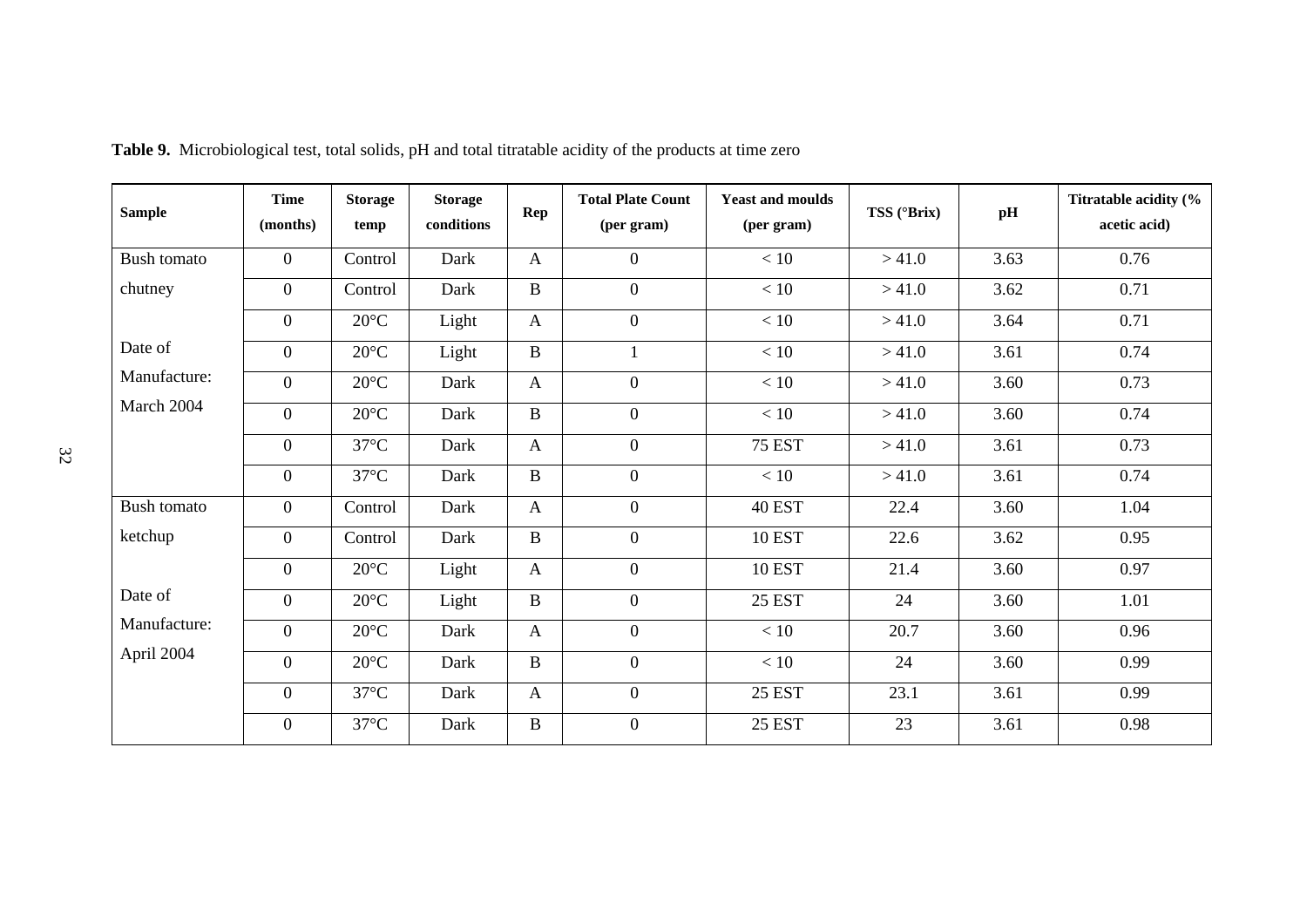**Table 9.** Microbiological test, total solids, pH and total titratable acidity of the products at time zero

| Sample | Time (months) | Storage temp | Storage conditions | Rep | Total Plate Count (per gram) | Yeast and moulds (per gram) | TSS (°Brix) | pH | Titratable acidity (% acetic acid) |
|---|---|---|---|---|---|---|---|---|---|
| Bush tomato chutney | 0 | Control | Dark | A | 0 | < 10 | > 41.0 | 3.63 | 0.76 |
| | 0 | Control | Dark | B | 0 | < 10 | > 41.0 | 3.62 | 0.71 |
| | 0 | 20°C | Light | A | 0 | < 10 | > 41.0 | 3.64 | 0.71 |
| Date of Manufacture: March 2004 | 0 | 20°C | Light | B | 1 | < 10 | > 41.0 | 3.61 | 0.74 |
| | 0 | 20°C | Dark | A | 0 | < 10 | > 41.0 | 3.60 | 0.73 |
| | 0 | 20°C | Dark | B | 0 | < 10 | > 41.0 | 3.60 | 0.74 |
| | 0 | 37°C | Dark | A | 0 | 75 EST | > 41.0 | 3.61 | 0.73 |
| | 0 | 37°C | Dark | B | 0 | < 10 | > 41.0 | 3.61 | 0.74 |
| Bush tomato ketchup | 0 | Control | Dark | A | 0 | 40 EST | 22.4 | 3.60 | 1.04 |
| | 0 | Control | Dark | B | 0 | 10 EST | 22.6 | 3.62 | 0.95 |
| | 0 | 20°C | Light | A | 0 | 10 EST | 21.4 | 3.60 | 0.97 |
| Date of Manufacture: April 2004 | 0 | 20°C | Light | B | 0 | 25 EST | 24 | 3.60 | 1.01 |
| | 0 | 20°C | Dark | A | 0 | < 10 | 20.7 | 3.60 | 0.96 |
| | 0 | 20°C | Dark | B | 0 | < 10 | 24 | 3.60 | 0.99 |
| | 0 | 37°C | Dark | A | 0 | 25 EST | 23.1 | 3.61 | 0.99 |
| | 0 | 37°C | Dark | B | 0 | 25 EST | 23 | 3.61 | 0.98 |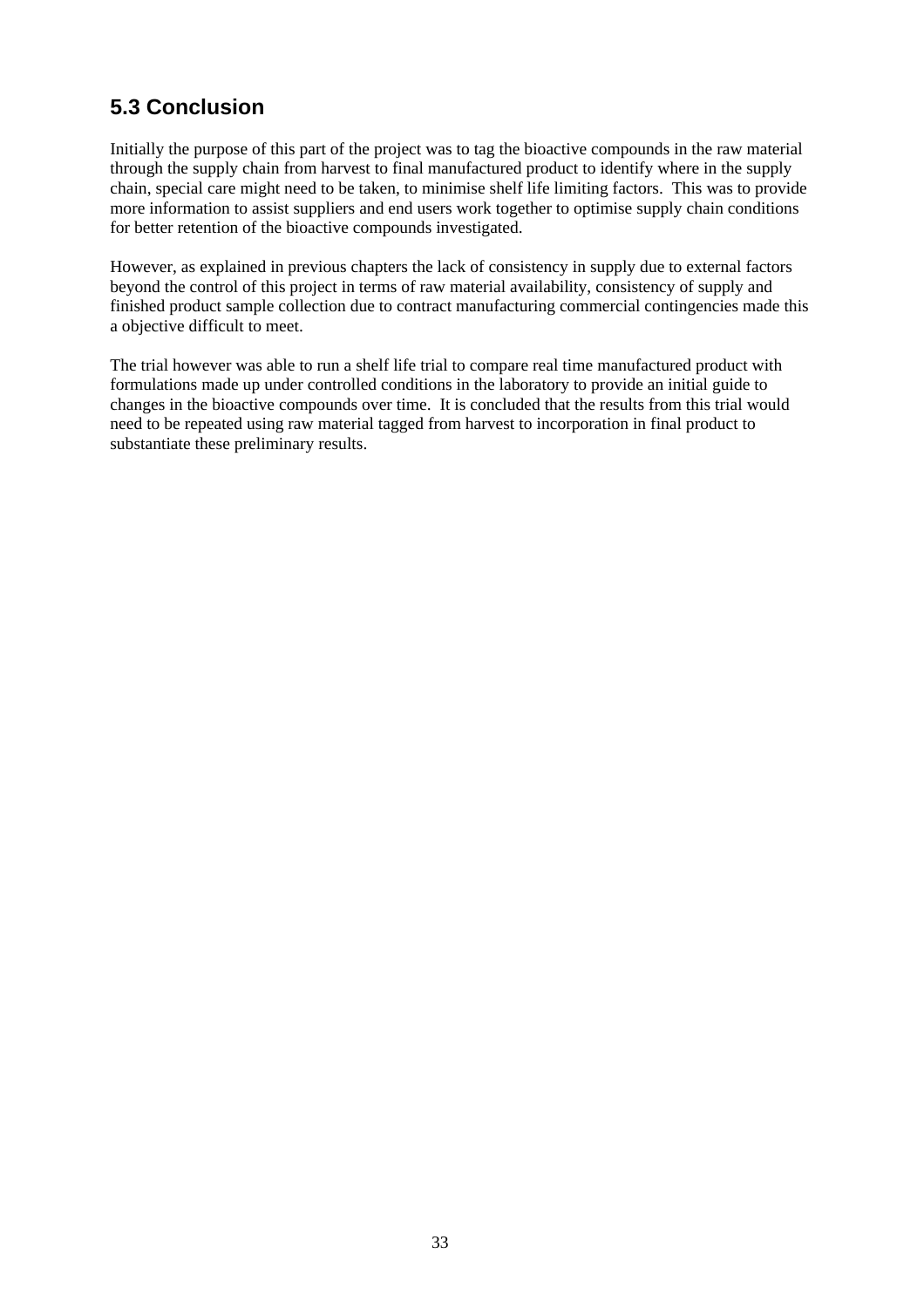## 5.3 Conclusion

Initially the purpose of this part of the project was to tag the bioactive compounds in the raw material through the supply chain from harvest to final manufactured product to identify where in the supply chain, special care might need to be taken, to minimise shelf life limiting factors. This was to provide more information to assist suppliers and end users work together to optimise supply chain conditions for better retention of the bioactive compounds investigated.

However, as explained in previous chapters the lack of consistency in supply due to external factors beyond the control of this project in terms of raw material availability, consistency of supply and finished product sample collection due to contract manufacturing commercial contingencies made this a objective difficult to meet.

The trial however was able to run a shelf life trial to compare real time manufactured product with formulations made up under controlled conditions in the laboratory to provide an initial guide to changes in the bioactive compounds over time. It is concluded that the results from this trial would need to be repeated using raw material tagged from harvest to incorporation in final product to substantiate these preliminary results.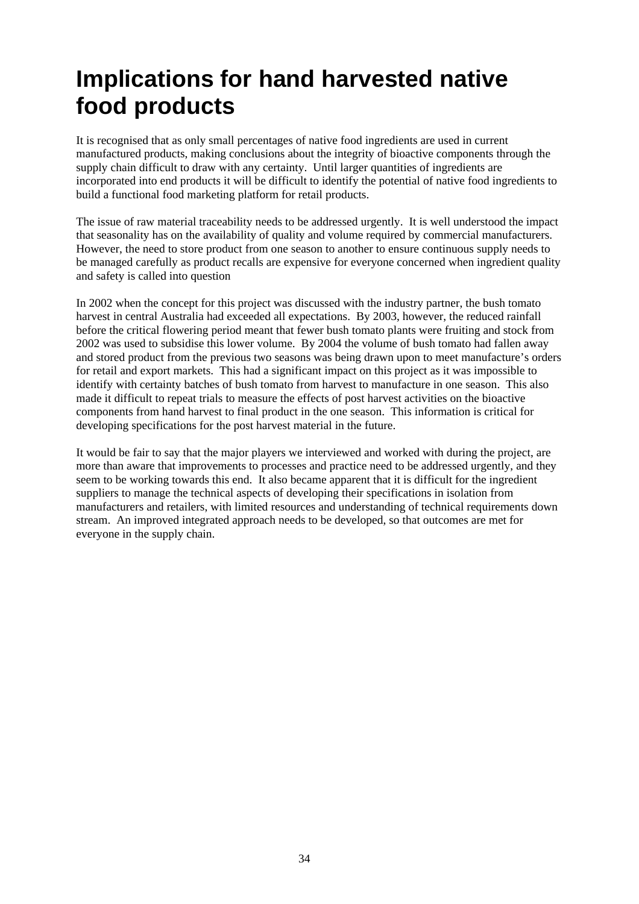# Implications for hand harvested native food products

It is recognised that as only small percentages of native food ingredients are used in current manufactured products, making conclusions about the integrity of bioactive components through the supply chain difficult to draw with any certainty. Until larger quantities of ingredients are incorporated into end products it will be difficult to identify the potential of native food ingredients to build a functional food marketing platform for retail products.

The issue of raw material traceability needs to be addressed urgently. It is well understood the impact that seasonality has on the availability of quality and volume required by commercial manufacturers. However, the need to store product from one season to another to ensure continuous supply needs to be managed carefully as product recalls are expensive for everyone concerned when ingredient quality and safety is called into question

In 2002 when the concept for this project was discussed with the industry partner, the bush tomato harvest in central Australia had exceeded all expectations. By 2003, however, the reduced rainfall before the critical flowering period meant that fewer bush tomato plants were fruiting and stock from 2002 was used to subsidise this lower volume. By 2004 the volume of bush tomato had fallen away and stored product from the previous two seasons was being drawn upon to meet manufacture's orders for retail and export markets. This had a significant impact on this project as it was impossible to identify with certainty batches of bush tomato from harvest to manufacture in one season. This also made it difficult to repeat trials to measure the effects of post harvest activities on the bioactive components from hand harvest to final product in the one season. This information is critical for developing specifications for the post harvest material in the future.

It would be fair to say that the major players we interviewed and worked with during the project, are more than aware that improvements to processes and practice need to be addressed urgently, and they seem to be working towards this end. It also became apparent that it is difficult for the ingredient suppliers to manage the technical aspects of developing their specifications in isolation from manufacturers and retailers, with limited resources and understanding of technical requirements down stream. An improved integrated approach needs to be developed, so that outcomes are met for everyone in the supply chain.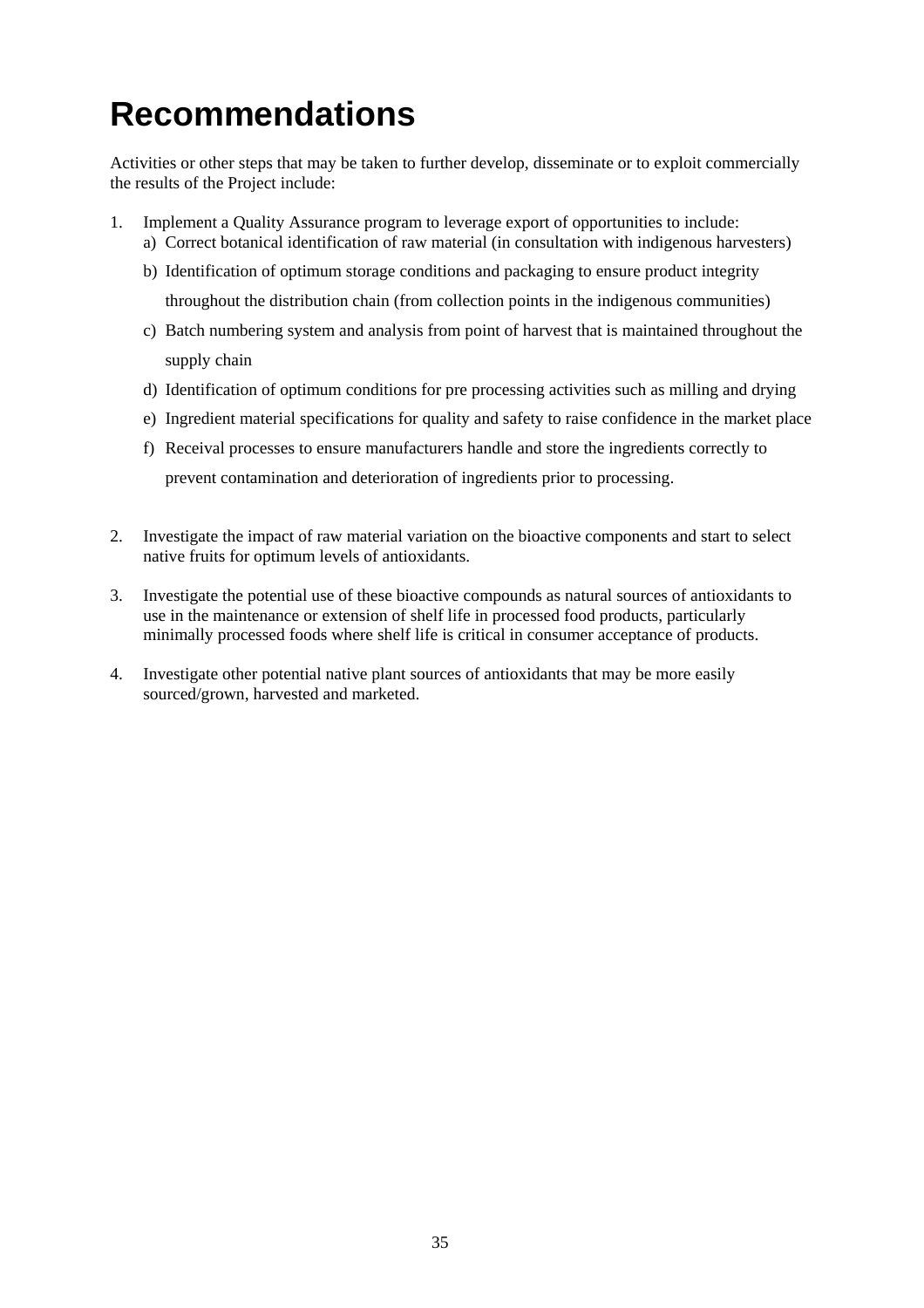# Recommendations

Activities or other steps that may be taken to further develop, disseminate or to exploit commercially the results of the Project include:

1. Implement a Quality Assurance program to leverage export of opportunities to include:
   a) Correct botanical identification of raw material (in consultation with indigenous harvesters)
   b) Identification of optimum storage conditions and packaging to ensure product integrity throughout the distribution chain (from collection points in the indigenous communities)
   c) Batch numbering system and analysis from point of harvest that is maintained throughout the supply chain
   d) Identification of optimum conditions for pre processing activities such as milling and drying
   e) Ingredient material specifications for quality and safety to raise confidence in the market place
   f) Receival processes to ensure manufacturers handle and store the ingredients correctly to prevent contamination and deterioration of ingredients prior to processing.

2. Investigate the impact of raw material variation on the bioactive components and start to select native fruits for optimum levels of antioxidants.

3. Investigate the potential use of these bioactive compounds as natural sources of antioxidants to use in the maintenance or extension of shelf life in processed food products, particularly minimally processed foods where shelf life is critical in consumer acceptance of products.

4. Investigate other potential native plant sources of antioxidants that may be more easily sourced/grown, harvested and marketed.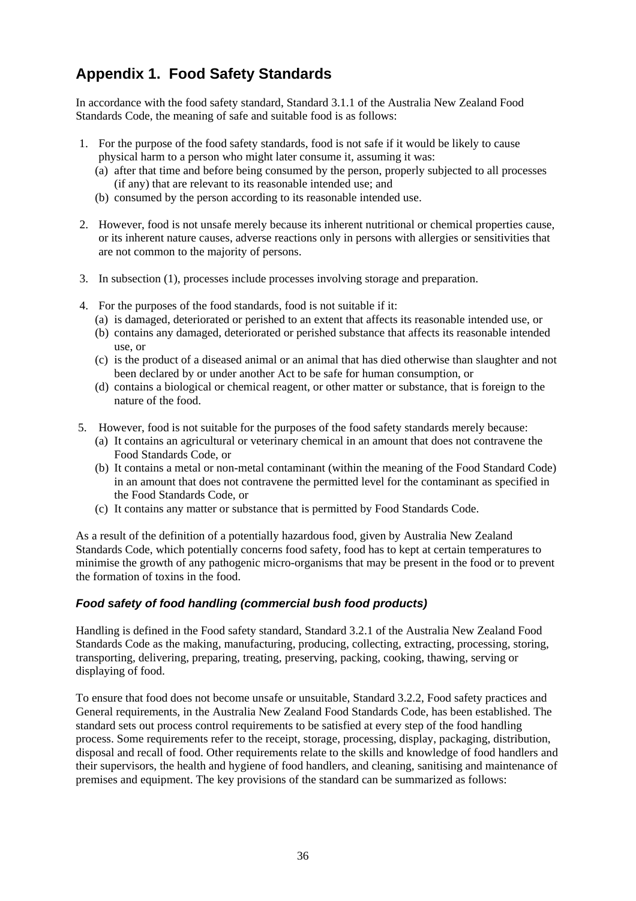## Appendix 1. Food Safety Standards

In accordance with the food safety standard, Standard 3.1.1 of the Australia New Zealand Food Standards Code, the meaning of safe and suitable food is as follows:

1. For the purpose of the food safety standards, food is not safe if it would be likely to cause physical harm to a person who might later consume it, assuming it was:
   (a) after that time and before being consumed by the person, properly subjected to all processes (if any) that are relevant to its reasonable intended use; and
   (b) consumed by the person according to its reasonable intended use.

2. However, food is not unsafe merely because its inherent nutritional or chemical properties cause, or its inherent nature causes, adverse reactions only in persons with allergies or sensitivities that are not common to the majority of persons.

3. In subsection (1), processes include processes involving storage and preparation.

4. For the purposes of the food standards, food is not suitable if it:
   (a) is damaged, deteriorated or perished to an extent that affects its reasonable intended use, or
   (b) contains any damaged, deteriorated or perished substance that affects its reasonable intended use, or
   (c) is the product of a diseased animal or an animal that has died otherwise than slaughter and not been declared by or under another Act to be safe for human consumption, or
   (d) contains a biological or chemical reagent, or other matter or substance, that is foreign to the nature of the food.

5. However, food is not suitable for the purposes of the food safety standards merely because:
   (a) It contains an agricultural or veterinary chemical in an amount that does not contravene the Food Standards Code, or
   (b) It contains a metal or non-metal contaminant (within the meaning of the Food Standard Code) in an amount that does not contravene the permitted level for the contaminant as specified in the Food Standards Code, or
   (c) It contains any matter or substance that is permitted by Food Standards Code.

As a result of the definition of a potentially hazardous food, given by Australia New Zealand Standards Code, which potentially concerns food safety, food has to kept at certain temperatures to minimise the growth of any pathogenic micro-organisms that may be present in the food or to prevent the formation of toxins in the food.

### *Food safety of food handling (commercial bush food products)*

Handling is defined in the Food safety standard, Standard 3.2.1 of the Australia New Zealand Food Standards Code as the making, manufacturing, producing, collecting, extracting, processing, storing, transporting, delivering, preparing, treating, preserving, packing, cooking, thawing, serving or displaying of food.

To ensure that food does not become unsafe or unsuitable, Standard 3.2.2, Food safety practices and General requirements, in the Australia New Zealand Food Standards Code, has been established. The standard sets out process control requirements to be satisfied at every step of the food handling process. Some requirements refer to the receipt, storage, processing, display, packaging, distribution, disposal and recall of food. Other requirements relate to the skills and knowledge of food handlers and their supervisors, the health and hygiene of food handlers, and cleaning, sanitising and maintenance of premises and equipment. The key provisions of the standard can be summarized as follows: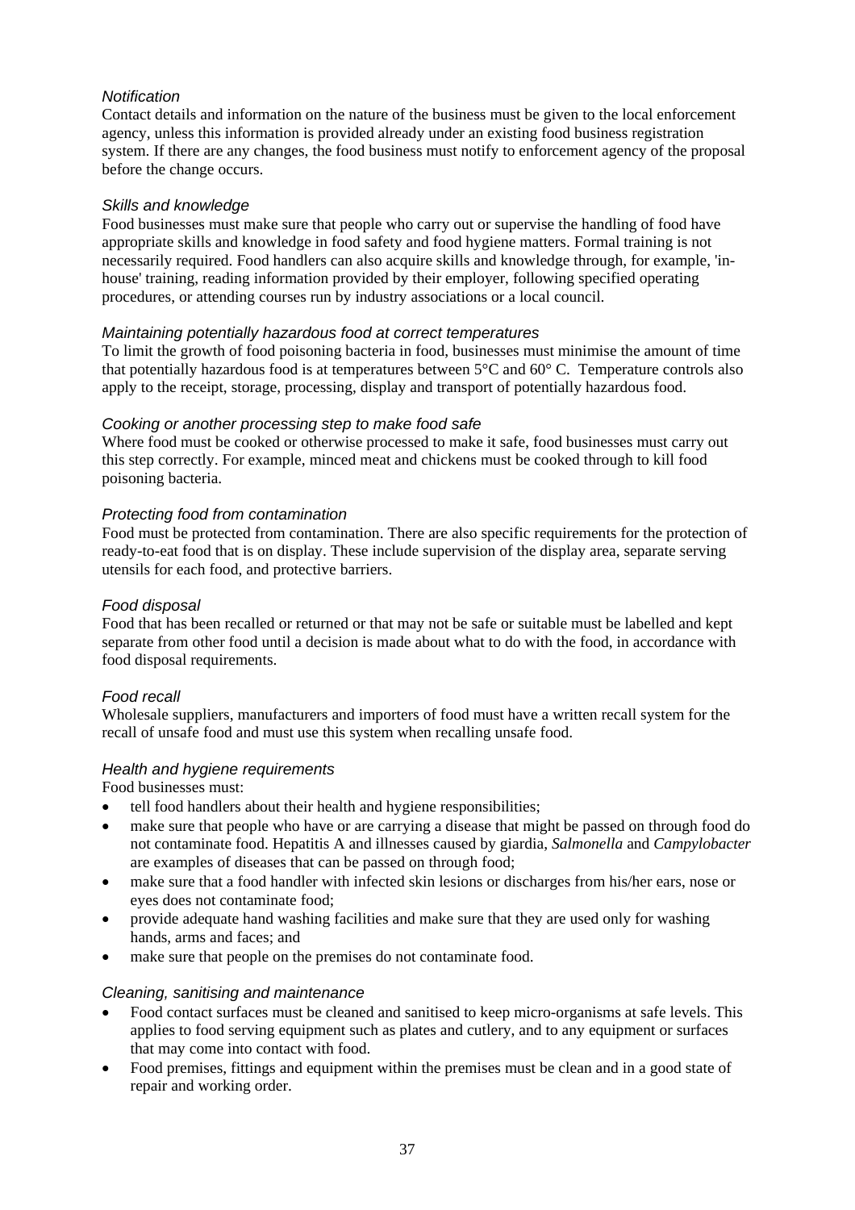*Notification*

Contact details and information on the nature of the business must be given to the local enforcement agency, unless this information is provided already under an existing food business registration system. If there are any changes, the food business must notify to enforcement agency of the proposal before the change occurs.

*Skills and knowledge*

Food businesses must make sure that people who carry out or supervise the handling of food have appropriate skills and knowledge in food safety and food hygiene matters. Formal training is not necessarily required. Food handlers can also acquire skills and knowledge through, for example, 'in-house' training, reading information provided by their employer, following specified operating procedures, or attending courses run by industry associations or a local council.

*Maintaining potentially hazardous food at correct temperatures*

To limit the growth of food poisoning bacteria in food, businesses must minimise the amount of time that potentially hazardous food is at temperatures between 5°C and 60° C. Temperature controls also apply to the receipt, storage, processing, display and transport of potentially hazardous food.

*Cooking or another processing step to make food safe*

Where food must be cooked or otherwise processed to make it safe, food businesses must carry out this step correctly. For example, minced meat and chickens must be cooked through to kill food poisoning bacteria.

*Protecting food from contamination*

Food must be protected from contamination. There are also specific requirements for the protection of ready-to-eat food that is on display. These include supervision of the display area, separate serving utensils for each food, and protective barriers.

*Food disposal*

Food that has been recalled or returned or that may not be safe or suitable must be labelled and kept separate from other food until a decision is made about what to do with the food, in accordance with food disposal requirements.

*Food recall*

Wholesale suppliers, manufacturers and importers of food must have a written recall system for the recall of unsafe food and must use this system when recalling unsafe food.

*Health and hygiene requirements*

Food businesses must:

- tell food handlers about their health and hygiene responsibilities;
- make sure that people who have or are carrying a disease that might be passed on through food do not contaminate food. Hepatitis A and illnesses caused by giardia, *Salmonella* and *Campylobacter* are examples of diseases that can be passed on through food;
- make sure that a food handler with infected skin lesions or discharges from his/her ears, nose or eyes does not contaminate food;
- provide adequate hand washing facilities and make sure that they are used only for washing hands, arms and faces; and
- make sure that people on the premises do not contaminate food.

*Cleaning, sanitising and maintenance*

- Food contact surfaces must be cleaned and sanitised to keep micro-organisms at safe levels. This applies to food serving equipment such as plates and cutlery, and to any equipment or surfaces that may come into contact with food.
- Food premises, fittings and equipment within the premises must be clean and in a good state of repair and working order.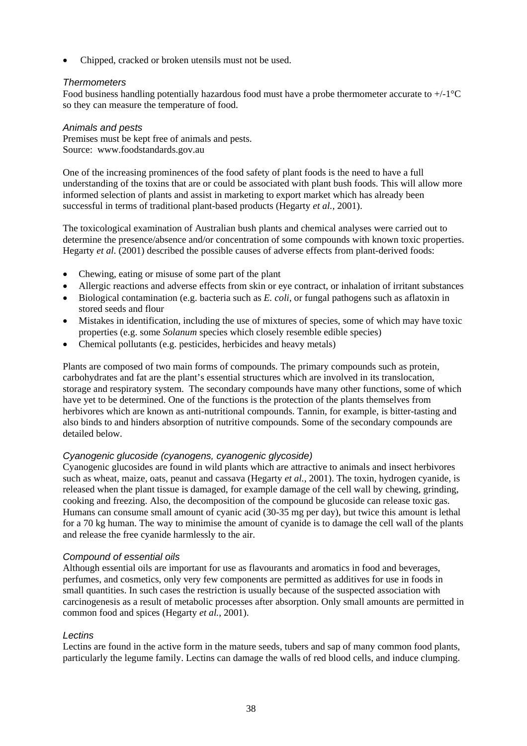- Chipped, cracked or broken utensils must not be used.

### *Thermometers*

Food business handling potentially hazardous food must have a probe thermometer accurate to +/-1°C so they can measure the temperature of food.

### *Animals and pests*

Premises must be kept free of animals and pests.
Source: www.foodstandards.gov.au

One of the increasing prominences of the food safety of plant foods is the need to have a full understanding of the toxins that are or could be associated with plant bush foods. This will allow more informed selection of plants and assist in marketing to export market which has already been successful in terms of traditional plant-based products (Hegarty *et al.*, 2001).

The toxicological examination of Australian bush plants and chemical analyses were carried out to determine the presence/absence and/or concentration of some compounds with known toxic properties. Hegarty *et al*. (2001) described the possible causes of adverse effects from plant-derived foods:

- Chewing, eating or misuse of some part of the plant
- Allergic reactions and adverse effects from skin or eye contract, or inhalation of irritant substances
- Biological contamination (e.g. bacteria such as *E. coli*, or fungal pathogens such as aflatoxin in stored seeds and flour
- Mistakes in identification, including the use of mixtures of species, some of which may have toxic properties (e.g. some *Solanum* species which closely resemble edible species)
- Chemical pollutants (e.g. pesticides, herbicides and heavy metals)

Plants are composed of two main forms of compounds. The primary compounds such as protein, carbohydrates and fat are the plant's essential structures which are involved in its translocation, storage and respiratory system. The secondary compounds have many other functions, some of which have yet to be determined. One of the functions is the protection of the plants themselves from herbivores which are known as anti-nutritional compounds. Tannin, for example, is bitter-tasting and also binds to and hinders absorption of nutritive compounds. Some of the secondary compounds are detailed below.

### *Cyanogenic glucoside (cyanogens, cyanogenic glycoside)*

Cyanogenic glucosides are found in wild plants which are attractive to animals and insect herbivores such as wheat, maize, oats, peanut and cassava (Hegarty *et al.*, 2001). The toxin, hydrogen cyanide, is released when the plant tissue is damaged, for example damage of the cell wall by chewing, grinding, cooking and freezing. Also, the decomposition of the compound be glucoside can release toxic gas. Humans can consume small amount of cyanic acid (30-35 mg per day), but twice this amount is lethal for a 70 kg human. The way to minimise the amount of cyanide is to damage the cell wall of the plants and release the free cyanide harmlessly to the air.

### *Compound of essential oils*

Although essential oils are important for use as flavourants and aromatics in food and beverages, perfumes, and cosmetics, only very few components are permitted as additives for use in foods in small quantities. In such cases the restriction is usually because of the suspected association with carcinogenesis as a result of metabolic processes after absorption. Only small amounts are permitted in common food and spices (Hegarty *et al.*, 2001).

### *Lectins*

Lectins are found in the active form in the mature seeds, tubers and sap of many common food plants, particularly the legume family. Lectins can damage the walls of red blood cells, and induce clumping.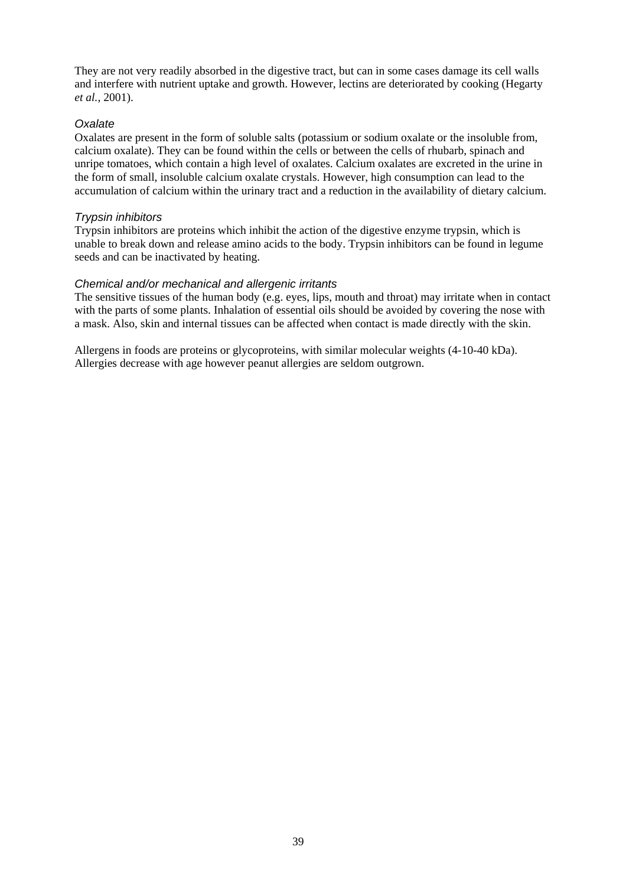They are not very readily absorbed in the digestive tract, but can in some cases damage its cell walls and interfere with nutrient uptake and growth. However, lectins are deteriorated by cooking (Hegarty *et al.*, 2001).

### *Oxalate*

Oxalates are present in the form of soluble salts (potassium or sodium oxalate or the insoluble from, calcium oxalate). They can be found within the cells or between the cells of rhubarb, spinach and unripe tomatoes, which contain a high level of oxalates. Calcium oxalates are excreted in the urine in the form of small, insoluble calcium oxalate crystals. However, high consumption can lead to the accumulation of calcium within the urinary tract and a reduction in the availability of dietary calcium.

### *Trypsin inhibitors*

Trypsin inhibitors are proteins which inhibit the action of the digestive enzyme trypsin, which is unable to break down and release amino acids to the body. Trypsin inhibitors can be found in legume seeds and can be inactivated by heating.

### *Chemical and/or mechanical and allergenic irritants*

The sensitive tissues of the human body (e.g. eyes, lips, mouth and throat) may irritate when in contact with the parts of some plants. Inhalation of essential oils should be avoided by covering the nose with a mask. Also, skin and internal tissues can be affected when contact is made directly with the skin.

Allergens in foods are proteins or glycoproteins, with similar molecular weights (4-10-40 kDa). Allergies decrease with age however peanut allergies are seldom outgrown.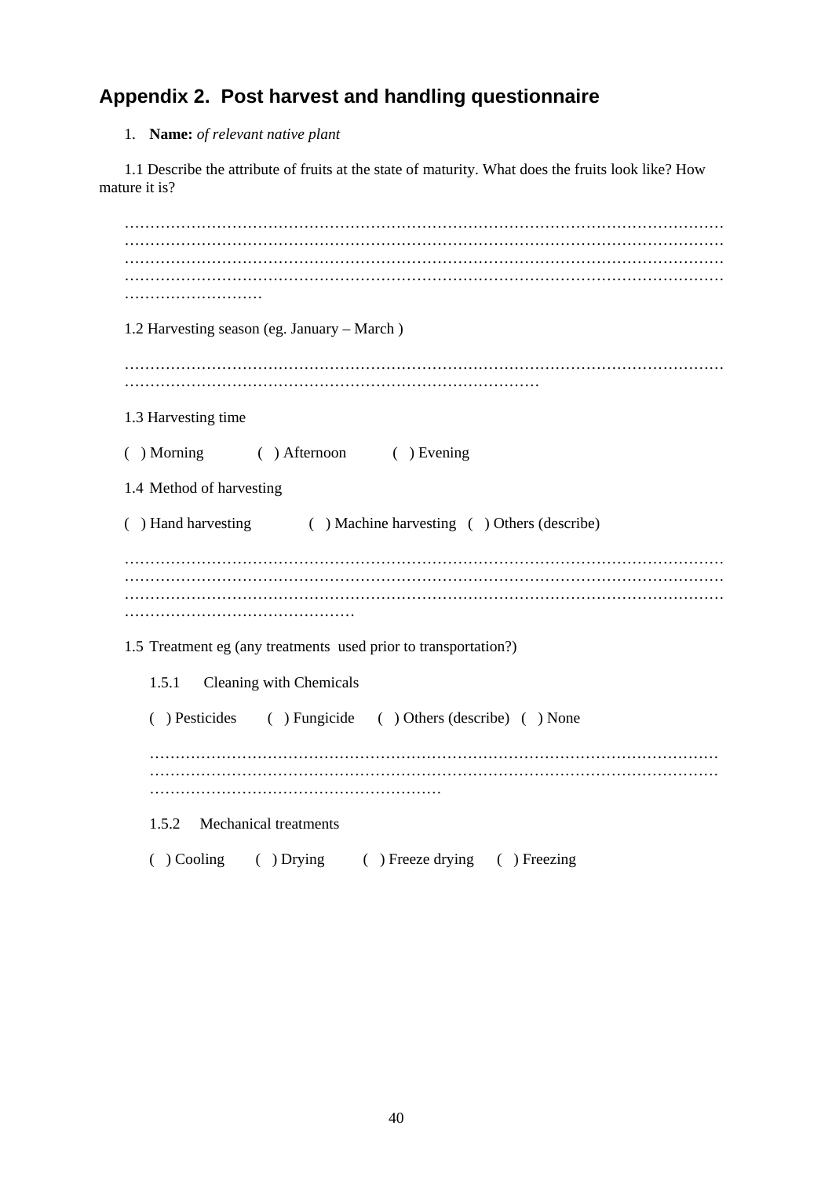## Appendix 2.  Post harvest and handling questionnaire

1. **Name:** *of relevant native plant*

1.1 Describe the attribute of fruits at the state of maturity. What does the fruits look like? How mature it is?

…………………………………………………………………………………………………………
…………………………………………………………………………………………………………
…………………………………………………………………………………………………………
…………………………………………………………………………………………………………
………………………

1.2 Harvesting season (eg. January – March )

…………………………………………………………………………………………………………
………………………………………………………………………

1.3 Harvesting time

(  ) Morning          (  ) Afternoon          (  ) Evening

1.4 Method of harvesting

(  ) Hand harvesting          (  ) Machine harvesting   (  ) Others (describe)

…………………………………………………………………………………………………………
…………………………………………………………………………………………………………
…………………………………………………………………………………………………………
………………………………………

1.5 Treatment eg (any treatments  used prior to transportation?)

1.5.1    Cleaning with Chemicals

(  ) Pesticides     (  ) Fungicide     (  ) Others (describe)   (  ) None

…………………………………………………………………………………………………
…………………………………………………………………………………………………
…………………………………………………

1.5.2    Mechanical treatments

(  ) Cooling     (  ) Drying       (  ) Freeze drying     (  ) Freezing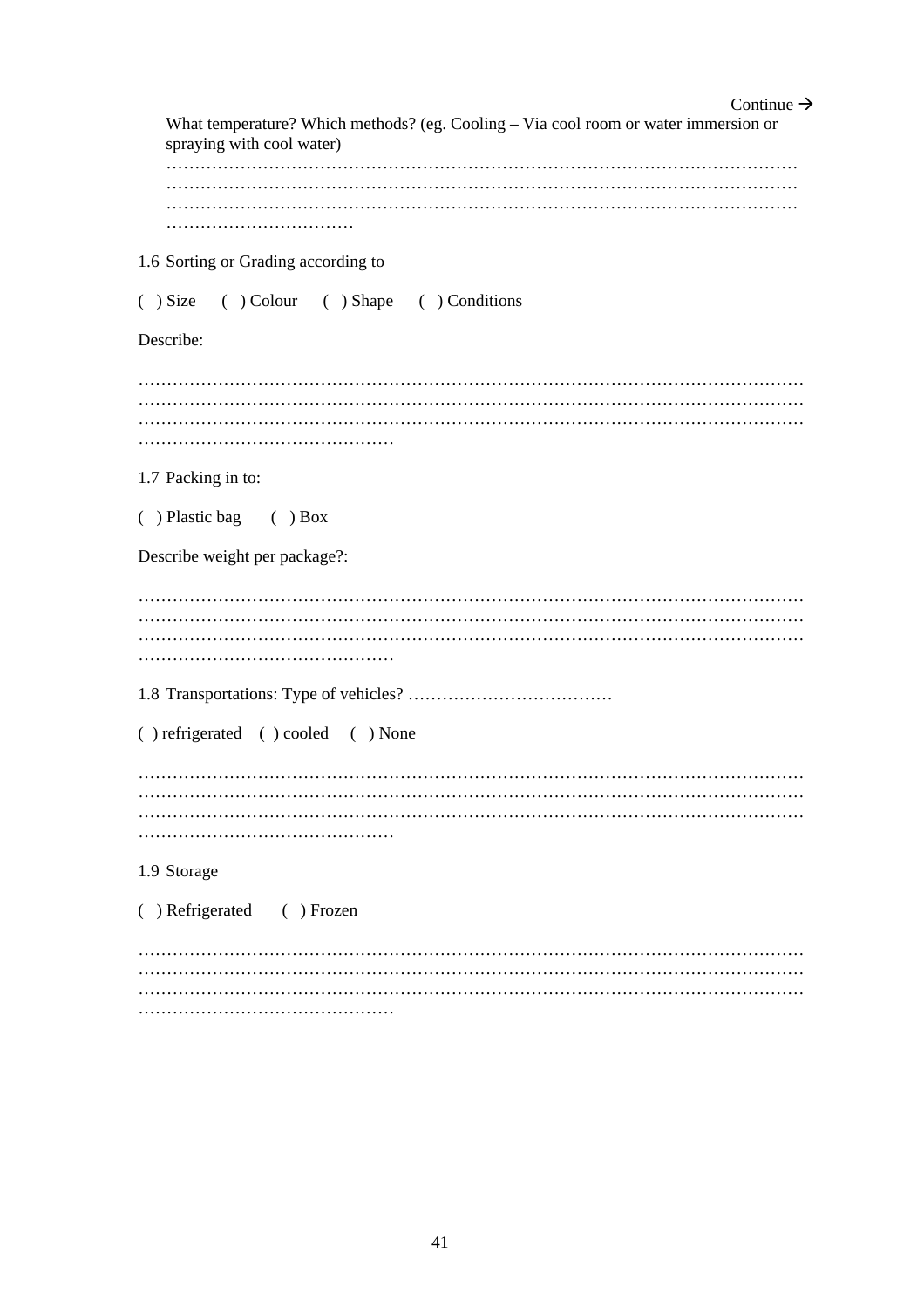Continue →

What temperature? Which methods? (eg. Cooling – Via cool room or water immersion or spraying with cool water)

…………………………………………………………………………………………………
…………………………………………………………………………………………………
…………………………………………………………………………………………………
……………………………

1.6 Sorting or Grading according to

( ) Size ( ) Colour ( ) Shape ( ) Conditions

Describe:

…………………………………………………………………………………………………
…………………………………………………………………………………………………
…………………………………………………………………………………………………
………………………………………

1.7 Packing in to:

( ) Plastic bag ( ) Box

Describe weight per package?:

…………………………………………………………………………………………………
…………………………………………………………………………………………………
…………………………………………………………………………………………………
………………………………………

1.8 Transportations: Type of vehicles? ………………………………

( ) refrigerated ( ) cooled ( ) None

…………………………………………………………………………………………………
…………………………………………………………………………………………………
…………………………………………………………………………………………………
………………………………………

1.9 Storage

( ) Refrigerated ( ) Frozen

…………………………………………………………………………………………………
…………………………………………………………………………………………………
…………………………………………………………………………………………………
………………………………………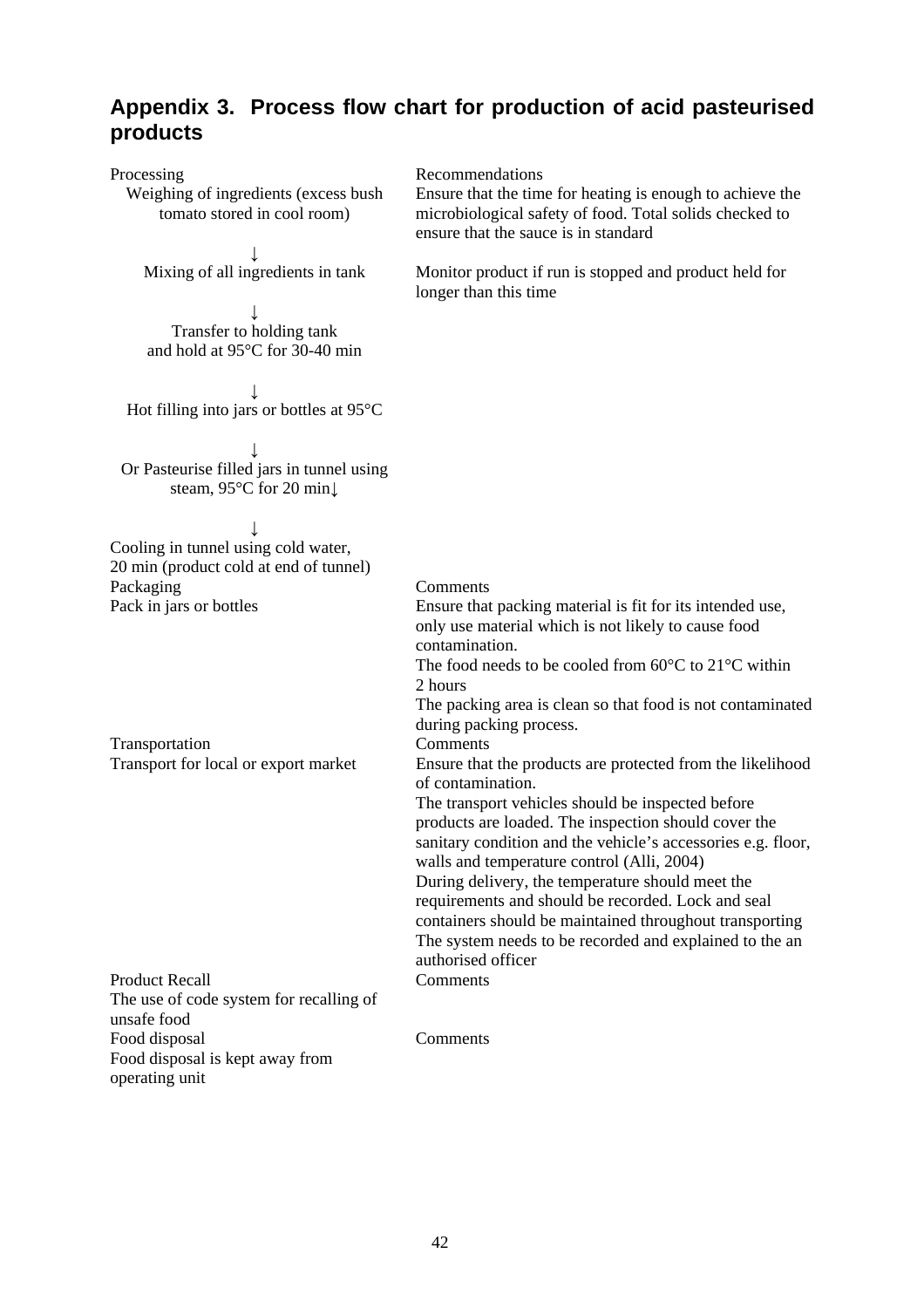## Appendix 3. Process flow chart for production of acid pasteurised products

| Processing | Recommendations |
| --- | --- |
| Weighing of ingredients (excess bush tomato stored in cool room) | Ensure that the time for heating is enough to achieve the microbiological safety of food. Total solids checked to ensure that the sauce is in standard |
| ↓ | |
| Mixing of all ingredients in tank | Monitor product if run is stopped and product held for longer than this time |
| ↓ | |
| Transfer to holding tank and hold at 95°C for 30-40 min | |
| ↓ | |
| Hot filling into jars or bottles at 95°C | |
| ↓ | |
| Or Pasteurise filled jars in tunnel using steam, 95°C for 20 min↓ | |
| ↓ | |
| Cooling in tunnel using cold water, 20 min (product cold at end of tunnel) | |
| **Packaging** | **Comments** |
| Pack in jars or bottles | Ensure that packing material is fit for its intended use, only use material which is not likely to cause food contamination.<br>The food needs to be cooled from 60°C to 21°C within 2 hours<br>The packing area is clean so that food is not contaminated during packing process. |
| **Transportation** | **Comments** |
| Transport for local or export market | Ensure that the products are protected from the likelihood of contamination.<br>The transport vehicles should be inspected before products are loaded. The inspection should cover the sanitary condition and the vehicle's accessories e.g. floor, walls and temperature control (Alli, 2004)<br>During delivery, the temperature should meet the requirements and should be recorded. Lock and seal containers should be maintained throughout transporting<br>The system needs to be recorded and explained to the an authorised officer |
| **Product Recall** | **Comments** |
| The use of code system for recalling of unsafe food | |
| **Food disposal** | **Comments** |
| Food disposal is kept away from operating unit | |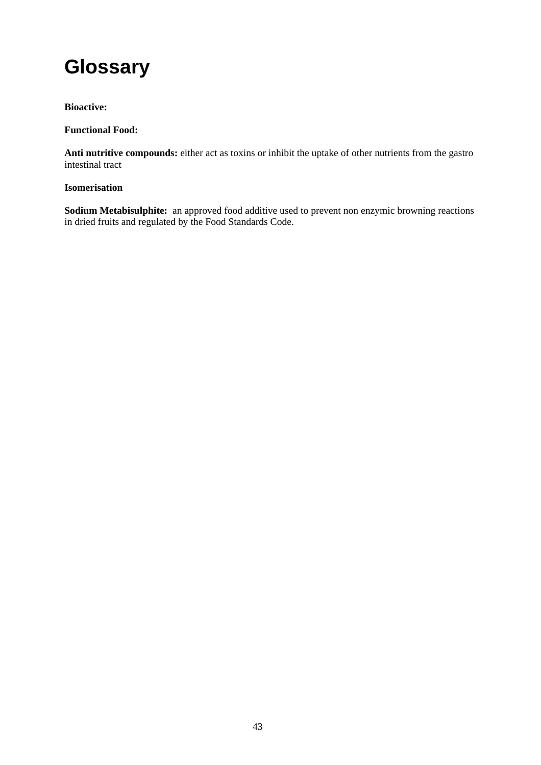# Glossary

**Bioactive:**

**Functional Food:**

**Anti nutritive compounds:** either act as toxins or inhibit the uptake of other nutrients from the gastro intestinal tract

**Isomerisation**

**Sodium Metabisulphite:** an approved food additive used to prevent non enzymic browning reactions in dried fruits and regulated by the Food Standards Code.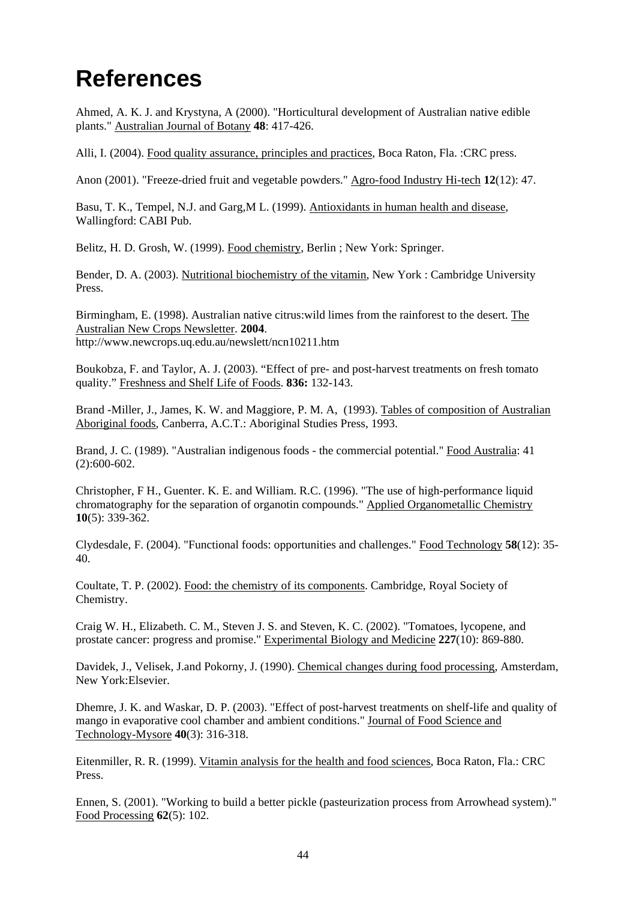# References

Ahmed, A. K. J. and Krystyna, A (2000). "Horticultural development of Australian native edible plants." Australian Journal of Botany **48**: 417-426.

Alli, I. (2004). Food quality assurance, principles and practices, Boca Raton, Fla. :CRC press.

Anon (2001). "Freeze-dried fruit and vegetable powders." Agro-food Industry Hi-tech **12**(12): 47.

Basu, T. K., Tempel, N.J. and Garg,M L. (1999). Antioxidants in human health and disease, Wallingford: CABI Pub.

Belitz, H. D. Grosh, W. (1999). Food chemistry, Berlin ; New York: Springer.

Bender, D. A. (2003). Nutritional biochemistry of the vitamin, New York : Cambridge University Press.

Birmingham, E. (1998). Australian native citrus:wild limes from the rainforest to the desert. The Australian New Crops Newsletter. **2004**.
http://www.newcrops.uq.edu.au/newslett/ncn10211.htm

Boukobza, F. and Taylor, A. J. (2003). "Effect of pre- and post-harvest treatments on fresh tomato quality." Freshness and Shelf Life of Foods. **836:** 132-143.

Brand -Miller, J., James, K. W. and Maggiore, P. M. A, (1993). Tables of composition of Australian Aboriginal foods, Canberra, A.C.T.: Aboriginal Studies Press, 1993.

Brand, J. C. (1989). "Australian indigenous foods - the commercial potential." Food Australia: 41 (2):600-602.

Christopher, F H., Guenter. K. E. and William. R.C. (1996). "The use of high-performance liquid chromatography for the separation of organotin compounds." Applied Organometallic Chemistry **10**(5): 339-362.

Clydesdale, F. (2004). "Functional foods: opportunities and challenges." Food Technology **58**(12): 35-40.

Coultate, T. P. (2002). Food: the chemistry of its components. Cambridge, Royal Society of Chemistry.

Craig W. H., Elizabeth. C. M., Steven J. S. and Steven, K. C. (2002). "Tomatoes, lycopene, and prostate cancer: progress and promise." Experimental Biology and Medicine **227**(10): 869-880.

Davidek, J., Velisek, J.and Pokorny, J. (1990). Chemical changes during food processing, Amsterdam, New York:Elsevier.

Dhemre, J. K. and Waskar, D. P. (2003). "Effect of post-harvest treatments on shelf-life and quality of mango in evaporative cool chamber and ambient conditions." Journal of Food Science and Technology-Mysore **40**(3): 316-318.

Eitenmiller, R. R. (1999). Vitamin analysis for the health and food sciences, Boca Raton, Fla.: CRC Press.

Ennen, S. (2001). "Working to build a better pickle (pasteurization process from Arrowhead system)." Food Processing **62**(5): 102.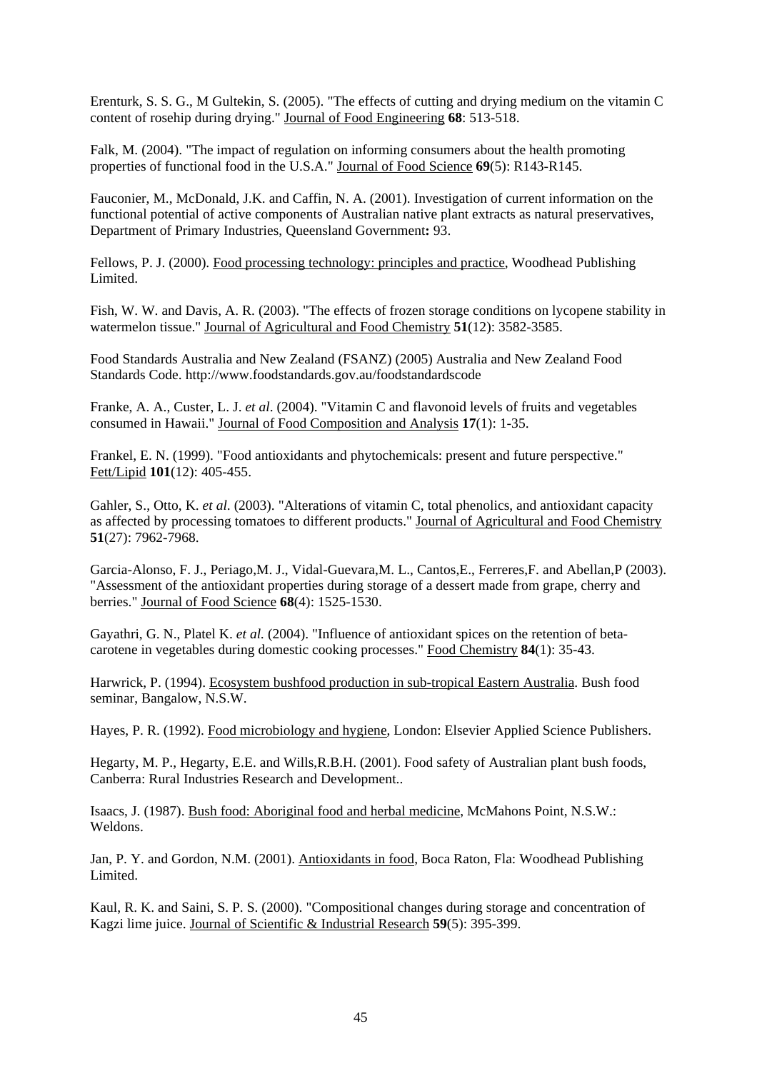Erenturk, S. S. G., M Gultekin, S. (2005). "The effects of cutting and drying medium on the vitamin C content of rosehip during drying." Journal of Food Engineering **68**: 513-518.

Falk, M. (2004). "The impact of regulation on informing consumers about the health promoting properties of functional food in the U.S.A." Journal of Food Science **69**(5): R143-R145.

Fauconier, M., McDonald, J.K. and Caffin, N. A. (2001). Investigation of current information on the functional potential of active components of Australian native plant extracts as natural preservatives, Department of Primary Industries, Queensland Government**:** 93.

Fellows, P. J. (2000). Food processing technology: principles and practice, Woodhead Publishing Limited.

Fish, W. W. and Davis, A. R. (2003). "The effects of frozen storage conditions on lycopene stability in watermelon tissue." Journal of Agricultural and Food Chemistry **51**(12): 3582-3585.

Food Standards Australia and New Zealand (FSANZ) (2005) Australia and New Zealand Food Standards Code. http://www.foodstandards.gov.au/foodstandardscode

Franke, A. A., Custer, L. J. *et al*. (2004). "Vitamin C and flavonoid levels of fruits and vegetables consumed in Hawaii." Journal of Food Composition and Analysis **17**(1): 1-35.

Frankel, E. N. (1999). "Food antioxidants and phytochemicals: present and future perspective." Fett/Lipid **101**(12): 405-455.

Gahler, S., Otto, K. *et al*. (2003). "Alterations of vitamin C, total phenolics, and antioxidant capacity as affected by processing tomatoes to different products." Journal of Agricultural and Food Chemistry **51**(27): 7962-7968.

Garcia-Alonso, F. J., Periago,M. J., Vidal-Guevara,M. L., Cantos,E., Ferreres,F. and Abellan,P (2003). "Assessment of the antioxidant properties during storage of a dessert made from grape, cherry and berries." Journal of Food Science **68**(4): 1525-1530.

Gayathri, G. N., Platel K. *et al.* (2004). "Influence of antioxidant spices on the retention of beta-carotene in vegetables during domestic cooking processes." Food Chemistry **84**(1): 35-43.

Harwrick, P. (1994). Ecosystem bushfood production in sub-tropical Eastern Australia. Bush food seminar, Bangalow, N.S.W.

Hayes, P. R. (1992). Food microbiology and hygiene, London: Elsevier Applied Science Publishers.

Hegarty, M. P., Hegarty, E.E. and Wills,R.B.H. (2001). Food safety of Australian plant bush foods, Canberra: Rural Industries Research and Development..

Isaacs, J. (1987). Bush food: Aboriginal food and herbal medicine, McMahons Point, N.S.W.: Weldons.

Jan, P. Y. and Gordon, N.M. (2001). Antioxidants in food, Boca Raton, Fla: Woodhead Publishing Limited.

Kaul, R. K. and Saini, S. P. S. (2000). "Compositional changes during storage and concentration of Kagzi lime juice. Journal of Scientific & Industrial Research **59**(5): 395-399.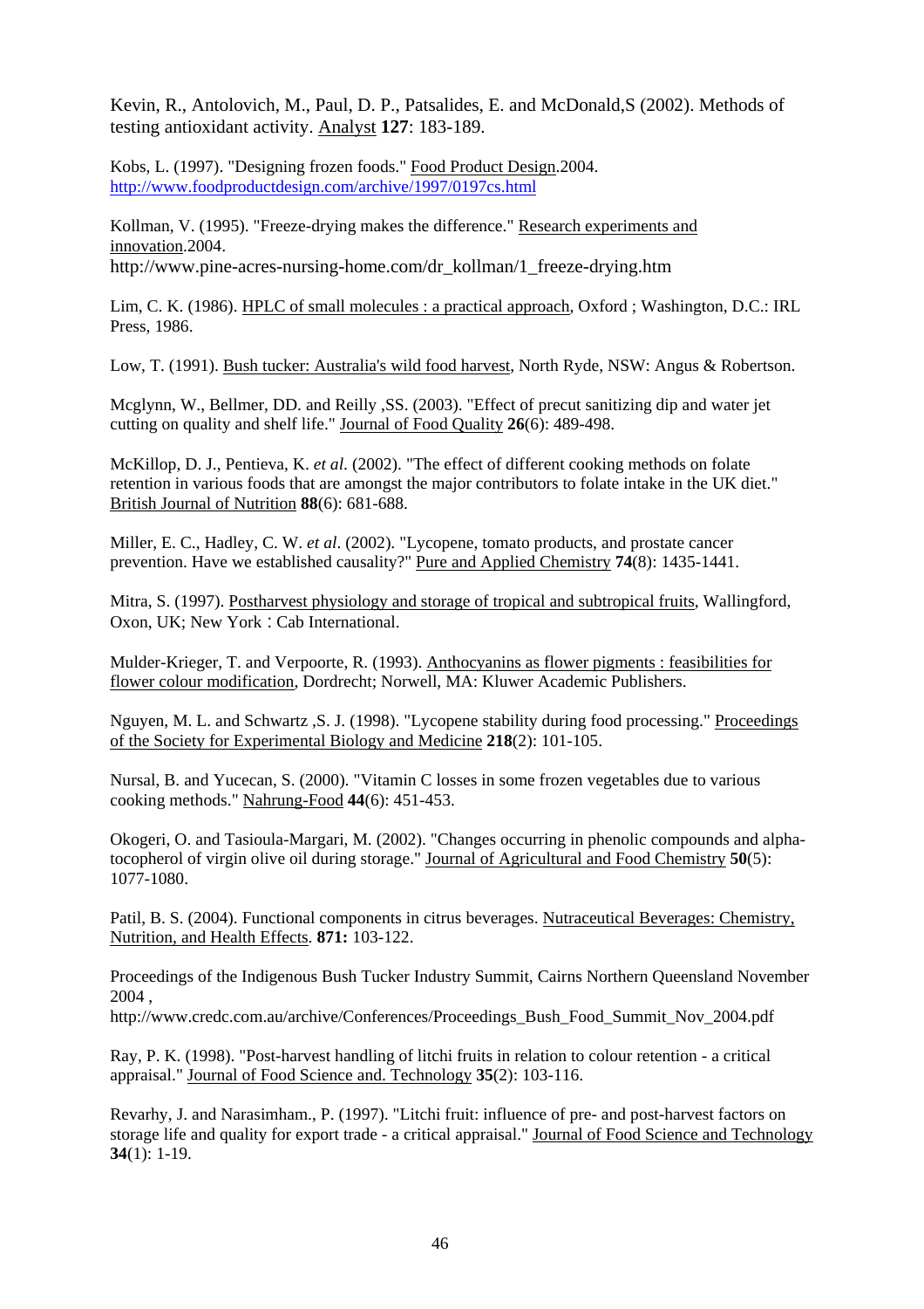Kevin, R., Antolovich, M., Paul, D. P., Patsalides, E. and McDonald,S (2002). Methods of testing antioxidant activity. Analyst **127**: 183-189.

Kobs, L. (1997). "Designing frozen foods." Food Product Design.2004. http://www.foodproductdesign.com/archive/1997/0197cs.html

Kollman, V. (1995). "Freeze-drying makes the difference." Research experiments and innovation.2004. http://www.pine-acres-nursing-home.com/dr_kollman/1_freeze-drying.htm

Lim, C. K. (1986). HPLC of small molecules : a practical approach, Oxford ; Washington, D.C.: IRL Press, 1986.

Low, T. (1991). Bush tucker: Australia's wild food harvest, North Ryde, NSW: Angus & Robertson.

Mcglynn, W., Bellmer, DD. and Reilly ,SS. (2003). "Effect of precut sanitizing dip and water jet cutting on quality and shelf life." Journal of Food Quality **26**(6): 489-498.

McKillop, D. J., Pentieva, K. *et al.* (2002). "The effect of different cooking methods on folate retention in various foods that are amongst the major contributors to folate intake in the UK diet." British Journal of Nutrition **88**(6): 681-688.

Miller, E. C., Hadley, C. W. *et al*. (2002). "Lycopene, tomato products, and prostate cancer prevention. Have we established causality?" Pure and Applied Chemistry **74**(8): 1435-1441.

Mitra, S. (1997). Postharvest physiology and storage of tropical and subtropical fruits, Wallingford, Oxon, UK; New York : Cab International.

Mulder-Krieger, T. and Verpoorte, R. (1993). Anthocyanins as flower pigments : feasibilities for flower colour modification, Dordrecht; Norwell, MA: Kluwer Academic Publishers.

Nguyen, M. L. and Schwartz ,S. J. (1998). "Lycopene stability during food processing." Proceedings of the Society for Experimental Biology and Medicine **218**(2): 101-105.

Nursal, B. and Yucecan, S. (2000). "Vitamin C losses in some frozen vegetables due to various cooking methods." Nahrung-Food **44**(6): 451-453.

Okogeri, O. and Tasioula-Margari, M. (2002). "Changes occurring in phenolic compounds and alpha-tocopherol of virgin olive oil during storage." Journal of Agricultural and Food Chemistry **50**(5): 1077-1080.

Patil, B. S. (2004). Functional components in citrus beverages. Nutraceutical Beverages: Chemistry, Nutrition, and Health Effects. **871:** 103-122.

Proceedings of the Indigenous Bush Tucker Industry Summit, Cairns Northern Queensland November 2004 , http://www.credc.com.au/archive/Conferences/Proceedings_Bush_Food_Summit_Nov_2004.pdf

Ray, P. K. (1998). "Post-harvest handling of litchi fruits in relation to colour retention - a critical appraisal." Journal of Food Science and. Technology **35**(2): 103-116.

Revarhy, J. and Narasimham., P. (1997). "Litchi fruit: influence of pre- and post-harvest factors on storage life and quality for export trade - a critical appraisal." Journal of Food Science and Technology **34**(1): 1-19.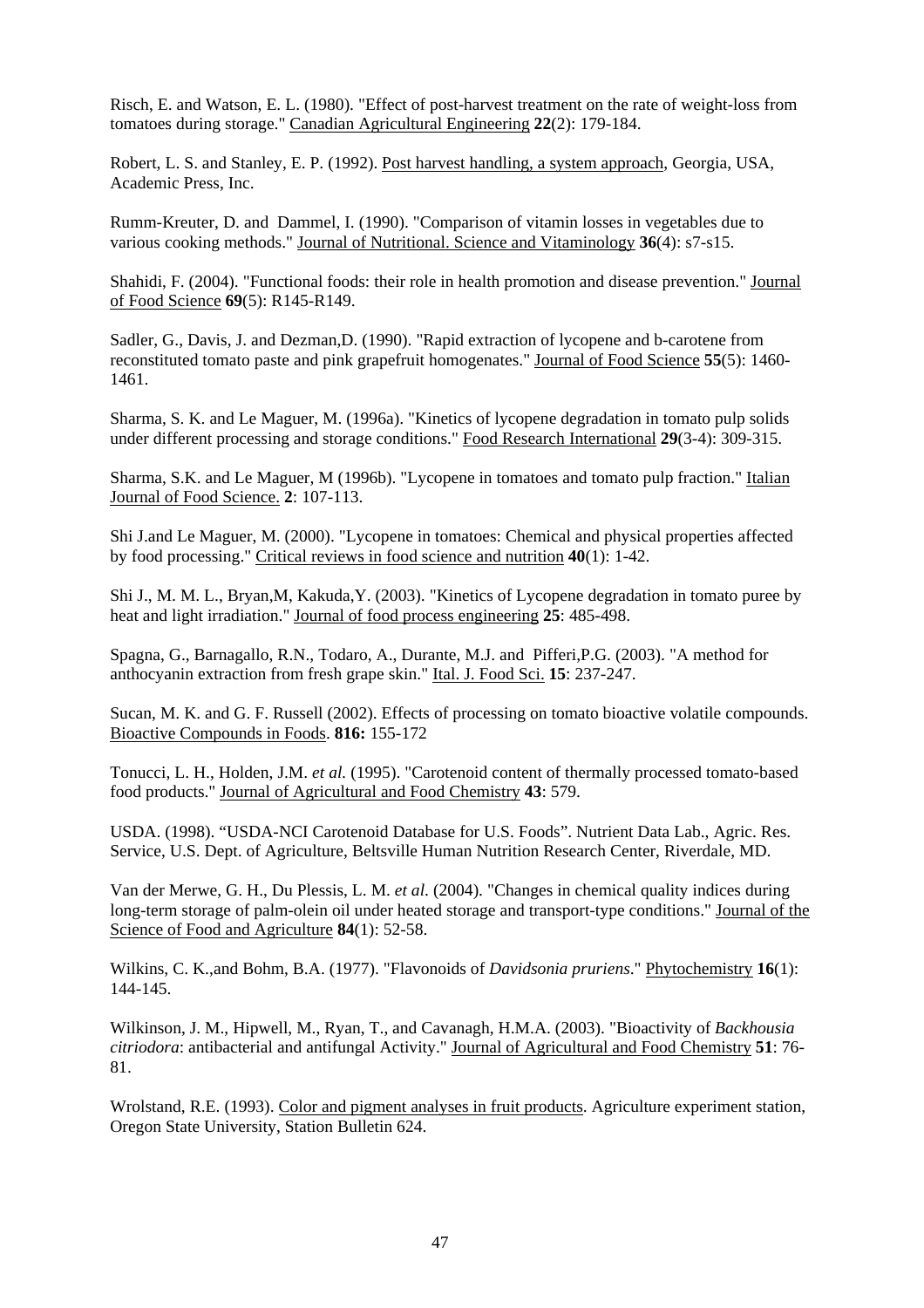Risch, E. and Watson, E. L. (1980). "Effect of post-harvest treatment on the rate of weight-loss from tomatoes during storage." Canadian Agricultural Engineering **22**(2): 179-184.

Robert, L. S. and Stanley, E. P. (1992). Post harvest handling, a system approach, Georgia, USA, Academic Press, Inc.

Rumm-Kreuter, D. and Dammel, I. (1990). "Comparison of vitamin losses in vegetables due to various cooking methods." Journal of Nutritional. Science and Vitaminology **36**(4): s7-s15.

Shahidi, F. (2004). "Functional foods: their role in health promotion and disease prevention." Journal of Food Science **69**(5): R145-R149.

Sadler, G., Davis, J. and Dezman,D. (1990). "Rapid extraction of lycopene and b-carotene from reconstituted tomato paste and pink grapefruit homogenates." Journal of Food Science **55**(5): 1460-1461.

Sharma, S. K. and Le Maguer, M. (1996a). "Kinetics of lycopene degradation in tomato pulp solids under different processing and storage conditions." Food Research International **29**(3-4): 309-315.

Sharma, S.K. and Le Maguer, M (1996b). "Lycopene in tomatoes and tomato pulp fraction." Italian Journal of Food Science. **2**: 107-113.

Shi J.and Le Maguer, M. (2000). "Lycopene in tomatoes: Chemical and physical properties affected by food processing." Critical reviews in food science and nutrition **40**(1): 1-42.

Shi J., M. M. L., Bryan,M, Kakuda,Y. (2003). "Kinetics of Lycopene degradation in tomato puree by heat and light irradiation." Journal of food process engineering **25**: 485-498.

Spagna, G., Barnagallo, R.N., Todaro, A., Durante, M.J. and Pifferi,P.G. (2003). "A method for anthocyanin extraction from fresh grape skin." Ital. J. Food Sci. **15**: 237-247.

Sucan, M. K. and G. F. Russell (2002). Effects of processing on tomato bioactive volatile compounds. Bioactive Compounds in Foods. **816:** 155-172

Tonucci, L. H., Holden, J.M. *et al.* (1995). "Carotenoid content of thermally processed tomato-based food products." Journal of Agricultural and Food Chemistry **43**: 579.

USDA. (1998). "USDA-NCI Carotenoid Database for U.S. Foods". Nutrient Data Lab., Agric. Res. Service, U.S. Dept. of Agriculture, Beltsville Human Nutrition Research Center, Riverdale, MD.

Van der Merwe, G. H., Du Plessis, L. M. *et al*. (2004). "Changes in chemical quality indices during long-term storage of palm-olein oil under heated storage and transport-type conditions." Journal of the Science of Food and Agriculture **84**(1): 52-58.

Wilkins, C. K.,and Bohm, B.A. (1977). "Flavonoids of *Davidsonia pruriens*." Phytochemistry **16**(1): 144-145.

Wilkinson, J. M., Hipwell, M., Ryan, T., and Cavanagh, H.M.A. (2003). "Bioactivity of *Backhousia citriodora*: antibacterial and antifungal Activity." Journal of Agricultural and Food Chemistry **51**: 76-81.

Wrolstand, R.E. (1993). Color and pigment analyses in fruit products. Agriculture experiment station, Oregon State University, Station Bulletin 624.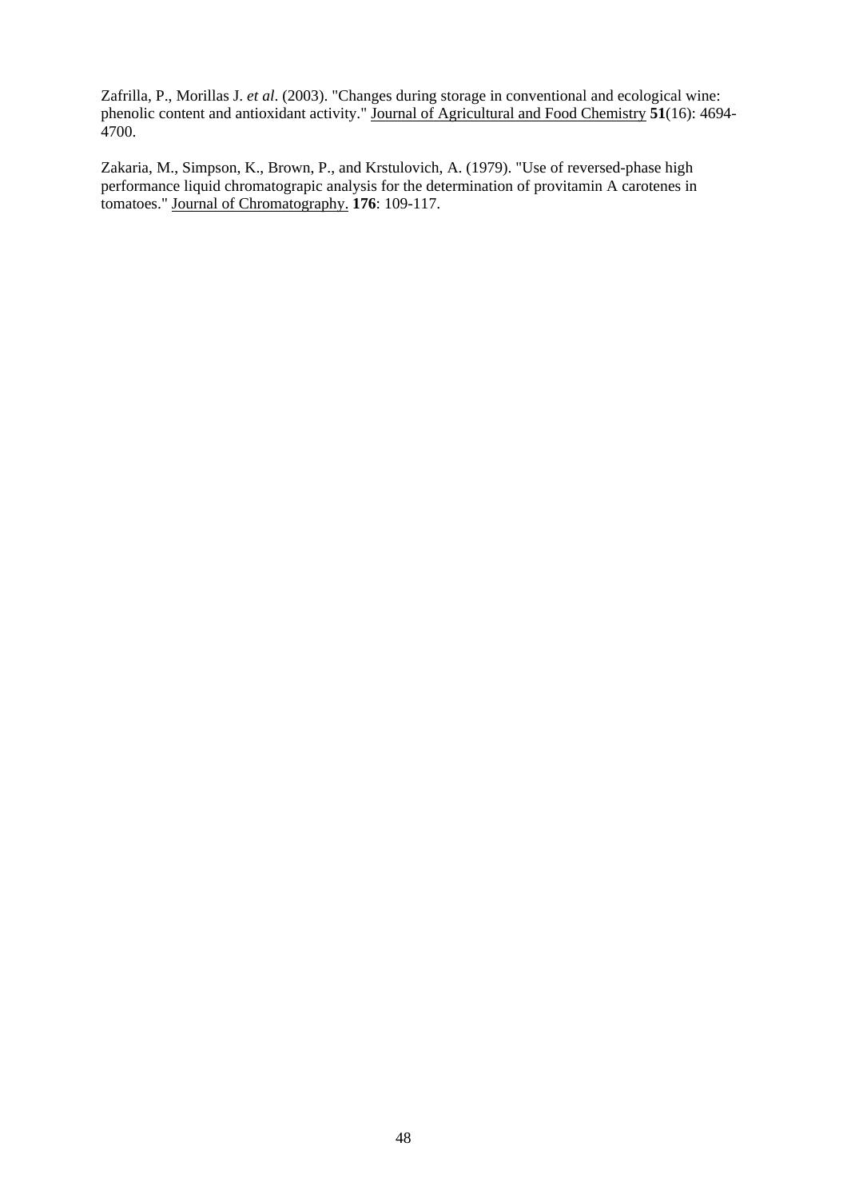Zafrilla, P., Morillas J. *et al*. (2003). "Changes during storage in conventional and ecological wine: phenolic content and antioxidant activity." Journal of Agricultural and Food Chemistry **51**(16): 4694-4700.

Zakaria, M., Simpson, K., Brown, P., and Krstulovich, A. (1979). "Use of reversed-phase high performance liquid chromatograpic analysis for the determination of provitamin A carotenes in tomatoes." Journal of Chromatography. **176**: 109-117.